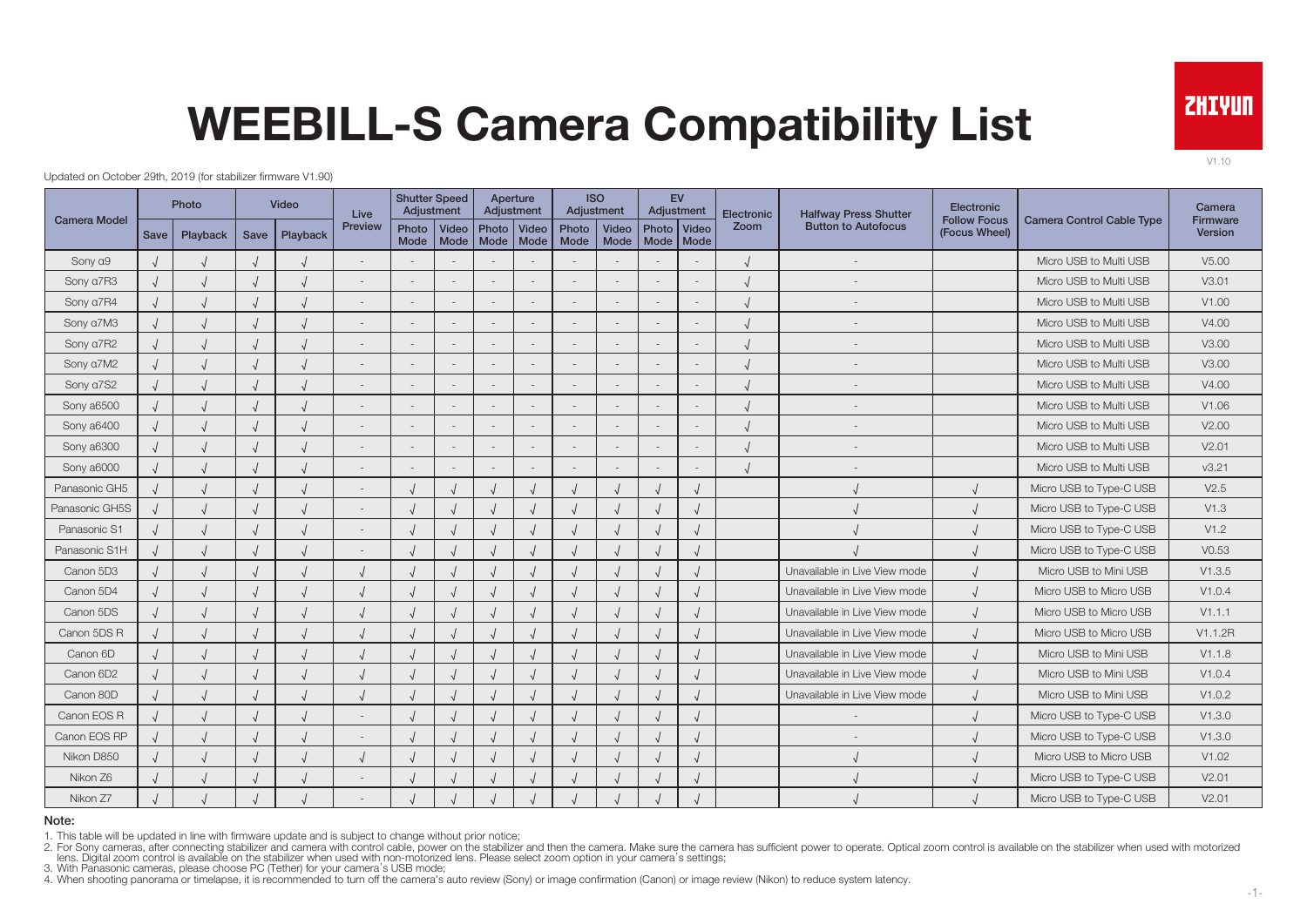# WEEBILL-S Camera Compatibility List

ZHIYUN

V1.10

Updated on October 29th, 2019 (for stabilizer firmware V1.90)

| Camera Model | Photo | | Video | | Live Preview | Shutter Speed Adjustment | | Aperture Adjustment | | ISO Adjustment | | EV Adjustment | | Electronic Zoom | Halfway Press Shutter Button to Autofocus | Electronic Follow Focus (Focus Wheel) | Camera Control Cable Type | Camera Firmware Version |
|---|---|---|---|---|---|---|---|---|---|---|---|---|---|---|---|---|---|---|
| | Save | Playback | Save | Playback | | Photo Mode | Video Mode | Photo Mode | Video Mode | Photo Mode | Video Mode | Photo Mode | Video Mode | | | | | |
| Sony α9 | √ | √ | √ | √ | - | - | - | - | - | - | - | - | - | √ | - | | Micro USB to Multi USB | V5.00 |
| Sony α7R3 | √ | √ | √ | √ | - | - | - | - | - | - | - | - | - | √ | - | | Micro USB to Multi USB | V3.01 |
| Sony α7R4 | √ | √ | √ | √ | - | - | - | - | - | - | - | - | - | √ | - | | Micro USB to Multi USB | V1.00 |
| Sony α7M3 | √ | √ | √ | √ | - | - | - | - | - | - | - | - | - | √ | - | | Micro USB to Multi USB | V4.00 |
| Sony α7R2 | √ | √ | √ | √ | - | - | - | - | - | - | - | - | - | √ | - | | Micro USB to Multi USB | V3.00 |
| Sony α7M2 | √ | √ | √ | √ | - | - | - | - | - | - | - | - | - | √ | - | | Micro USB to Multi USB | V3.00 |
| Sony α7S2 | √ | √ | √ | √ | - | - | - | - | - | - | - | - | - | √ | - | | Micro USB to Multi USB | V4.00 |
| Sony a6500 | √ | √ | √ | √ | - | - | - | - | - | - | - | - | - | √ | - | | Micro USB to Multi USB | V1.06 |
| Sony a6400 | √ | √ | √ | √ | - | - | - | - | - | - | - | - | - | √ | - | | Micro USB to Multi USB | V2.00 |
| Sony a6300 | √ | √ | √ | √ | - | - | - | - | - | - | - | - | - | √ | - | | Micro USB to Multi USB | V2.01 |
| Sony a6000 | √ | √ | √ | √ | - | - | - | - | - | - | - | - | - | √ | - | | Micro USB to Multi USB | v3.21 |
| Panasonic GH5 | √ | √ | √ | √ | - | √ | √ | √ | √ | √ | √ | √ | √ | | √ | √ | Micro USB to Type-C USB | V2.5 |
| Panasonic GH5S | √ | √ | √ | √ | - | √ | √ | √ | √ | √ | √ | √ | √ | | √ | √ | Micro USB to Type-C USB | V1.3 |
| Panasonic S1 | √ | √ | √ | √ | - | √ | √ | √ | √ | √ | √ | √ | √ | | √ | √ | Micro USB to Type-C USB | V1.2 |
| Panasonic S1H | √ | √ | √ | √ | - | √ | √ | √ | √ | √ | √ | √ | √ | | √ | √ | Micro USB to Type-C USB | V0.53 |
| Canon 5D3 | √ | √ | √ | √ | √ | √ | √ | √ | √ | √ | √ | √ | √ | | Unavailable in Live View mode | √ | Micro USB to Mini USB | V1.3.5 |
| Canon 5D4 | √ | √ | √ | √ | √ | √ | √ | √ | √ | √ | √ | √ | √ | | Unavailable in Live View mode | √ | Micro USB to Micro USB | V1.0.4 |
| Canon 5DS | √ | √ | √ | √ | √ | √ | √ | √ | √ | √ | √ | √ | √ | | Unavailable in Live View mode | √ | Micro USB to Micro USB | V1.1.1 |
| Canon 5DS R | √ | √ | √ | √ | √ | √ | √ | √ | √ | √ | √ | √ | √ | | Unavailable in Live View mode | √ | Micro USB to Micro USB | V1.1.2R |
| Canon 6D | √ | √ | √ | √ | √ | √ | √ | √ | √ | √ | √ | √ | √ | | Unavailable in Live View mode | √ | Micro USB to Mini USB | V1.1.8 |
| Canon 6D2 | √ | √ | √ | √ | √ | √ | √ | √ | √ | √ | √ | √ | √ | | Unavailable in Live View mode | √ | Micro USB to Mini USB | V1.0.4 |
| Canon 80D | √ | √ | √ | √ | √ | √ | √ | √ | √ | √ | √ | √ | √ | | Unavailable in Live View mode | √ | Micro USB to Mini USB | V1.0.2 |
| Canon EOS R | √ | √ | √ | √ | - | √ | √ | √ | √ | √ | √ | √ | √ | | - | √ | Micro USB to Type-C USB | V1.3.0 |
| Canon EOS RP | √ | √ | √ | √ | - | √ | √ | √ | √ | √ | √ | √ | √ | | - | √ | Micro USB to Type-C USB | V1.3.0 |
| Nikon D850 | √ | √ | √ | √ | √ | √ | √ | √ | √ | √ | √ | √ | √ | | √ | √ | Micro USB to Micro USB | V1.02 |
| Nikon Z6 | √ | √ | √ | √ | - | √ | √ | √ | √ | √ | √ | √ | √ | | √ | √ | Micro USB to Type-C USB | V2.01 |
| Nikon Z7 | √ | √ | √ | √ | - | √ | √ | √ | √ | √ | √ | √ | √ | | √ | √ | Micro USB to Type-C USB | V2.01 |

**Note:**

1. This table will be updated in line with firmware update and is subject to change without prior notice;
2. For Sony cameras, after connecting stabilizer and camera with control cable, power on the stabilizer and then the camera. Make sure the camera has sufficient power to operate. Optical zoom control is available on the stabilizer when used with motorized lens. Digital zoom control is available on the stabilizer when used with non-motorized lens. Please select zoom option in your camera's settings;
3. With Panasonic cameras, please choose PC (Tether) for your camera's USB mode;
4. When shooting panorama or timelapse, it is recommended to turn off the camera's auto review (Sony) or image confirmation (Canon) or image review (Nikon) to reduce system latency.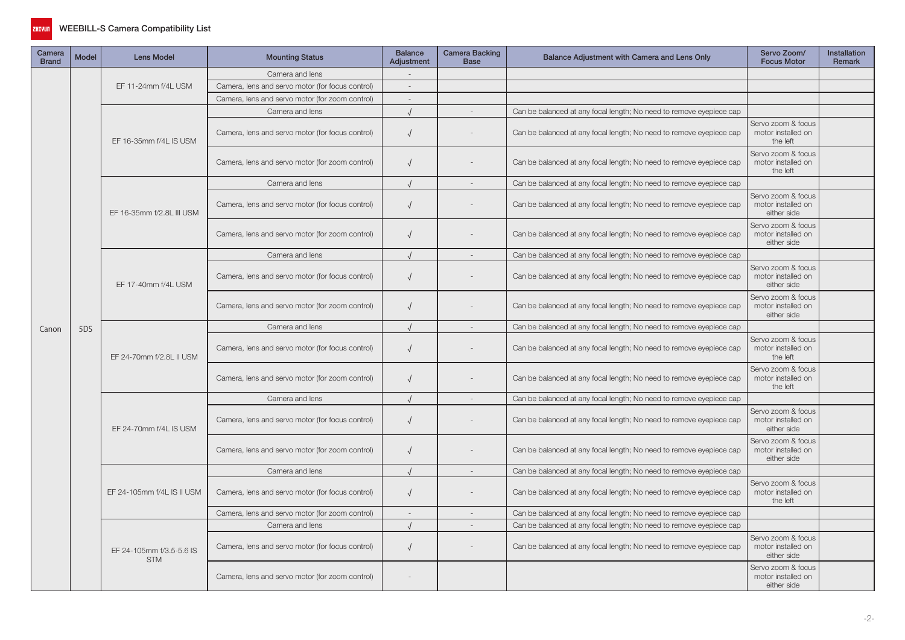# WEEBILL-S Camera Compatibility List

| Camera Brand | Model | Lens Model | Mounting Status | Balance Adjustment | Camera Backing Base | Balance Adjustment with Camera and Lens Only | Servo Zoom/ Focus Motor | Installation Remark |
|---|---|---|---|---|---|---|---|---|
| Canon | 5DS | EF 11-24mm f/4L USM | Camera and lens | - | | | | |
| | | | Camera, lens and servo motor (for focus control) | - | | | | |
| | | | Camera, lens and servo motor (for zoom control) | - | | | | |
| | | EF 16-35mm f/4L IS USM | Camera and lens | √ | - | Can be balanced at any focal length; No need to remove eyepiece cap | | |
| | | | Camera, lens and servo motor (for focus control) | √ | - | Can be balanced at any focal length; No need to remove eyepiece cap | Servo zoom & focus motor installed on the left | |
| | | | Camera, lens and servo motor (for zoom control) | √ | - | Can be balanced at any focal length; No need to remove eyepiece cap | Servo zoom & focus motor installed on the left | |
| | | EF 16-35mm f/2.8L III USM | Camera and lens | √ | - | Can be balanced at any focal length; No need to remove eyepiece cap | | |
| | | | Camera, lens and servo motor (for focus control) | √ | - | Can be balanced at any focal length; No need to remove eyepiece cap | Servo zoom & focus motor installed on either side | |
| | | | Camera, lens and servo motor (for zoom control) | √ | - | Can be balanced at any focal length; No need to remove eyepiece cap | Servo zoom & focus motor installed on either side | |
| | | EF 17-40mm f/4L USM | Camera and lens | √ | - | Can be balanced at any focal length; No need to remove eyepiece cap | | |
| | | | Camera, lens and servo motor (for focus control) | √ | - | Can be balanced at any focal length; No need to remove eyepiece cap | Servo zoom & focus motor installed on either side | |
| | | | Camera, lens and servo motor (for zoom control) | √ | - | Can be balanced at any focal length; No need to remove eyepiece cap | Servo zoom & focus motor installed on either side | |
| | | EF 24-70mm f/2.8L II USM | Camera and lens | √ | - | Can be balanced at any focal length; No need to remove eyepiece cap | | |
| | | | Camera, lens and servo motor (for focus control) | √ | - | Can be balanced at any focal length; No need to remove eyepiece cap | Servo zoom & focus motor installed on the left | |
| | | | Camera, lens and servo motor (for zoom control) | √ | - | Can be balanced at any focal length; No need to remove eyepiece cap | Servo zoom & focus motor installed on the left | |
| | | EF 24-70mm f/4L IS USM | Camera and lens | √ | - | Can be balanced at any focal length; No need to remove eyepiece cap | | |
| | | | Camera, lens and servo motor (for focus control) | √ | - | Can be balanced at any focal length; No need to remove eyepiece cap | Servo zoom & focus motor installed on either side | |
| | | | Camera, lens and servo motor (for zoom control) | √ | - | Can be balanced at any focal length; No need to remove eyepiece cap | Servo zoom & focus motor installed on either side | |
| | | EF 24-105mm f/4L IS II USM | Camera and lens | √ | - | Can be balanced at any focal length; No need to remove eyepiece cap | | |
| | | | Camera, lens and servo motor (for focus control) | √ | - | Can be balanced at any focal length; No need to remove eyepiece cap | Servo zoom & focus motor installed on the left | |
| | | | Camera, lens and servo motor (for zoom control) | - | - | Can be balanced at any focal length; No need to remove eyepiece cap | | |
| | | EF 24-105mm f/3.5-5.6 IS STM | Camera and lens | √ | - | Can be balanced at any focal length; No need to remove eyepiece cap | | |
| | | | Camera, lens and servo motor (for focus control) | √ | - | Can be balanced at any focal length; No need to remove eyepiece cap | Servo zoom & focus motor installed on either side | |
| | | | Camera, lens and servo motor (for zoom control) | - | | | Servo zoom & focus motor installed on either side | |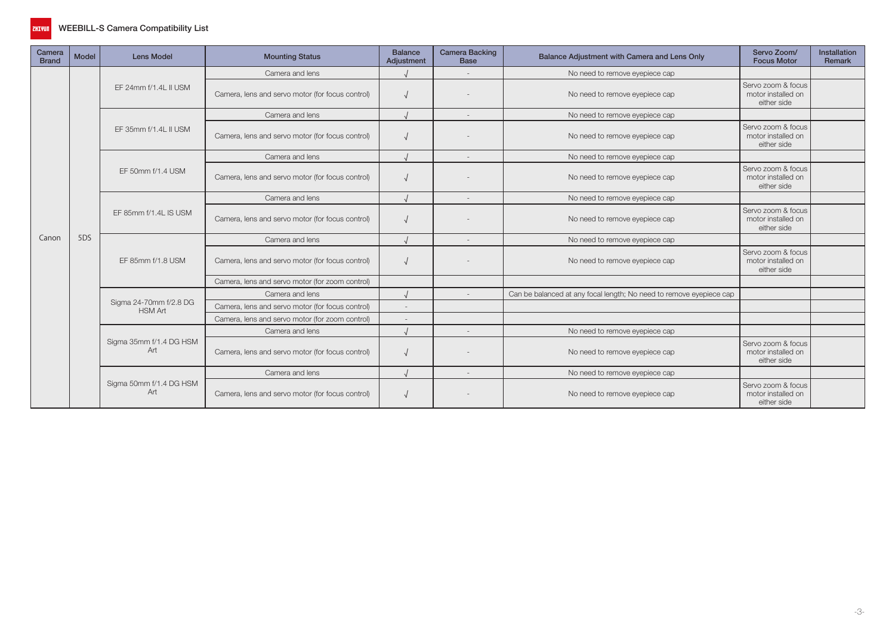# WEEBILL-S Camera Compatibility List

| Camera Brand | Model | Lens Model | Mounting Status | Balance Adjustment | Camera Backing Base | Balance Adjustment with Camera and Lens Only | Servo Zoom/ Focus Motor | Installation Remark |
|---|---|---|---|---|---|---|---|---|
| Canon | 5DS | EF 24mm f/1.4L II USM | Camera and lens | √ | - | No need to remove eyepiece cap | | |
| | | | Camera, lens and servo motor (for focus control) | √ | - | No need to remove eyepiece cap | Servo zoom & focus motor installed on either side | |
| | | EF 35mm f/1.4L II USM | Camera and lens | √ | - | No need to remove eyepiece cap | | |
| | | | Camera, lens and servo motor (for focus control) | √ | - | No need to remove eyepiece cap | Servo zoom & focus motor installed on either side | |
| | | EF 50mm f/1.4 USM | Camera and lens | √ | - | No need to remove eyepiece cap | | |
| | | | Camera, lens and servo motor (for focus control) | √ | - | No need to remove eyepiece cap | Servo zoom & focus motor installed on either side | |
| | | EF 85mm f/1.4L IS USM | Camera and lens | √ | - | No need to remove eyepiece cap | | |
| | | | Camera, lens and servo motor (for focus control) | √ | - | No need to remove eyepiece cap | Servo zoom & focus motor installed on either side | |
| | | EF 85mm f/1.8 USM | Camera and lens | √ | - | No need to remove eyepiece cap | | |
| | | | Camera, lens and servo motor (for focus control) | √ | - | No need to remove eyepiece cap | Servo zoom & focus motor installed on either side | |
| | | | Camera, lens and servo motor (for zoom control) | | | | | |
| | | Sigma 24-70mm f/2.8 DG HSM Art | Camera and lens | √ | - | Can be balanced at any focal length; No need to remove eyepiece cap | | |
| | | | Camera, lens and servo motor (for focus control) | - | | | | |
| | | | Camera, lens and servo motor (for zoom control) | - | | | | |
| | | Sigma 35mm f/1.4 DG HSM Art | Camera and lens | √ | - | No need to remove eyepiece cap | | |
| | | | Camera, lens and servo motor (for focus control) | √ | - | No need to remove eyepiece cap | Servo zoom & focus motor installed on either side | |
| | | Sigma 50mm f/1.4 DG HSM Art | Camera and lens | √ | - | No need to remove eyepiece cap | | |
| | | | Camera, lens and servo motor (for focus control) | √ | - | No need to remove eyepiece cap | Servo zoom & focus motor installed on either side | |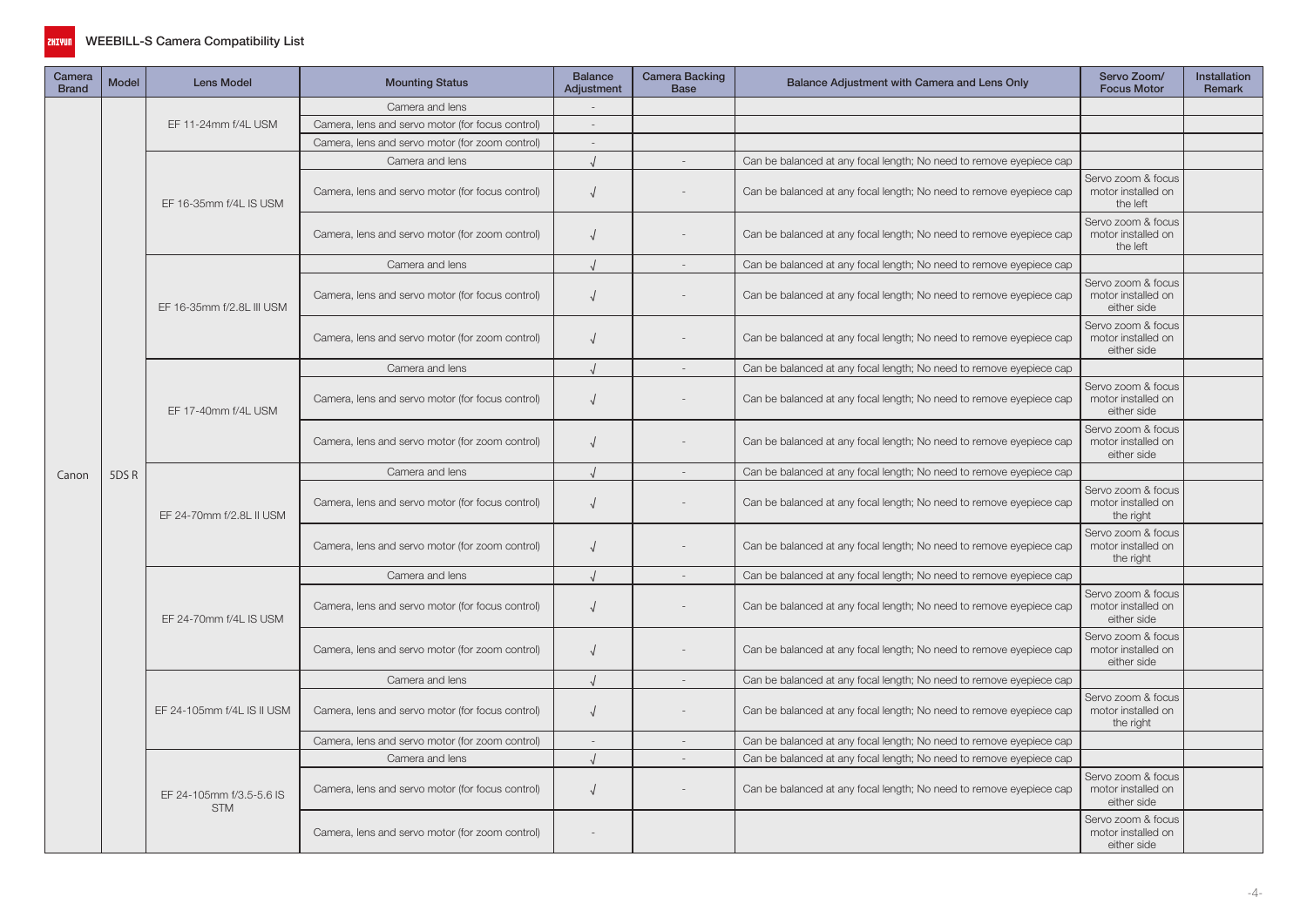## WEEBILL-S Camera Compatibility List

| Camera Brand | Model | Lens Model | Mounting Status | Balance Adjustment | Camera Backing Base | Balance Adjustment with Camera and Lens Only | Servo Zoom/ Focus Motor | Installation Remark |
|---|---|---|---|---|---|---|---|---|
| Canon | 5DS R | EF 11-24mm f/4L USM | Camera and lens | - | | | | |
| | | | Camera, lens and servo motor (for focus control) | - | | | | |
| | | | Camera, lens and servo motor (for zoom control) | - | | | | |
| | | EF 16-35mm f/4L IS USM | Camera and lens | √ | - | Can be balanced at any focal length; No need to remove eyepiece cap | | |
| | | | Camera, lens and servo motor (for focus control) | √ | - | Can be balanced at any focal length; No need to remove eyepiece cap | Servo zoom & focus motor installed on the left | |
| | | | Camera, lens and servo motor (for zoom control) | √ | - | Can be balanced at any focal length; No need to remove eyepiece cap | Servo zoom & focus motor installed on the left | |
| | | EF 16-35mm f/2.8L III USM | Camera and lens | √ | - | Can be balanced at any focal length; No need to remove eyepiece cap | | |
| | | | Camera, lens and servo motor (for focus control) | √ | - | Can be balanced at any focal length; No need to remove eyepiece cap | Servo zoom & focus motor installed on either side | |
| | | | Camera, lens and servo motor (for zoom control) | √ | - | Can be balanced at any focal length; No need to remove eyepiece cap | Servo zoom & focus motor installed on either side | |
| | | EF 17-40mm f/4L USM | Camera and lens | √ | - | Can be balanced at any focal length; No need to remove eyepiece cap | | |
| | | | Camera, lens and servo motor (for focus control) | √ | - | Can be balanced at any focal length; No need to remove eyepiece cap | Servo zoom & focus motor installed on either side | |
| | | | Camera, lens and servo motor (for zoom control) | √ | - | Can be balanced at any focal length; No need to remove eyepiece cap | Servo zoom & focus motor installed on either side | |
| | | EF 24-70mm f/2.8L II USM | Camera and lens | √ | - | Can be balanced at any focal length; No need to remove eyepiece cap | | |
| | | | Camera, lens and servo motor (for focus control) | √ | - | Can be balanced at any focal length; No need to remove eyepiece cap | Servo zoom & focus motor installed on the right | |
| | | | Camera, lens and servo motor (for zoom control) | √ | - | Can be balanced at any focal length; No need to remove eyepiece cap | Servo zoom & focus motor installed on the right | |
| | | EF 24-70mm f/4L IS USM | Camera and lens | √ | - | Can be balanced at any focal length; No need to remove eyepiece cap | | |
| | | | Camera, lens and servo motor (for focus control) | √ | - | Can be balanced at any focal length; No need to remove eyepiece cap | Servo zoom & focus motor installed on either side | |
| | | | Camera, lens and servo motor (for zoom control) | √ | - | Can be balanced at any focal length; No need to remove eyepiece cap | Servo zoom & focus motor installed on either side | |
| | | EF 24-105mm f/4L IS II USM | Camera and lens | √ | - | Can be balanced at any focal length; No need to remove eyepiece cap | | |
| | | | Camera, lens and servo motor (for focus control) | √ | - | Can be balanced at any focal length; No need to remove eyepiece cap | Servo zoom & focus motor installed on the right | |
| | | | Camera, lens and servo motor (for zoom control) | - | - | Can be balanced at any focal length; No need to remove eyepiece cap | | |
| | | EF 24-105mm f/3.5-5.6 IS STM | Camera and lens | √ | - | Can be balanced at any focal length; No need to remove eyepiece cap | | |
| | | | Camera, lens and servo motor (for focus control) | √ | - | Can be balanced at any focal length; No need to remove eyepiece cap | Servo zoom & focus motor installed on either side | |
| | | | Camera, lens and servo motor (for zoom control) | - | | | Servo zoom & focus motor installed on either side | |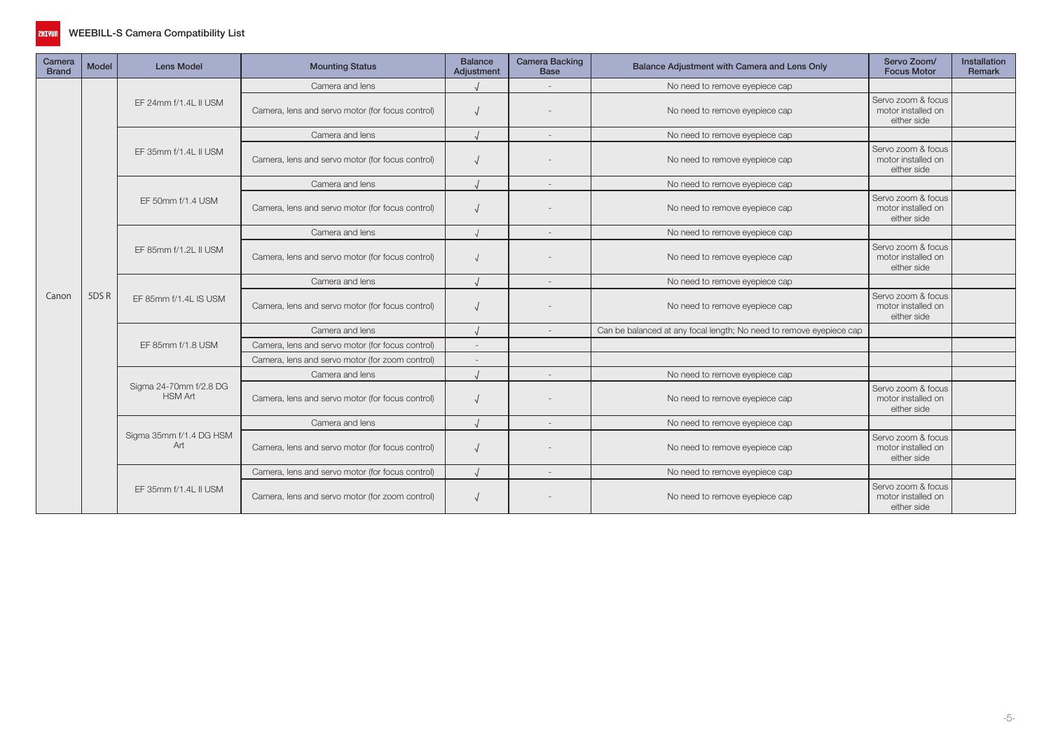## WEEBILL-S Camera Compatibility List

| Camera Brand | Model | Lens Model | Mounting Status | Balance Adjustment | Camera Backing Base | Balance Adjustment with Camera and Lens Only | Servo Zoom/ Focus Motor | Installation Remark |
|---|---|---|---|---|---|---|---|---|
| Canon | 5DS R | EF 24mm f/1.4L II USM | Camera and lens | √ | - | No need to remove eyepiece cap | | |
| | | | Camera, lens and servo motor (for focus control) | √ | - | No need to remove eyepiece cap | Servo zoom & focus motor installed on either side | |
| | | EF 35mm f/1.4L II USM | Camera and lens | √ | - | No need to remove eyepiece cap | | |
| | | | Camera, lens and servo motor (for focus control) | √ | - | No need to remove eyepiece cap | Servo zoom & focus motor installed on either side | |
| | | EF 50mm f/1.4 USM | Camera and lens | √ | - | No need to remove eyepiece cap | | |
| | | | Camera, lens and servo motor (for focus control) | √ | - | No need to remove eyepiece cap | Servo zoom & focus motor installed on either side | |
| | | EF 85mm f/1.2L II USM | Camera and lens | √ | - | No need to remove eyepiece cap | | |
| | | | Camera, lens and servo motor (for focus control) | √ | - | No need to remove eyepiece cap | Servo zoom & focus motor installed on either side | |
| | | EF 85mm f/1.4L IS USM | Camera and lens | √ | - | No need to remove eyepiece cap | | |
| | | | Camera, lens and servo motor (for focus control) | √ | - | No need to remove eyepiece cap | Servo zoom & focus motor installed on either side | |
| | | EF 85mm f/1.8 USM | Camera and lens | √ | - | Can be balanced at any focal length; No need to remove eyepiece cap | | |
| | | | Camera, lens and servo motor (for focus control) | - | | | | |
| | | | Camera, lens and servo motor (for zoom control) | - | | | | |
| | | Sigma 24-70mm f/2.8 DG HSM Art | Camera and lens | √ | - | No need to remove eyepiece cap | | |
| | | | Camera, lens and servo motor (for focus control) | √ | - | No need to remove eyepiece cap | Servo zoom & focus motor installed on either side | |
| | | Sigma 35mm f/1.4 DG HSM Art | Camera and lens | √ | - | No need to remove eyepiece cap | | |
| | | | Camera, lens and servo motor (for focus control) | √ | - | No need to remove eyepiece cap | Servo zoom & focus motor installed on either side | |
| | | EF 35mm f/1.4L II USM | Camera, lens and servo motor (for focus control) | √ | - | No need to remove eyepiece cap | | |
| | | | Camera, lens and servo motor (for zoom control) | √ | - | No need to remove eyepiece cap | Servo zoom & focus motor installed on either side | |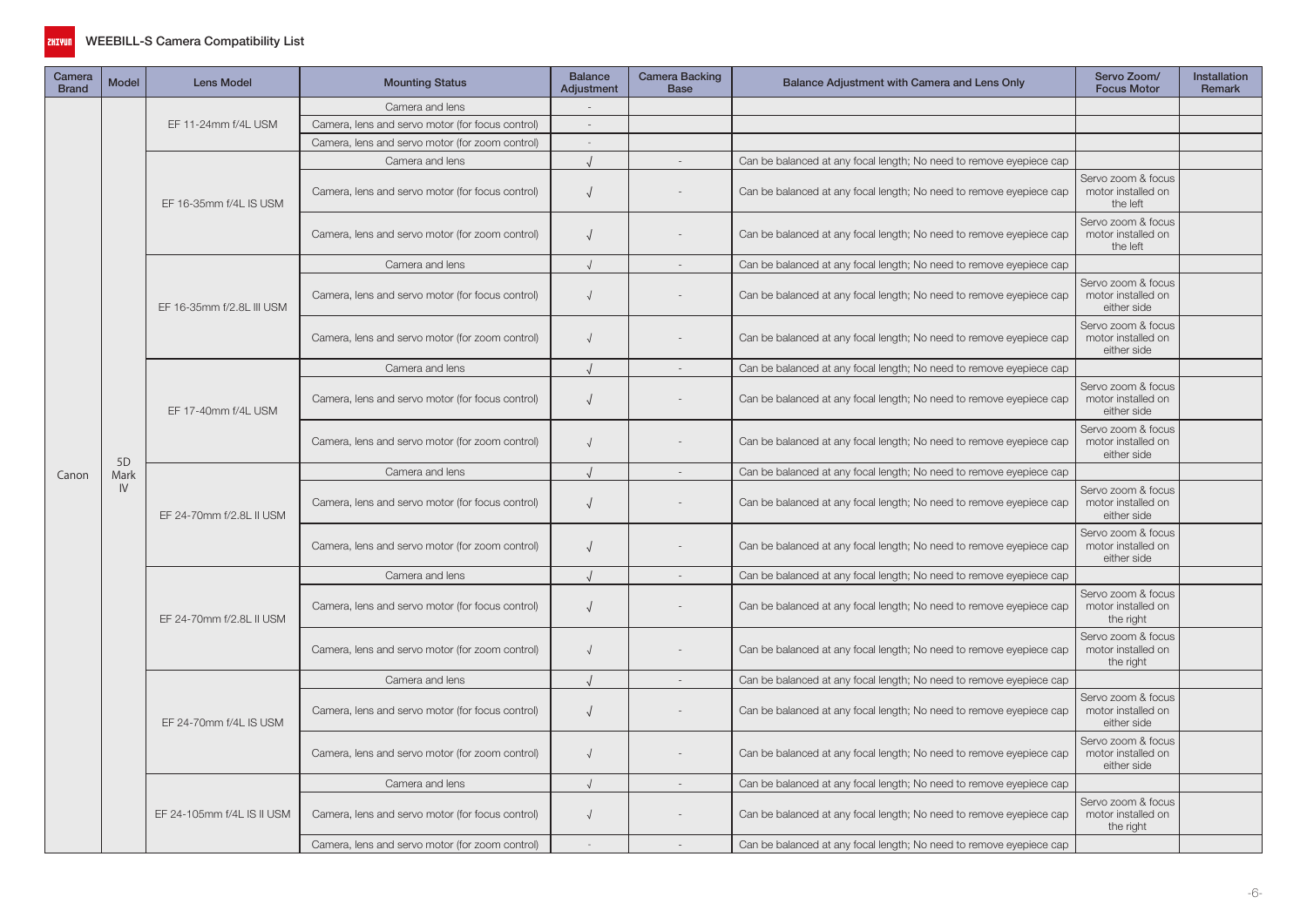# WEEBILL-S Camera Compatibility List

| Camera Brand | Model | Lens Model | Mounting Status | Balance Adjustment | Camera Backing Base | Balance Adjustment with Camera and Lens Only | Servo Zoom/ Focus Motor | Installation Remark |
|---|---|---|---|---|---|---|---|---|
| Canon | 5D Mark IV | EF 11-24mm f/4L USM | Camera and lens | - | | | | |
| | | | Camera, lens and servo motor (for focus control) | - | | | | |
| | | | Camera, lens and servo motor (for zoom control) | - | | | | |
| | | EF 16-35mm f/4L IS USM | Camera and lens | √ | - | Can be balanced at any focal length; No need to remove eyepiece cap | | |
| | | | Camera, lens and servo motor (for focus control) | √ | - | Can be balanced at any focal length; No need to remove eyepiece cap | Servo zoom & focus motor installed on the left | |
| | | | Camera, lens and servo motor (for zoom control) | √ | - | Can be balanced at any focal length; No need to remove eyepiece cap | Servo zoom & focus motor installed on the left | |
| | | EF 16-35mm f/2.8L III USM | Camera and lens | √ | - | Can be balanced at any focal length; No need to remove eyepiece cap | | |
| | | | Camera, lens and servo motor (for focus control) | √ | - | Can be balanced at any focal length; No need to remove eyepiece cap | Servo zoom & focus motor installed on either side | |
| | | | Camera, lens and servo motor (for zoom control) | √ | - | Can be balanced at any focal length; No need to remove eyepiece cap | Servo zoom & focus motor installed on either side | |
| | | EF 17-40mm f/4L USM | Camera and lens | √ | - | Can be balanced at any focal length; No need to remove eyepiece cap | | |
| | | | Camera, lens and servo motor (for focus control) | √ | - | Can be balanced at any focal length; No need to remove eyepiece cap | Servo zoom & focus motor installed on either side | |
| | | | Camera, lens and servo motor (for zoom control) | √ | - | Can be balanced at any focal length; No need to remove eyepiece cap | Servo zoom & focus motor installed on either side | |
| | | EF 24-70mm f/2.8L II USM | Camera and lens | √ | - | Can be balanced at any focal length; No need to remove eyepiece cap | | |
| | | | Camera, lens and servo motor (for focus control) | √ | - | Can be balanced at any focal length; No need to remove eyepiece cap | Servo zoom & focus motor installed on either side | |
| | | | Camera, lens and servo motor (for zoom control) | √ | - | Can be balanced at any focal length; No need to remove eyepiece cap | Servo zoom & focus motor installed on either side | |
| | | EF 24-70mm f/2.8L II USM | Camera and lens | √ | - | Can be balanced at any focal length; No need to remove eyepiece cap | | |
| | | | Camera, lens and servo motor (for focus control) | √ | - | Can be balanced at any focal length; No need to remove eyepiece cap | Servo zoom & focus motor installed on the right | |
| | | | Camera, lens and servo motor (for zoom control) | √ | - | Can be balanced at any focal length; No need to remove eyepiece cap | Servo zoom & focus motor installed on the right | |
| | | EF 24-70mm f/4L IS USM | Camera and lens | √ | - | Can be balanced at any focal length; No need to remove eyepiece cap | | |
| | | | Camera, lens and servo motor (for focus control) | √ | - | Can be balanced at any focal length; No need to remove eyepiece cap | Servo zoom & focus motor installed on either side | |
| | | | Camera, lens and servo motor (for zoom control) | √ | - | Can be balanced at any focal length; No need to remove eyepiece cap | Servo zoom & focus motor installed on either side | |
| | | EF 24-105mm f/4L IS II USM | Camera and lens | √ | - | Can be balanced at any focal length; No need to remove eyepiece cap | | |
| | | | Camera, lens and servo motor (for focus control) | √ | - | Can be balanced at any focal length; No need to remove eyepiece cap | Servo zoom & focus motor installed on the right | |
| | | | Camera, lens and servo motor (for zoom control) | - | - | Can be balanced at any focal length; No need to remove eyepiece cap | | |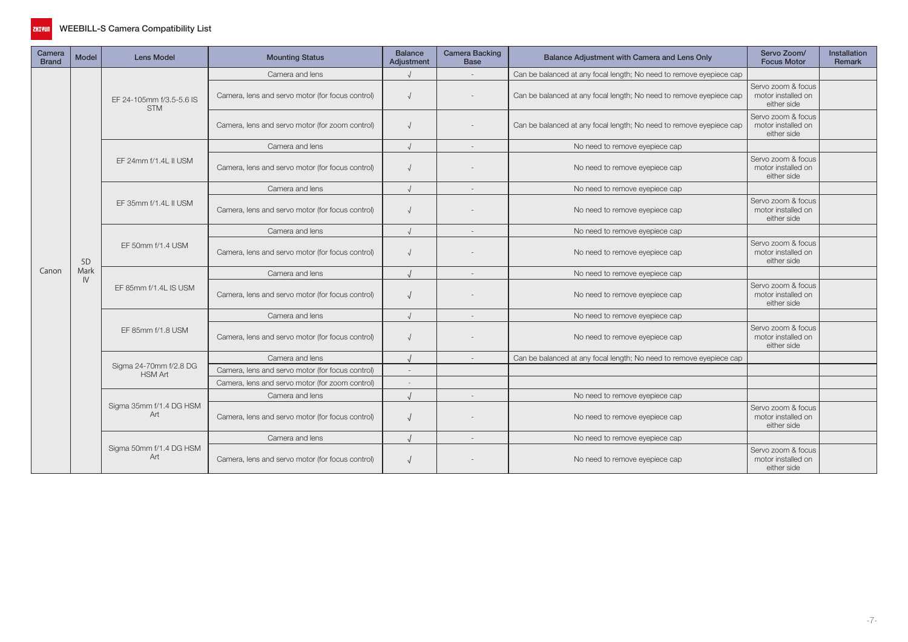# WEEBILL-S Camera Compatibility List

| Camera Brand | Model | Lens Model | Mounting Status | Balance Adjustment | Camera Backing Base | Balance Adjustment with Camera and Lens Only | Servo Zoom/ Focus Motor | Installation Remark |
|---|---|---|---|---|---|---|---|---|
| Canon | 5D Mark IV | EF 24-105mm f/3.5-5.6 IS STM | Camera and lens | √ | - | Can be balanced at any focal length; No need to remove eyepiece cap | | |
| | | | Camera, lens and servo motor (for focus control) | √ | - | Can be balanced at any focal length; No need to remove eyepiece cap | Servo zoom & focus motor installed on either side | |
| | | | Camera, lens and servo motor (for zoom control) | √ | - | Can be balanced at any focal length; No need to remove eyepiece cap | Servo zoom & focus motor installed on either side | |
| | | EF 24mm f/1.4L II USM | Camera and lens | √ | - | No need to remove eyepiece cap | | |
| | | | Camera, lens and servo motor (for focus control) | √ | - | No need to remove eyepiece cap | Servo zoom & focus motor installed on either side | |
| | | EF 35mm f/1.4L II USM | Camera and lens | √ | - | No need to remove eyepiece cap | | |
| | | | Camera, lens and servo motor (for focus control) | √ | - | No need to remove eyepiece cap | Servo zoom & focus motor installed on either side | |
| | | EF 50mm f/1.4 USM | Camera and lens | √ | - | No need to remove eyepiece cap | | |
| | | | Camera, lens and servo motor (for focus control) | √ | - | No need to remove eyepiece cap | Servo zoom & focus motor installed on either side | |
| | | EF 85mm f/1.4L IS USM | Camera and lens | √ | - | No need to remove eyepiece cap | | |
| | | | Camera, lens and servo motor (for focus control) | √ | - | No need to remove eyepiece cap | Servo zoom & focus motor installed on either side | |
| | | EF 85mm f/1.8 USM | Camera and lens | √ | - | No need to remove eyepiece cap | | |
| | | | Camera, lens and servo motor (for focus control) | √ | - | No need to remove eyepiece cap | Servo zoom & focus motor installed on either side | |
| | | Sigma 24-70mm f/2.8 DG HSM Art | Camera and lens | √ | - | Can be balanced at any focal length; No need to remove eyepiece cap | | |
| | | | Camera, lens and servo motor (for focus control) | - | | | | |
| | | | Camera, lens and servo motor (for zoom control) | - | | | | |
| | | Sigma 35mm f/1.4 DG HSM Art | Camera and lens | √ | - | No need to remove eyepiece cap | | |
| | | | Camera, lens and servo motor (for focus control) | √ | - | No need to remove eyepiece cap | Servo zoom & focus motor installed on either side | |
| | | Sigma 50mm f/1.4 DG HSM Art | Camera and lens | √ | - | No need to remove eyepiece cap | | |
| | | | Camera, lens and servo motor (for focus control) | √ | - | No need to remove eyepiece cap | Servo zoom & focus motor installed on either side | |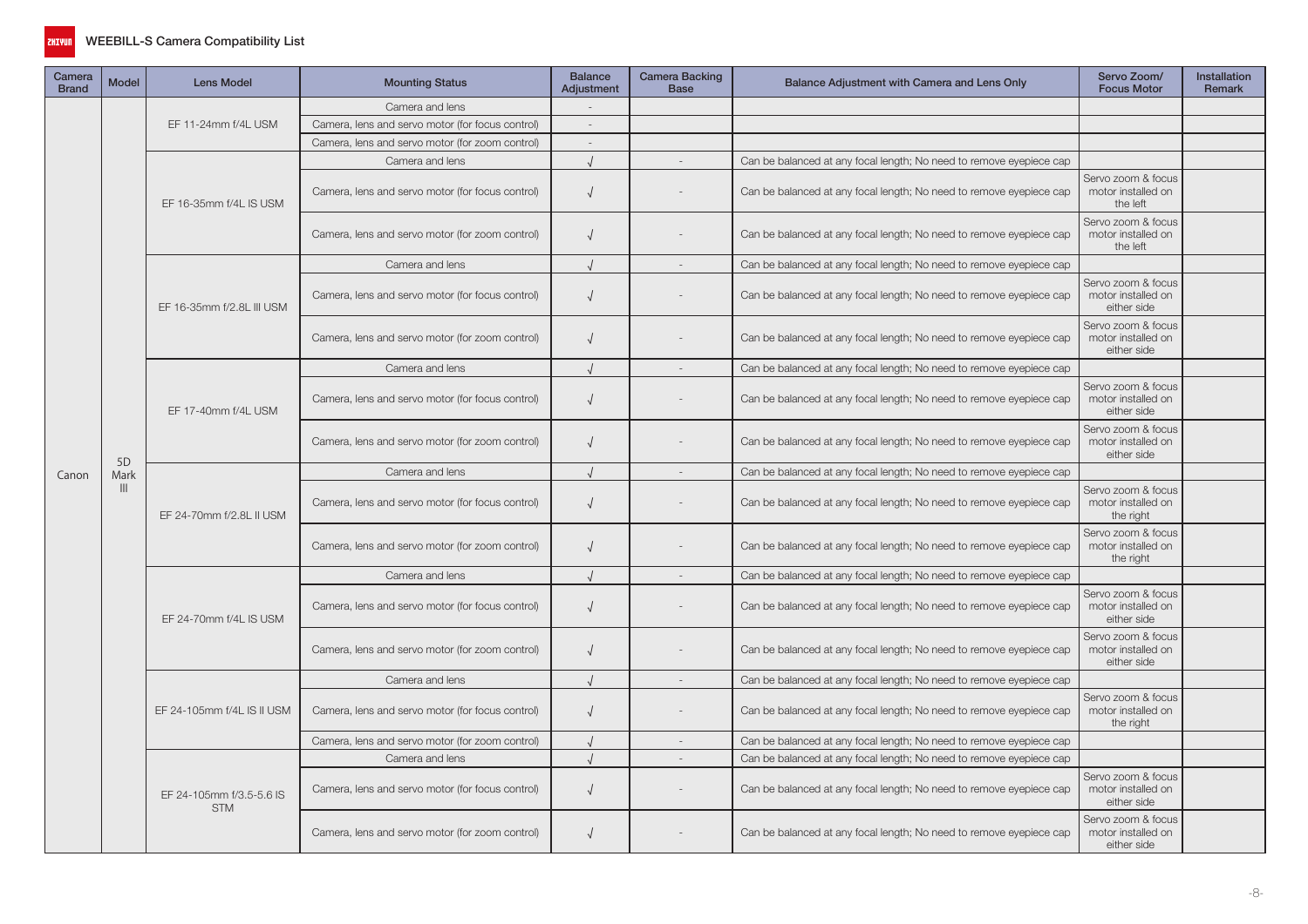# WEEBILL-S Camera Compatibility List

| Camera Brand | Model | Lens Model | Mounting Status | Balance Adjustment | Camera Backing Base | Balance Adjustment with Camera and Lens Only | Servo Zoom/ Focus Motor | Installation Remark |
|---|---|---|---|---|---|---|---|---|
| Canon | 5D Mark III | EF 11-24mm f/4L USM | Camera and lens | - | | | | |
| | | | Camera, lens and servo motor (for focus control) | - | | | | |
| | | | Camera, lens and servo motor (for zoom control) | - | | | | |
| | | EF 16-35mm f/4L IS USM | Camera and lens | √ | - | Can be balanced at any focal length; No need to remove eyepiece cap | | |
| | | | Camera, lens and servo motor (for focus control) | √ | - | Can be balanced at any focal length; No need to remove eyepiece cap | Servo zoom & focus motor installed on the left | |
| | | | Camera, lens and servo motor (for zoom control) | √ | - | Can be balanced at any focal length; No need to remove eyepiece cap | Servo zoom & focus motor installed on the left | |
| | | EF 16-35mm f/2.8L III USM | Camera and lens | √ | - | Can be balanced at any focal length; No need to remove eyepiece cap | | |
| | | | Camera, lens and servo motor (for focus control) | √ | - | Can be balanced at any focal length; No need to remove eyepiece cap | Servo zoom & focus motor installed on either side | |
| | | | Camera, lens and servo motor (for zoom control) | √ | - | Can be balanced at any focal length; No need to remove eyepiece cap | Servo zoom & focus motor installed on either side | |
| | | EF 17-40mm f/4L USM | Camera and lens | √ | - | Can be balanced at any focal length; No need to remove eyepiece cap | | |
| | | | Camera, lens and servo motor (for focus control) | √ | - | Can be balanced at any focal length; No need to remove eyepiece cap | Servo zoom & focus motor installed on either side | |
| | | | Camera, lens and servo motor (for zoom control) | √ | - | Can be balanced at any focal length; No need to remove eyepiece cap | Servo zoom & focus motor installed on either side | |
| | | EF 24-70mm f/2.8L II USM | Camera and lens | √ | - | Can be balanced at any focal length; No need to remove eyepiece cap | | |
| | | | Camera, lens and servo motor (for focus control) | √ | - | Can be balanced at any focal length; No need to remove eyepiece cap | Servo zoom & focus motor installed on the right | |
| | | | Camera, lens and servo motor (for zoom control) | √ | - | Can be balanced at any focal length; No need to remove eyepiece cap | Servo zoom & focus motor installed on the right | |
| | | EF 24-70mm f/4L IS USM | Camera and lens | √ | - | Can be balanced at any focal length; No need to remove eyepiece cap | | |
| | | | Camera, lens and servo motor (for focus control) | √ | - | Can be balanced at any focal length; No need to remove eyepiece cap | Servo zoom & focus motor installed on either side | |
| | | | Camera, lens and servo motor (for zoom control) | √ | - | Can be balanced at any focal length; No need to remove eyepiece cap | Servo zoom & focus motor installed on either side | |
| | | EF 24-105mm f/4L IS II USM | Camera and lens | √ | - | Can be balanced at any focal length; No need to remove eyepiece cap | | |
| | | | Camera, lens and servo motor (for focus control) | √ | - | Can be balanced at any focal length; No need to remove eyepiece cap | Servo zoom & focus motor installed on the right | |
| | | | Camera, lens and servo motor (for zoom control) | √ | - | Can be balanced at any focal length; No need to remove eyepiece cap | | |
| | | EF 24-105mm f/3.5-5.6 IS STM | Camera and lens | √ | - | Can be balanced at any focal length; No need to remove eyepiece cap | | |
| | | | Camera, lens and servo motor (for focus control) | √ | - | Can be balanced at any focal length; No need to remove eyepiece cap | Servo zoom & focus motor installed on either side | |
| | | | Camera, lens and servo motor (for zoom control) | √ | - | Can be balanced at any focal length; No need to remove eyepiece cap | Servo zoom & focus motor installed on either side | |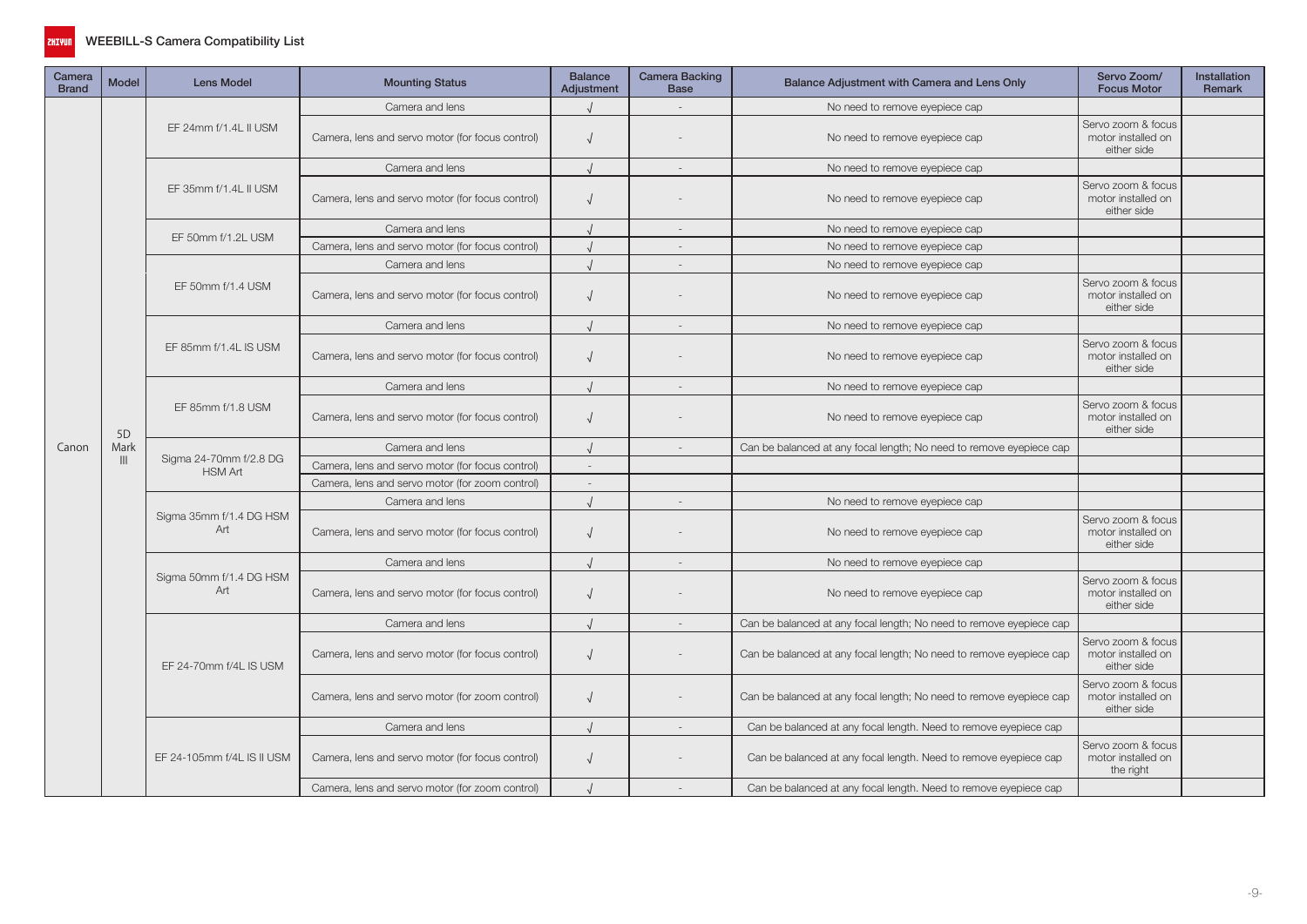# WEEBILL-S Camera Compatibility List

| Camera Brand | Model | Lens Model | Mounting Status | Balance Adjustment | Camera Backing Base | Balance Adjustment with Camera and Lens Only | Servo Zoom/ Focus Motor | Installation Remark |
|---|---|---|---|---|---|---|---|---|
| Canon | 5D Mark III | EF 24mm f/1.4L II USM | Camera and lens | √ | - | No need to remove eyepiece cap | | |
| | | | Camera, lens and servo motor (for focus control) | √ | - | No need to remove eyepiece cap | Servo zoom & focus motor installed on either side | |
| | | EF 35mm f/1.4L II USM | Camera and lens | √ | - | No need to remove eyepiece cap | | |
| | | | Camera, lens and servo motor (for focus control) | √ | - | No need to remove eyepiece cap | Servo zoom & focus motor installed on either side | |
| | | EF 50mm f/1.2L USM | Camera and lens | √ | - | No need to remove eyepiece cap | | |
| | | | Camera, lens and servo motor (for focus control) | √ | - | No need to remove eyepiece cap | | |
| | | EF 50mm f/1.4 USM | Camera and lens | √ | - | No need to remove eyepiece cap | | |
| | | | Camera, lens and servo motor (for focus control) | √ | - | No need to remove eyepiece cap | Servo zoom & focus motor installed on either side | |
| | | EF 85mm f/1.4L IS USM | Camera and lens | √ | - | No need to remove eyepiece cap | | |
| | | | Camera, lens and servo motor (for focus control) | √ | - | No need to remove eyepiece cap | Servo zoom & focus motor installed on either side | |
| | | EF 85mm f/1.8 USM | Camera and lens | √ | - | No need to remove eyepiece cap | | |
| | | | Camera, lens and servo motor (for focus control) | √ | - | No need to remove eyepiece cap | Servo zoom & focus motor installed on either side | |
| | | Sigma 24-70mm f/2.8 DG HSM Art | Camera and lens | √ | - | Can be balanced at any focal length; No need to remove eyepiece cap | | |
| | | | Camera, lens and servo motor (for focus control) | - | | | | |
| | | | Camera, lens and servo motor (for zoom control) | - | | | | |
| | | Sigma 35mm f/1.4 DG HSM Art | Camera and lens | √ | - | No need to remove eyepiece cap | | |
| | | | Camera, lens and servo motor (for focus control) | √ | - | No need to remove eyepiece cap | Servo zoom & focus motor installed on either side | |
| | | Sigma 50mm f/1.4 DG HSM Art | Camera and lens | √ | - | No need to remove eyepiece cap | | |
| | | | Camera, lens and servo motor (for focus control) | √ | - | No need to remove eyepiece cap | Servo zoom & focus motor installed on either side | |
| | | EF 24-70mm f/4L IS USM | Camera and lens | √ | - | Can be balanced at any focal length; No need to remove eyepiece cap | | |
| | | | Camera, lens and servo motor (for focus control) | √ | - | Can be balanced at any focal length; No need to remove eyepiece cap | Servo zoom & focus motor installed on either side | |
| | | | Camera, lens and servo motor (for zoom control) | √ | - | Can be balanced at any focal length; No need to remove eyepiece cap | Servo zoom & focus motor installed on either side | |
| | | EF 24-105mm f/4L IS II USM | Camera and lens | √ | - | Can be balanced at any focal length. Need to remove eyepiece cap | | |
| | | | Camera, lens and servo motor (for focus control) | √ | - | Can be balanced at any focal length. Need to remove eyepiece cap | Servo zoom & focus motor installed on the right | |
| | | | Camera, lens and servo motor (for zoom control) | √ | - | Can be balanced at any focal length. Need to remove eyepiece cap | | |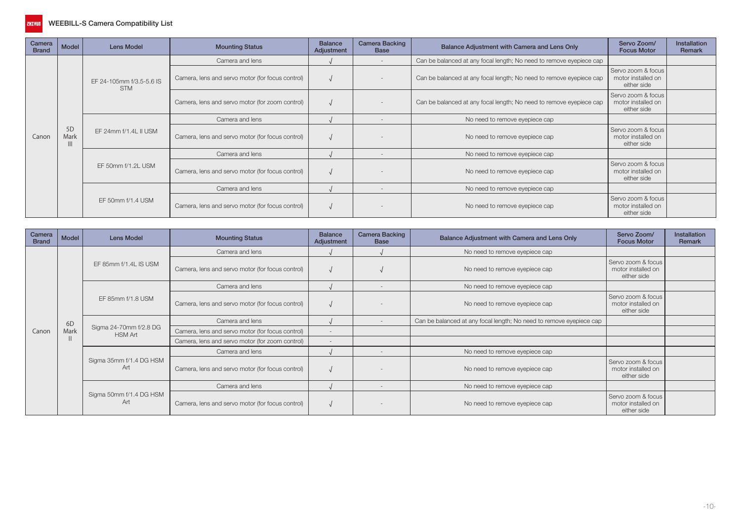# WEEBILL-S Camera Compatibility List

| Camera Brand | Model | Lens Model | Mounting Status | Balance Adjustment | Camera Backing Base | Balance Adjustment with Camera and Lens Only | Servo Zoom/ Focus Motor | Installation Remark |
|---|---|---|---|---|---|---|---|---|
| Canon | 5D Mark III | EF 24-105mm f/3.5-5.6 IS STM | Camera and lens | √ | - | Can be balanced at any focal length; No need to remove eyepiece cap | | |
| | | | Camera, lens and servo motor (for focus control) | √ | - | Can be balanced at any focal length; No need to remove eyepiece cap | Servo zoom & focus motor installed on either side | |
| | | | Camera, lens and servo motor (for zoom control) | √ | - | Can be balanced at any focal length; No need to remove eyepiece cap | Servo zoom & focus motor installed on either side | |
| | | EF 24mm f/1.4L II USM | Camera and lens | √ | - | No need to remove eyepiece cap | | |
| | | | Camera, lens and servo motor (for focus control) | √ | - | No need to remove eyepiece cap | Servo zoom & focus motor installed on either side | |
| | | EF 50mm f/1.2L USM | Camera and lens | √ | - | No need to remove eyepiece cap | | |
| | | | Camera, lens and servo motor (for focus control) | √ | - | No need to remove eyepiece cap | Servo zoom & focus motor installed on either side | |
| | | EF 50mm f/1.4 USM | Camera and lens | √ | - | No need to remove eyepiece cap | | |
| | | | Camera, lens and servo motor (for focus control) | √ | - | No need to remove eyepiece cap | Servo zoom & focus motor installed on either side | |

| Camera Brand | Model | Lens Model | Mounting Status | Balance Adjustment | Camera Backing Base | Balance Adjustment with Camera and Lens Only | Servo Zoom/ Focus Motor | Installation Remark |
|---|---|---|---|---|---|---|---|---|
| Canon | 6D Mark II | EF 85mm f/1.4L IS USM | Camera and lens | √ | √ | No need to remove eyepiece cap | | |
| | | | Camera, lens and servo motor (for focus control) | √ | √ | No need to remove eyepiece cap | Servo zoom & focus motor installed on either side | |
| | | EF 85mm f/1.8 USM | Camera and lens | √ | - | No need to remove eyepiece cap | | |
| | | | Camera, lens and servo motor (for focus control) | √ | - | No need to remove eyepiece cap | Servo zoom & focus motor installed on either side | |
| | | Sigma 24-70mm f/2.8 DG HSM Art | Camera and lens | √ | - | Can be balanced at any focal length; No need to remove eyepiece cap | | |
| | | | Camera, lens and servo motor (for focus control) | - | | | | |
| | | | Camera, lens and servo motor (for zoom control) | - | | | | |
| | | Sigma 35mm f/1.4 DG HSM Art | Camera and lens | √ | - | No need to remove eyepiece cap | | |
| | | | Camera, lens and servo motor (for focus control) | √ | - | No need to remove eyepiece cap | Servo zoom & focus motor installed on either side | |
| | | Sigma 50mm f/1.4 DG HSM Art | Camera and lens | √ | - | No need to remove eyepiece cap | | |
| | | | Camera, lens and servo motor (for focus control) | √ | - | No need to remove eyepiece cap | Servo zoom & focus motor installed on either side | |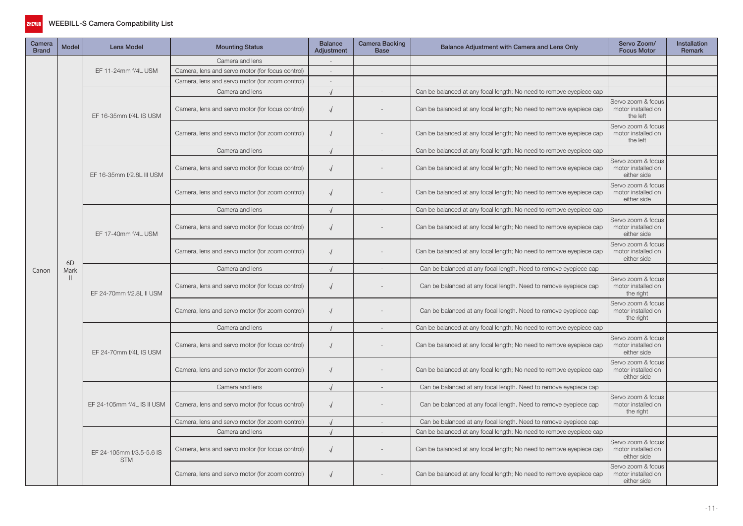# WEEBILL-S Camera Compatibility List

| Camera Brand | Model | Lens Model | Mounting Status | Balance Adjustment | Camera Backing Base | Balance Adjustment with Camera and Lens Only | Servo Zoom/ Focus Motor | Installation Remark |
|---|---|---|---|---|---|---|---|---|
| Canon | 6D Mark II | EF 11-24mm f/4L USM | Camera and lens | - | | | | |
| | | | Camera, lens and servo motor (for focus control) | - | | | | |
| | | | Camera, lens and servo motor (for zoom control) | - | | | | |
| | | EF 16-35mm f/4L IS USM | Camera and lens | √ | - | Can be balanced at any focal length; No need to remove eyepiece cap | | |
| | | | Camera, lens and servo motor (for focus control) | √ | - | Can be balanced at any focal length; No need to remove eyepiece cap | Servo zoom & focus motor installed on the left | |
| | | | Camera, lens and servo motor (for zoom control) | √ | - | Can be balanced at any focal length; No need to remove eyepiece cap | Servo zoom & focus motor installed on the left | |
| | | EF 16-35mm f/2.8L III USM | Camera and lens | √ | - | Can be balanced at any focal length; No need to remove eyepiece cap | | |
| | | | Camera, lens and servo motor (for focus control) | √ | - | Can be balanced at any focal length; No need to remove eyepiece cap | Servo zoom & focus motor installed on either side | |
| | | | Camera, lens and servo motor (for zoom control) | √ | - | Can be balanced at any focal length; No need to remove eyepiece cap | Servo zoom & focus motor installed on either side | |
| | | EF 17-40mm f/4L USM | Camera and lens | √ | - | Can be balanced at any focal length; No need to remove eyepiece cap | | |
| | | | Camera, lens and servo motor (for focus control) | √ | - | Can be balanced at any focal length; No need to remove eyepiece cap | Servo zoom & focus motor installed on either side | |
| | | | Camera, lens and servo motor (for zoom control) | √ | - | Can be balanced at any focal length; No need to remove eyepiece cap | Servo zoom & focus motor installed on either side | |
| | | EF 24-70mm f/2.8L II USM | Camera and lens | √ | - | Can be balanced at any focal length. Need to remove eyepiece cap | | |
| | | | Camera, lens and servo motor (for focus control) | √ | - | Can be balanced at any focal length. Need to remove eyepiece cap | Servo zoom & focus motor installed on the right | |
| | | | Camera, lens and servo motor (for zoom control) | √ | - | Can be balanced at any focal length. Need to remove eyepiece cap | Servo zoom & focus motor installed on the right | |
| | | EF 24-70mm f/4L IS USM | Camera and lens | √ | - | Can be balanced at any focal length; No need to remove eyepiece cap | | |
| | | | Camera, lens and servo motor (for focus control) | √ | - | Can be balanced at any focal length; No need to remove eyepiece cap | Servo zoom & focus motor installed on either side | |
| | | | Camera, lens and servo motor (for zoom control) | √ | - | Can be balanced at any focal length; No need to remove eyepiece cap | Servo zoom & focus motor installed on either side | |
| | | EF 24-105mm f/4L IS II USM | Camera and lens | √ | - | Can be balanced at any focal length. Need to remove eyepiece cap | | |
| | | | Camera, lens and servo motor (for focus control) | √ | - | Can be balanced at any focal length. Need to remove eyepiece cap | Servo zoom & focus motor installed on the right | |
| | | | Camera, lens and servo motor (for zoom control) | √ | - | Can be balanced at any focal length. Need to remove eyepiece cap | | |
| | | EF 24-105mm f/3.5-5.6 IS STM | Camera and lens | √ | - | Can be balanced at any focal length; No need to remove eyepiece cap | | |
| | | | Camera, lens and servo motor (for focus control) | √ | - | Can be balanced at any focal length; No need to remove eyepiece cap | Servo zoom & focus motor installed on either side | |
| | | | Camera, lens and servo motor (for zoom control) | √ | - | Can be balanced at any focal length; No need to remove eyepiece cap | Servo zoom & focus motor installed on either side | |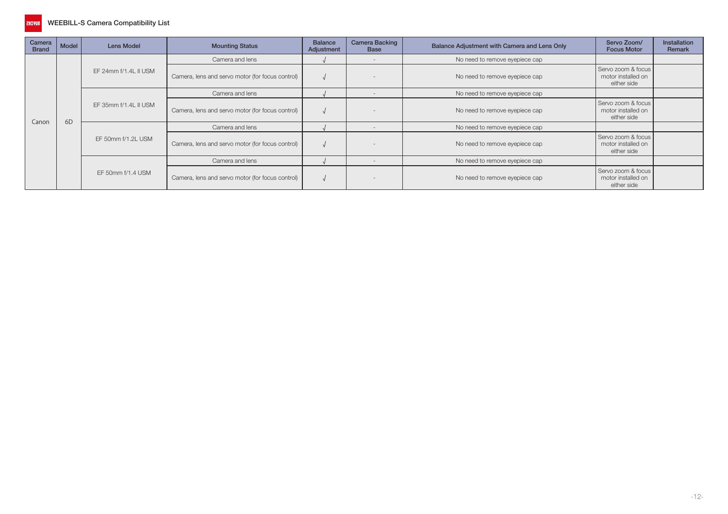# WEEBILL-S Camera Compatibility List

| Camera Brand | Model | Lens Model | Mounting Status | Balance Adjustment | Camera Backing Base | Balance Adjustment with Camera and Lens Only | Servo Zoom/ Focus Motor | Installation Remark |
|---|---|---|---|---|---|---|---|---|
| Canon | 6D | EF 24mm f/1.4L II USM | Camera and lens | √ | - | No need to remove eyepiece cap | | |
| | | | Camera, lens and servo motor (for focus control) | √ | - | No need to remove eyepiece cap | Servo zoom & focus motor installed on either side | |
| | | EF 35mm f/1.4L II USM | Camera and lens | √ | - | No need to remove eyepiece cap | | |
| | | | Camera, lens and servo motor (for focus control) | √ | - | No need to remove eyepiece cap | Servo zoom & focus motor installed on either side | |
| | | EF 50mm f/1.2L USM | Camera and lens | √ | - | No need to remove eyepiece cap | | |
| | | | Camera, lens and servo motor (for focus control) | √ | - | No need to remove eyepiece cap | Servo zoom & focus motor installed on either side | |
| | | EF 50mm f/1.4 USM | Camera and lens | √ | - | No need to remove eyepiece cap | | |
| | | | Camera, lens and servo motor (for focus control) | √ | - | No need to remove eyepiece cap | Servo zoom & focus motor installed on either side | |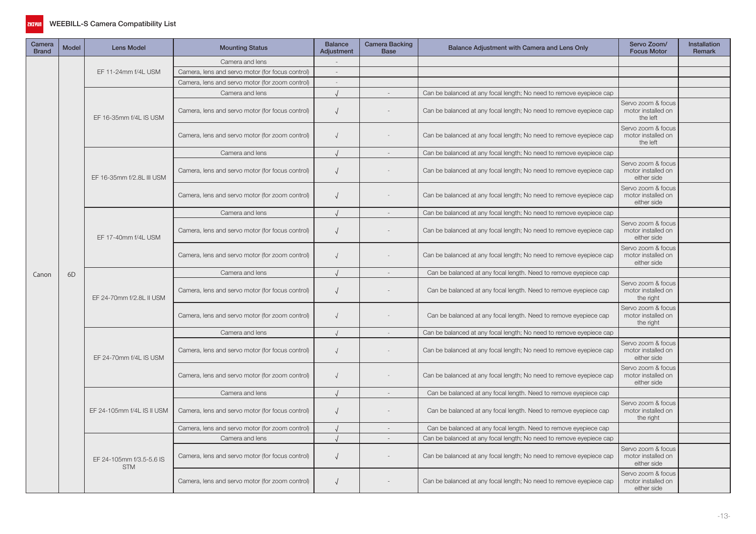# WEEBILL-S Camera Compatibility List

| Camera Brand | Model | Lens Model | Mounting Status | Balance Adjustment | Camera Backing Base | Balance Adjustment with Camera and Lens Only | Servo Zoom/ Focus Motor | Installation Remark |
|---|---|---|---|---|---|---|---|---|
| Canon | 6D | EF 11-24mm f/4L USM | Camera and lens | - | | | | |
| | | | Camera, lens and servo motor (for focus control) | - | | | | |
| | | | Camera, lens and servo motor (for zoom control) | - | | | | |
| | | EF 16-35mm f/4L IS USM | Camera and lens | √ | - | Can be balanced at any focal length; No need to remove eyepiece cap | | |
| | | | Camera, lens and servo motor (for focus control) | √ | - | Can be balanced at any focal length; No need to remove eyepiece cap | Servo zoom & focus motor installed on the left | |
| | | | Camera, lens and servo motor (for zoom control) | √ | - | Can be balanced at any focal length; No need to remove eyepiece cap | Servo zoom & focus motor installed on the left | |
| | | EF 16-35mm f/2.8L III USM | Camera and lens | √ | - | Can be balanced at any focal length; No need to remove eyepiece cap | | |
| | | | Camera, lens and servo motor (for focus control) | √ | - | Can be balanced at any focal length; No need to remove eyepiece cap | Servo zoom & focus motor installed on either side | |
| | | | Camera, lens and servo motor (for zoom control) | √ | - | Can be balanced at any focal length; No need to remove eyepiece cap | Servo zoom & focus motor installed on either side | |
| | | EF 17-40mm f/4L USM | Camera and lens | √ | - | Can be balanced at any focal length; No need to remove eyepiece cap | | |
| | | | Camera, lens and servo motor (for focus control) | √ | - | Can be balanced at any focal length; No need to remove eyepiece cap | Servo zoom & focus motor installed on either side | |
| | | | Camera, lens and servo motor (for zoom control) | √ | - | Can be balanced at any focal length; No need to remove eyepiece cap | Servo zoom & focus motor installed on either side | |
| | | EF 24-70mm f/2.8L II USM | Camera and lens | √ | - | Can be balanced at any focal length. Need to remove eyepiece cap | | |
| | | | Camera, lens and servo motor (for focus control) | √ | - | Can be balanced at any focal length. Need to remove eyepiece cap | Servo zoom & focus motor installed on the right | |
| | | | Camera, lens and servo motor (for zoom control) | √ | - | Can be balanced at any focal length. Need to remove eyepiece cap | Servo zoom & focus motor installed on the right | |
| | | EF 24-70mm f/4L IS USM | Camera and lens | √ | - | Can be balanced at any focal length; No need to remove eyepiece cap | | |
| | | | Camera, lens and servo motor (for focus control) | √ | - | Can be balanced at any focal length; No need to remove eyepiece cap | Servo zoom & focus motor installed on either side | |
| | | | Camera, lens and servo motor (for zoom control) | √ | - | Can be balanced at any focal length; No need to remove eyepiece cap | Servo zoom & focus motor installed on either side | |
| | | EF 24-105mm f/4L IS II USM | Camera and lens | √ | - | Can be balanced at any focal length. Need to remove eyepiece cap | | |
| | | | Camera, lens and servo motor (for focus control) | √ | - | Can be balanced at any focal length. Need to remove eyepiece cap | Servo zoom & focus motor installed on the right | |
| | | | Camera, lens and servo motor (for zoom control) | √ | - | Can be balanced at any focal length. Need to remove eyepiece cap | | |
| | | EF 24-105mm f/3.5-5.6 IS STM | Camera and lens | √ | - | Can be balanced at any focal length; No need to remove eyepiece cap | | |
| | | | Camera, lens and servo motor (for focus control) | √ | - | Can be balanced at any focal length; No need to remove eyepiece cap | Servo zoom & focus motor installed on either side | |
| | | | Camera, lens and servo motor (for zoom control) | √ | - | Can be balanced at any focal length; No need to remove eyepiece cap | Servo zoom & focus motor installed on either side | |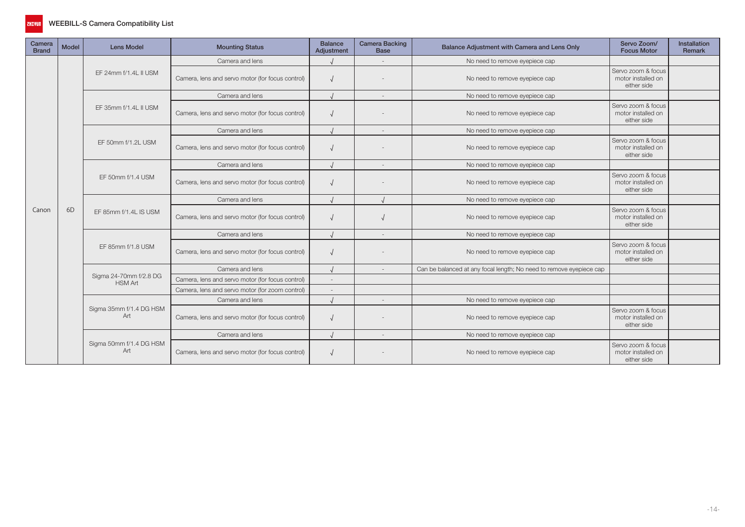# WEEBILL-S Camera Compatibility List

| Camera Brand | Model | Lens Model | Mounting Status | Balance Adjustment | Camera Backing Base | Balance Adjustment with Camera and Lens Only | Servo Zoom/ Focus Motor | Installation Remark |
|---|---|---|---|---|---|---|---|---|
| Canon | 6D | EF 24mm f/1.4L II USM | Camera and lens | √ | - | No need to remove eyepiece cap | | |
| | | | Camera, lens and servo motor (for focus control) | √ | - | No need to remove eyepiece cap | Servo zoom & focus motor installed on either side | |
| | | EF 35mm f/1.4L II USM | Camera and lens | √ | - | No need to remove eyepiece cap | | |
| | | | Camera, lens and servo motor (for focus control) | √ | - | No need to remove eyepiece cap | Servo zoom & focus motor installed on either side | |
| | | EF 50mm f/1.2L USM | Camera and lens | √ | - | No need to remove eyepiece cap | | |
| | | | Camera, lens and servo motor (for focus control) | √ | - | No need to remove eyepiece cap | Servo zoom & focus motor installed on either side | |
| | | EF 50mm f/1.4 USM | Camera and lens | √ | - | No need to remove eyepiece cap | | |
| | | | Camera, lens and servo motor (for focus control) | √ | - | No need to remove eyepiece cap | Servo zoom & focus motor installed on either side | |
| | | EF 85mm f/1.4L IS USM | Camera and lens | √ | √ | No need to remove eyepiece cap | | |
| | | | Camera, lens and servo motor (for focus control) | √ | √ | No need to remove eyepiece cap | Servo zoom & focus motor installed on either side | |
| | | EF 85mm f/1.8 USM | Camera and lens | √ | - | No need to remove eyepiece cap | | |
| | | | Camera, lens and servo motor (for focus control) | √ | - | No need to remove eyepiece cap | Servo zoom & focus motor installed on either side | |
| | | Sigma 24-70mm f/2.8 DG HSM Art | Camera and lens | √ | - | Can be balanced at any focal length; No need to remove eyepiece cap | | |
| | | | Camera, lens and servo motor (for focus control) | - | | | | |
| | | | Camera, lens and servo motor (for zoom control) | - | | | | |
| | | Sigma 35mm f/1.4 DG HSM Art | Camera and lens | √ | - | No need to remove eyepiece cap | | |
| | | | Camera, lens and servo motor (for focus control) | √ | - | No need to remove eyepiece cap | Servo zoom & focus motor installed on either side | |
| | | Sigma 50mm f/1.4 DG HSM Art | Camera and lens | √ | - | No need to remove eyepiece cap | | |
| | | | Camera, lens and servo motor (for focus control) | √ | - | No need to remove eyepiece cap | Servo zoom & focus motor installed on either side | |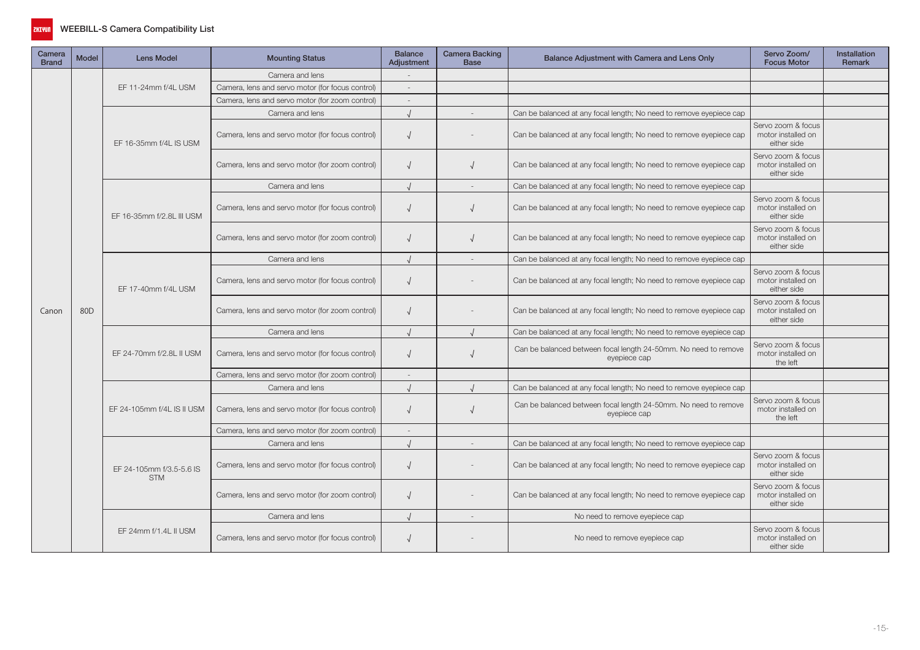# WEEBILL-S Camera Compatibility List

| Camera Brand | Model | Lens Model | Mounting Status | Balance Adjustment | Camera Backing Base | Balance Adjustment with Camera and Lens Only | Servo Zoom/ Focus Motor | Installation Remark |
|---|---|---|---|---|---|---|---|---|
| Canon | 80D | EF 11-24mm f/4L USM | Camera and lens | - | | | | |
| | | | Camera, lens and servo motor (for focus control) | - | | | | |
| | | | Camera, lens and servo motor (for zoom control) | - | | | | |
| | | EF 16-35mm f/4L IS USM | Camera and lens | √ | - | Can be balanced at any focal length; No need to remove eyepiece cap | | |
| | | | Camera, lens and servo motor (for focus control) | √ | - | Can be balanced at any focal length; No need to remove eyepiece cap | Servo zoom & focus motor installed on either side | |
| | | | Camera, lens and servo motor (for zoom control) | √ | √ | Can be balanced at any focal length; No need to remove eyepiece cap | Servo zoom & focus motor installed on either side | |
| | | EF 16-35mm f/2.8L III USM | Camera and lens | √ | - | Can be balanced at any focal length; No need to remove eyepiece cap | | |
| | | | Camera, lens and servo motor (for focus control) | √ | √ | Can be balanced at any focal length; No need to remove eyepiece cap | Servo zoom & focus motor installed on either side | |
| | | | Camera, lens and servo motor (for zoom control) | √ | √ | Can be balanced at any focal length; No need to remove eyepiece cap | Servo zoom & focus motor installed on either side | |
| | | EF 17-40mm f/4L USM | Camera and lens | √ | - | Can be balanced at any focal length; No need to remove eyepiece cap | | |
| | | | Camera, lens and servo motor (for focus control) | √ | - | Can be balanced at any focal length; No need to remove eyepiece cap | Servo zoom & focus motor installed on either side | |
| | | | Camera, lens and servo motor (for zoom control) | √ | - | Can be balanced at any focal length; No need to remove eyepiece cap | Servo zoom & focus motor installed on either side | |
| | | EF 24-70mm f/2.8L II USM | Camera and lens | √ | √ | Can be balanced at any focal length; No need to remove eyepiece cap | | |
| | | | Camera, lens and servo motor (for focus control) | √ | √ | Can be balanced between focal length 24-50mm. No need to remove eyepiece cap | Servo zoom & focus motor installed on the left | |
| | | | Camera, lens and servo motor (for zoom control) | - | | | | |
| | | EF 24-105mm f/4L IS II USM | Camera and lens | √ | √ | Can be balanced at any focal length; No need to remove eyepiece cap | | |
| | | | Camera, lens and servo motor (for focus control) | √ | √ | Can be balanced between focal length 24-50mm. No need to remove eyepiece cap | Servo zoom & focus motor installed on the left | |
| | | | Camera, lens and servo motor (for zoom control) | - | | | | |
| | | EF 24-105mm f/3.5-5.6 IS STM | Camera and lens | √ | - | Can be balanced at any focal length; No need to remove eyepiece cap | | |
| | | | Camera, lens and servo motor (for focus control) | √ | - | Can be balanced at any focal length; No need to remove eyepiece cap | Servo zoom & focus motor installed on either side | |
| | | | Camera, lens and servo motor (for zoom control) | √ | - | Can be balanced at any focal length; No need to remove eyepiece cap | Servo zoom & focus motor installed on either side | |
| | | EF 24mm f/1.4L II USM | Camera and lens | √ | - | No need to remove eyepiece cap | | |
| | | | Camera, lens and servo motor (for focus control) | √ | - | No need to remove eyepiece cap | Servo zoom & focus motor installed on either side | |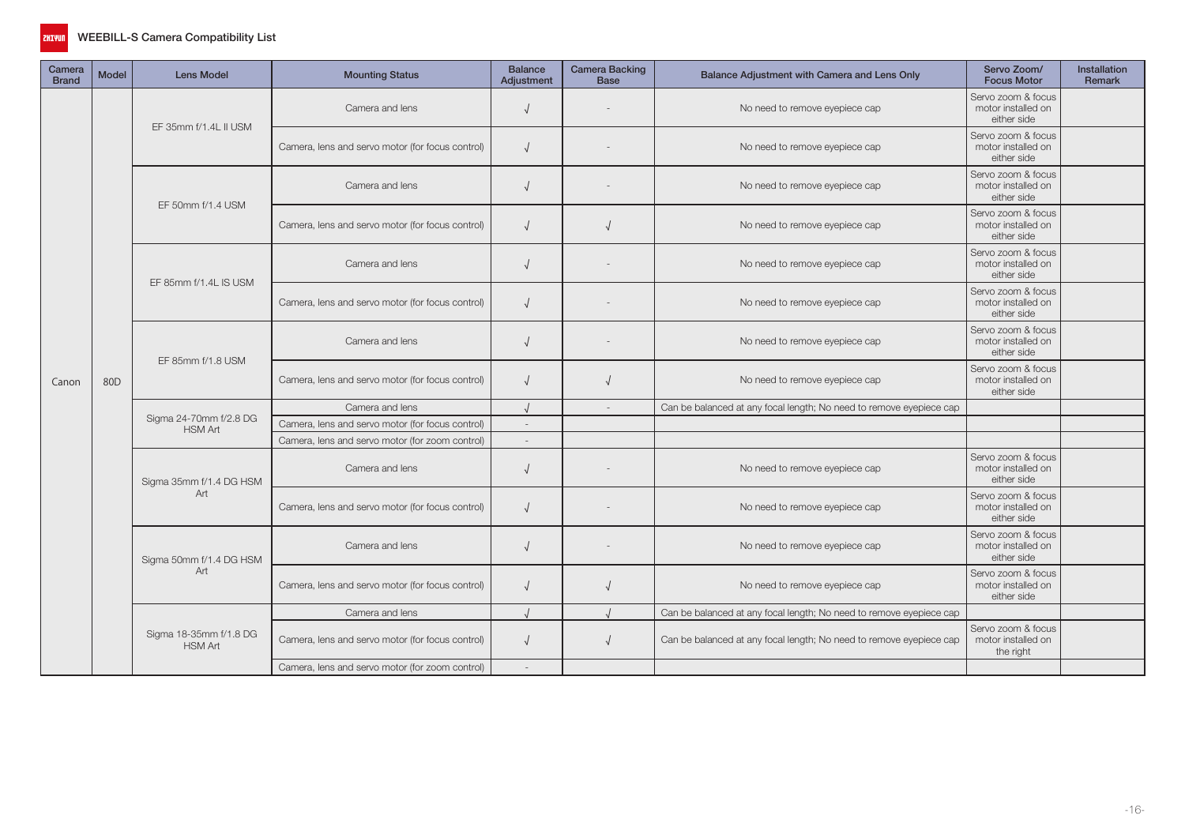# WEEBILL-S Camera Compatibility List

| Camera Brand | Model | Lens Model | Mounting Status | Balance Adjustment | Camera Backing Base | Balance Adjustment with Camera and Lens Only | Servo Zoom/ Focus Motor | Installation Remark |
|---|---|---|---|---|---|---|---|---|
| Canon | 80D | EF 35mm f/1.4L II USM | Camera and lens | √ | - | No need to remove eyepiece cap | Servo zoom & focus motor installed on either side | |
| | | | Camera, lens and servo motor (for focus control) | √ | - | No need to remove eyepiece cap | Servo zoom & focus motor installed on either side | |
| | | EF 50mm f/1.4 USM | Camera and lens | √ | - | No need to remove eyepiece cap | Servo zoom & focus motor installed on either side | |
| | | | Camera, lens and servo motor (for focus control) | √ | √ | No need to remove eyepiece cap | Servo zoom & focus motor installed on either side | |
| | | EF 85mm f/1.4L IS USM | Camera and lens | √ | - | No need to remove eyepiece cap | Servo zoom & focus motor installed on either side | |
| | | | Camera, lens and servo motor (for focus control) | √ | - | No need to remove eyepiece cap | Servo zoom & focus motor installed on either side | |
| | | EF 85mm f/1.8 USM | Camera and lens | √ | - | No need to remove eyepiece cap | Servo zoom & focus motor installed on either side | |
| | | | Camera, lens and servo motor (for focus control) | √ | √ | No need to remove eyepiece cap | Servo zoom & focus motor installed on either side | |
| | | Sigma 24-70mm f/2.8 DG HSM Art | Camera and lens | √ | - | Can be balanced at any focal length; No need to remove eyepiece cap | | |
| | | | Camera, lens and servo motor (for focus control) | - | | | | |
| | | | Camera, lens and servo motor (for zoom control) | - | | | | |
| | | Sigma 35mm f/1.4 DG HSM Art | Camera and lens | √ | - | No need to remove eyepiece cap | Servo zoom & focus motor installed on either side | |
| | | | Camera, lens and servo motor (for focus control) | √ | - | No need to remove eyepiece cap | Servo zoom & focus motor installed on either side | |
| | | Sigma 50mm f/1.4 DG HSM Art | Camera and lens | √ | - | No need to remove eyepiece cap | Servo zoom & focus motor installed on either side | |
| | | | Camera, lens and servo motor (for focus control) | √ | √ | No need to remove eyepiece cap | Servo zoom & focus motor installed on either side | |
| | | Sigma 18-35mm f/1.8 DG HSM Art | Camera and lens | √ | √ | Can be balanced at any focal length; No need to remove eyepiece cap | | |
| | | | Camera, lens and servo motor (for focus control) | √ | √ | Can be balanced at any focal length; No need to remove eyepiece cap | Servo zoom & focus motor installed on the right | |
| | | | Camera, lens and servo motor (for zoom control) | - | | | | |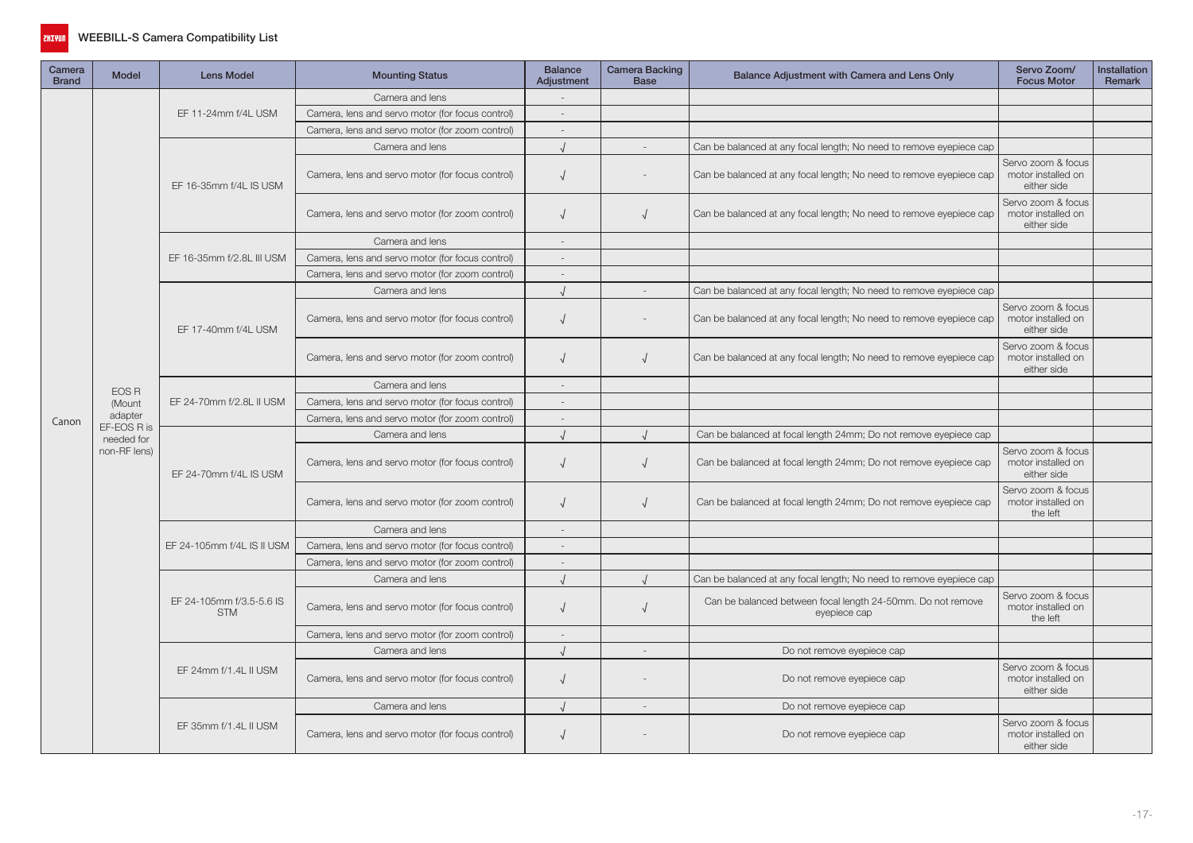# WEEBILL-S Camera Compatibility List

| Camera Brand | Model | Lens Model | Mounting Status | Balance Adjustment | Camera Backing Base | Balance Adjustment with Camera and Lens Only | Servo Zoom/ Focus Motor | Installation Remark |
|---|---|---|---|---|---|---|---|---|
| Canon | EOS R (Mount adapter EF-EOS R is needed for non-RF lens) | EF 11-24mm f/4L USM | Camera and lens | - | | | | |
| | | | Camera, lens and servo motor (for focus control) | - | | | | |
| | | | Camera, lens and servo motor (for zoom control) | - | | | | |
| | | EF 16-35mm f/4L IS USM | Camera and lens | √ | - | Can be balanced at any focal length; No need to remove eyepiece cap | | |
| | | | Camera, lens and servo motor (for focus control) | √ | - | Can be balanced at any focal length; No need to remove eyepiece cap | Servo zoom & focus motor installed on either side | |
| | | | Camera, lens and servo motor (for zoom control) | √ | √ | Can be balanced at any focal length; No need to remove eyepiece cap | Servo zoom & focus motor installed on either side | |
| | | EF 16-35mm f/2.8L III USM | Camera and lens | - | | | | |
| | | | Camera, lens and servo motor (for focus control) | - | | | | |
| | | | Camera, lens and servo motor (for zoom control) | - | | | | |
| | | EF 17-40mm f/4L USM | Camera and lens | √ | - | Can be balanced at any focal length; No need to remove eyepiece cap | | |
| | | | Camera, lens and servo motor (for focus control) | √ | - | Can be balanced at any focal length; No need to remove eyepiece cap | Servo zoom & focus motor installed on either side | |
| | | | Camera, lens and servo motor (for zoom control) | √ | √ | Can be balanced at any focal length; No need to remove eyepiece cap | Servo zoom & focus motor installed on either side | |
| | | EF 24-70mm f/2.8L II USM | Camera and lens | - | | | | |
| | | | Camera, lens and servo motor (for focus control) | - | | | | |
| | | | Camera, lens and servo motor (for zoom control) | - | | | | |
| | | EF 24-70mm f/4L IS USM | Camera and lens | √ | √ | Can be balanced at focal length 24mm; Do not remove eyepiece cap | | |
| | | | Camera, lens and servo motor (for focus control) | √ | √ | Can be balanced at focal length 24mm; Do not remove eyepiece cap | Servo zoom & focus motor installed on either side | |
| | | | Camera, lens and servo motor (for zoom control) | √ | √ | Can be balanced at focal length 24mm; Do not remove eyepiece cap | Servo zoom & focus motor installed on the left | |
| | | EF 24-105mm f/4L IS II USM | Camera and lens | - | | | | |
| | | | Camera, lens and servo motor (for focus control) | - | | | | |
| | | | Camera, lens and servo motor (for zoom control) | - | | | | |
| | | EF 24-105mm f/3.5-5.6 IS STM | Camera and lens | √ | √ | Can be balanced at any focal length; No need to remove eyepiece cap | | |
| | | | Camera, lens and servo motor (for focus control) | √ | √ | Can be balanced between focal length 24-50mm. Do not remove eyepiece cap | Servo zoom & focus motor installed on the left | |
| | | | Camera, lens and servo motor (for zoom control) | - | | | | |
| | | EF 24mm f/1.4L II USM | Camera and lens | √ | - | Do not remove eyepiece cap | | |
| | | | Camera, lens and servo motor (for focus control) | √ | - | Do not remove eyepiece cap | Servo zoom & focus motor installed on either side | |
| | | EF 35mm f/1.4L II USM | Camera and lens | √ | - | Do not remove eyepiece cap | | |
| | | | Camera, lens and servo motor (for focus control) | √ | - | Do not remove eyepiece cap | Servo zoom & focus motor installed on either side | |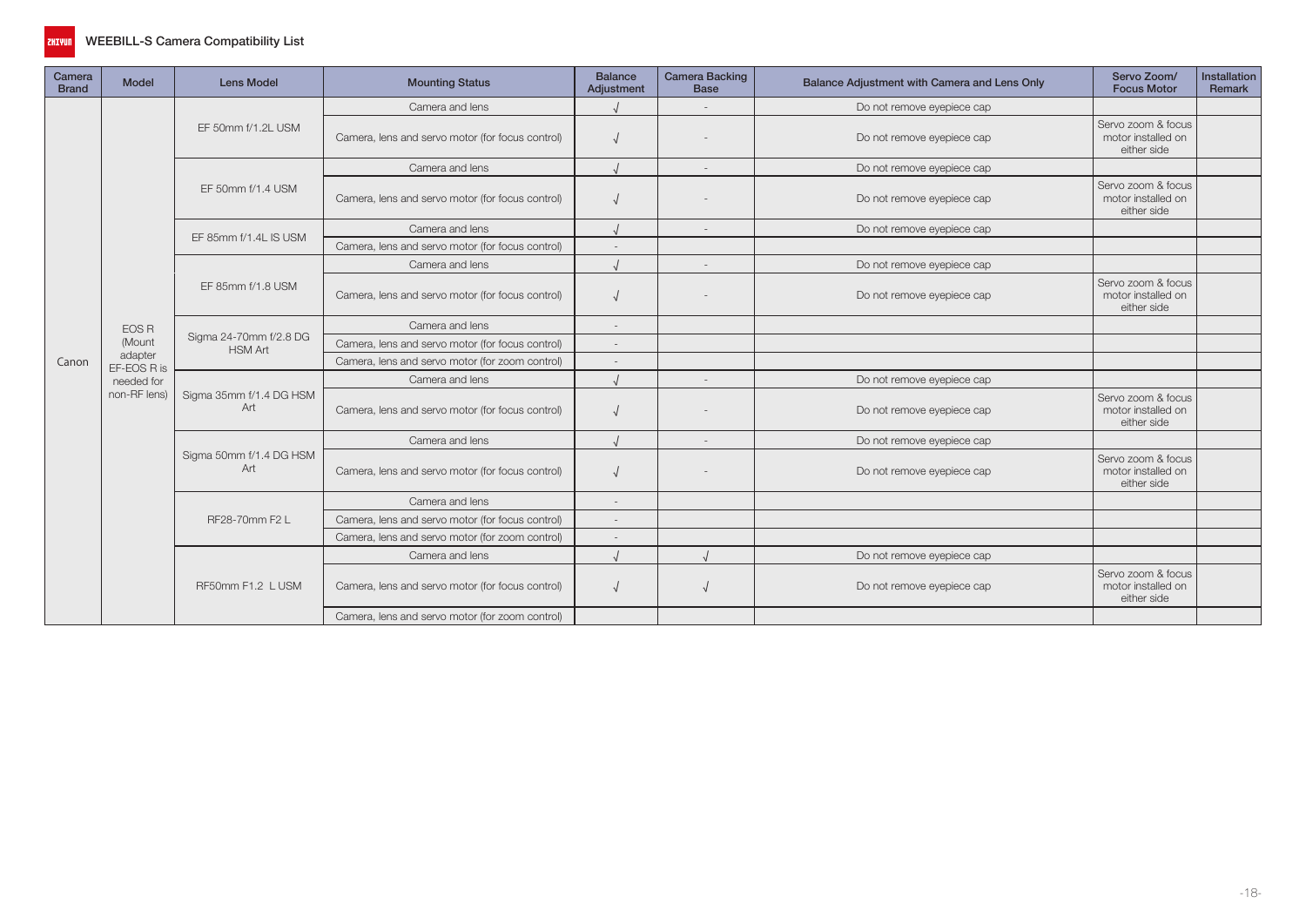# WEEBILL-S Camera Compatibility List

| Camera Brand | Model | Lens Model | Mounting Status | Balance Adjustment | Camera Backing Base | Balance Adjustment with Camera and Lens Only | Servo Zoom/ Focus Motor | Installation Remark |
|---|---|---|---|---|---|---|---|---|
| Canon | EOS R (Mount adapter EF-EOS R is needed for non-RF lens) | EF 50mm f/1.2L USM | Camera and lens | √ | - | Do not remove eyepiece cap | | |
| | | | Camera, lens and servo motor (for focus control) | √ | - | Do not remove eyepiece cap | Servo zoom & focus motor installed on either side | |
| | | EF 50mm f/1.4 USM | Camera and lens | √ | - | Do not remove eyepiece cap | | |
| | | | Camera, lens and servo motor (for focus control) | √ | - | Do not remove eyepiece cap | Servo zoom & focus motor installed on either side | |
| | | EF 85mm f/1.4L IS USM | Camera and lens | √ | - | Do not remove eyepiece cap | | |
| | | | Camera, lens and servo motor (for focus control) | - | | | | |
| | | EF 85mm f/1.8 USM | Camera and lens | √ | - | Do not remove eyepiece cap | | |
| | | | Camera, lens and servo motor (for focus control) | √ | - | Do not remove eyepiece cap | Servo zoom & focus motor installed on either side | |
| | | Sigma 24-70mm f/2.8 DG HSM Art | Camera and lens | - | | | | |
| | | | Camera, lens and servo motor (for focus control) | - | | | | |
| | | | Camera, lens and servo motor (for zoom control) | - | | | | |
| | | Sigma 35mm f/1.4 DG HSM Art | Camera and lens | √ | - | Do not remove eyepiece cap | | |
| | | | Camera, lens and servo motor (for focus control) | √ | - | Do not remove eyepiece cap | Servo zoom & focus motor installed on either side | |
| | | Sigma 50mm f/1.4 DG HSM Art | Camera and lens | √ | - | Do not remove eyepiece cap | | |
| | | | Camera, lens and servo motor (for focus control) | √ | - | Do not remove eyepiece cap | Servo zoom & focus motor installed on either side | |
| | | RF28-70mm F2 L | Camera and lens | - | | | | |
| | | | Camera, lens and servo motor (for focus control) | - | | | | |
| | | | Camera, lens and servo motor (for zoom control) | - | | | | |
| | | RF50mm F1.2 L USM | Camera and lens | √ | √ | Do not remove eyepiece cap | | |
| | | | Camera, lens and servo motor (for focus control) | √ | √ | Do not remove eyepiece cap | Servo zoom & focus motor installed on either side | |
| | | | Camera, lens and servo motor (for zoom control) | | | | | |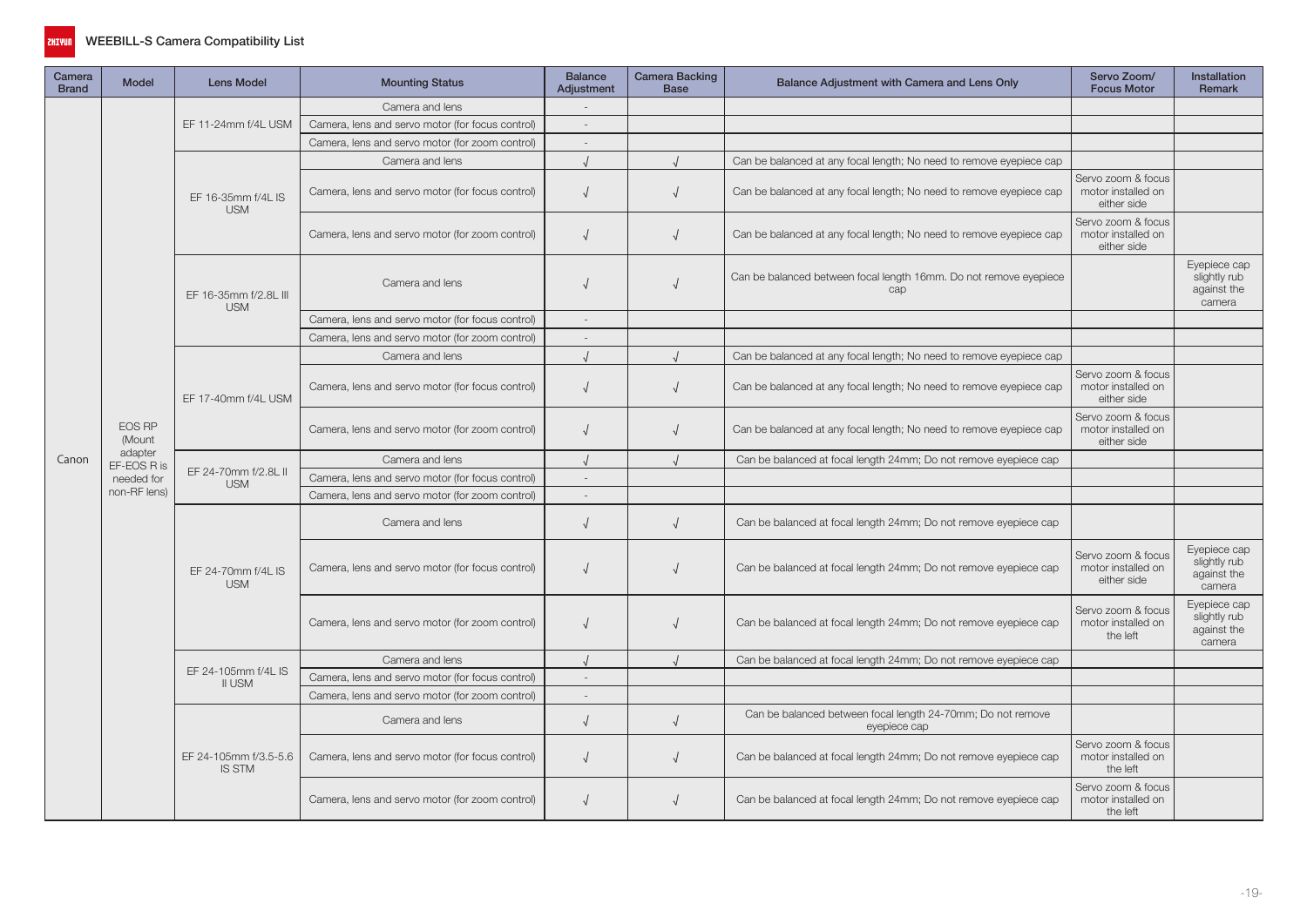## WEEBILL-S Camera Compatibility List

| Camera Brand | Model | Lens Model | Mounting Status | Balance Adjustment | Camera Backing Base | Balance Adjustment with Camera and Lens Only | Servo Zoom/ Focus Motor | Installation Remark |
|---|---|---|---|---|---|---|---|---|
| Canon | EOS RP (Mount adapter EF-EOS R is needed for non-RF lens) | EF 11-24mm f/4L USM | Camera and lens | - | | | | |
| | | | Camera, lens and servo motor (for focus control) | - | | | | |
| | | | Camera, lens and servo motor (for zoom control) | - | | | | |
| | | EF 16-35mm f/4L IS USM | Camera and lens | √ | √ | Can be balanced at any focal length; No need to remove eyepiece cap | | |
| | | | Camera, lens and servo motor (for focus control) | √ | √ | Can be balanced at any focal length; No need to remove eyepiece cap | Servo zoom & focus motor installed on either side | |
| | | | Camera, lens and servo motor (for zoom control) | √ | √ | Can be balanced at any focal length; No need to remove eyepiece cap | Servo zoom & focus motor installed on either side | |
| | | EF 16-35mm f/2.8L III USM | Camera and lens | √ | √ | Can be balanced between focal length 16mm. Do not remove eyepiece cap | | Eyepiece cap slightly rub against the camera |
| | | | Camera, lens and servo motor (for focus control) | - | | | | |
| | | | Camera, lens and servo motor (for zoom control) | - | | | | |
| | | EF 17-40mm f/4L USM | Camera and lens | √ | √ | Can be balanced at any focal length; No need to remove eyepiece cap | | |
| | | | Camera, lens and servo motor (for focus control) | √ | √ | Can be balanced at any focal length; No need to remove eyepiece cap | Servo zoom & focus motor installed on either side | |
| | | | Camera, lens and servo motor (for zoom control) | √ | √ | Can be balanced at any focal length; No need to remove eyepiece cap | Servo zoom & focus motor installed on either side | |
| | | EF 24-70mm f/2.8L II USM | Camera and lens | √ | √ | Can be balanced at focal length 24mm; Do not remove eyepiece cap | | |
| | | | Camera, lens and servo motor (for focus control) | - | | | | |
| | | | Camera, lens and servo motor (for zoom control) | - | | | | |
| | | EF 24-70mm f/4L IS USM | Camera and lens | √ | √ | Can be balanced at focal length 24mm; Do not remove eyepiece cap | | |
| | | | Camera, lens and servo motor (for focus control) | √ | √ | Can be balanced at focal length 24mm; Do not remove eyepiece cap | Servo zoom & focus motor installed on either side | Eyepiece cap slightly rub against the camera |
| | | | Camera, lens and servo motor (for zoom control) | √ | √ | Can be balanced at focal length 24mm; Do not remove eyepiece cap | Servo zoom & focus motor installed on the left | Eyepiece cap slightly rub against the camera |
| | | EF 24-105mm f/4L IS II USM | Camera and lens | √ | √ | Can be balanced at focal length 24mm; Do not remove eyepiece cap | | |
| | | | Camera, lens and servo motor (for focus control) | - | | | | |
| | | | Camera, lens and servo motor (for zoom control) | - | | | | |
| | | EF 24-105mm f/3.5-5.6 IS STM | Camera and lens | √ | √ | Can be balanced between focal length 24-70mm; Do not remove eyepiece cap | | |
| | | | Camera, lens and servo motor (for focus control) | √ | √ | Can be balanced at focal length 24mm; Do not remove eyepiece cap | Servo zoom & focus motor installed on the left | |
| | | | Camera, lens and servo motor (for zoom control) | √ | √ | Can be balanced at focal length 24mm; Do not remove eyepiece cap | Servo zoom & focus motor installed on the left | |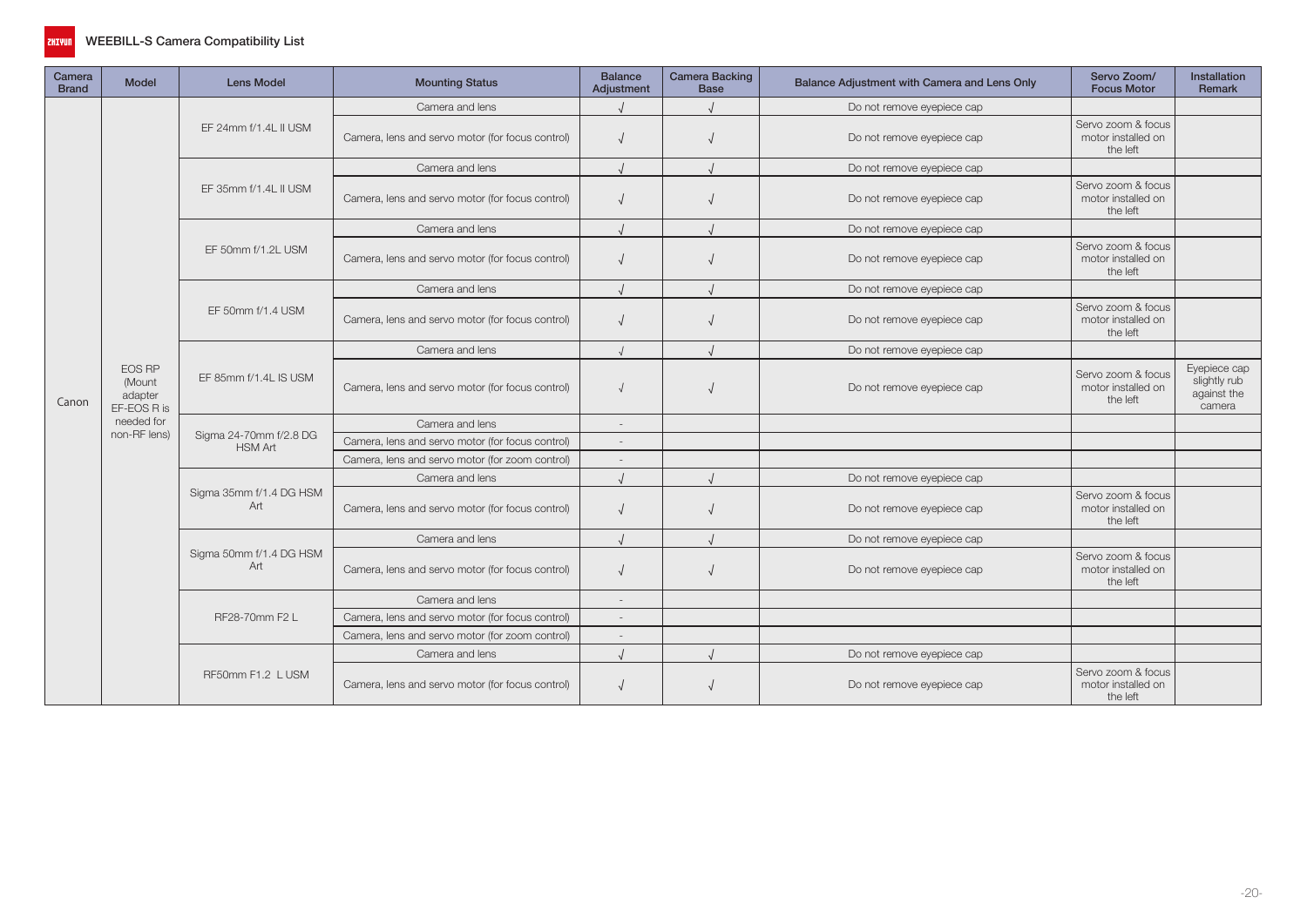# WEEBILL-S Camera Compatibility List

| Camera Brand | Model | Lens Model | Mounting Status | Balance Adjustment | Camera Backing Base | Balance Adjustment with Camera and Lens Only | Servo Zoom/ Focus Motor | Installation Remark |
|---|---|---|---|---|---|---|---|---|
| Canon | EOS RP (Mount adapter EF-EOS R is needed for non-RF lens) | EF 24mm f/1.4L II USM | Camera and lens | √ | √ | Do not remove eyepiece cap | | |
| | | | Camera, lens and servo motor (for focus control) | √ | √ | Do not remove eyepiece cap | Servo zoom & focus motor installed on the left | |
| | | EF 35mm f/1.4L II USM | Camera and lens | √ | √ | Do not remove eyepiece cap | | |
| | | | Camera, lens and servo motor (for focus control) | √ | √ | Do not remove eyepiece cap | Servo zoom & focus motor installed on the left | |
| | | EF 50mm f/1.2L USM | Camera and lens | √ | √ | Do not remove eyepiece cap | | |
| | | | Camera, lens and servo motor (for focus control) | √ | √ | Do not remove eyepiece cap | Servo zoom & focus motor installed on the left | |
| | | EF 50mm f/1.4 USM | Camera and lens | √ | √ | Do not remove eyepiece cap | | |
| | | | Camera, lens and servo motor (for focus control) | √ | √ | Do not remove eyepiece cap | Servo zoom & focus motor installed on the left | |
| | | EF 85mm f/1.4L IS USM | Camera and lens | √ | √ | Do not remove eyepiece cap | | |
| | | | Camera, lens and servo motor (for focus control) | √ | √ | Do not remove eyepiece cap | Servo zoom & focus motor installed on the left | Eyepiece cap slightly rub against the camera |
| | | Sigma 24-70mm f/2.8 DG HSM Art | Camera and lens | - | | | | |
| | | | Camera, lens and servo motor (for focus control) | - | | | | |
| | | | Camera, lens and servo motor (for zoom control) | - | | | | |
| | | Sigma 35mm f/1.4 DG HSM Art | Camera and lens | √ | √ | Do not remove eyepiece cap | | |
| | | | Camera, lens and servo motor (for focus control) | √ | √ | Do not remove eyepiece cap | Servo zoom & focus motor installed on the left | |
| | | Sigma 50mm f/1.4 DG HSM Art | Camera and lens | √ | √ | Do not remove eyepiece cap | | |
| | | | Camera, lens and servo motor (for focus control) | √ | √ | Do not remove eyepiece cap | Servo zoom & focus motor installed on the left | |
| | | RF28-70mm F2 L | Camera and lens | - | | | | |
| | | | Camera, lens and servo motor (for focus control) | - | | | | |
| | | | Camera, lens and servo motor (for zoom control) | - | | | | |
| | | RF50mm F1.2 L USM | Camera and lens | √ | √ | Do not remove eyepiece cap | | |
| | | | Camera, lens and servo motor (for focus control) | √ | √ | Do not remove eyepiece cap | Servo zoom & focus motor installed on the left | |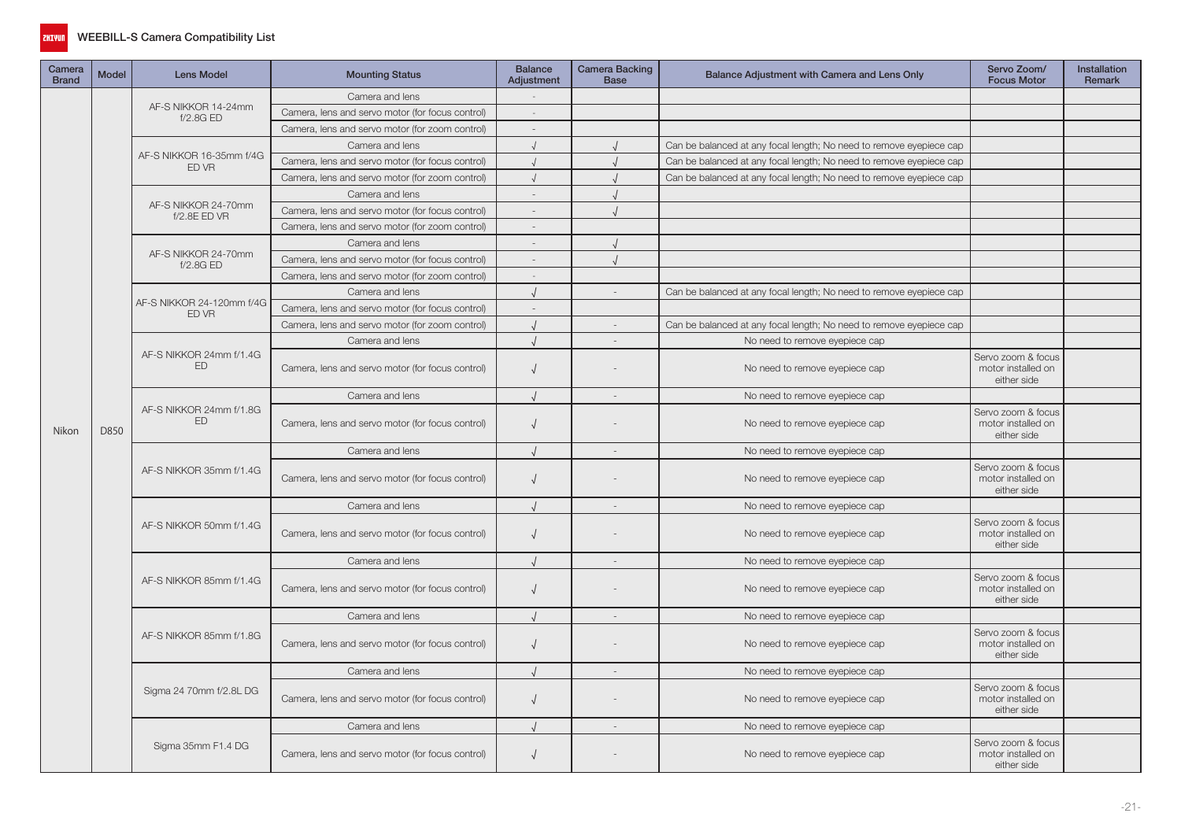# WEEBILL-S Camera Compatibility List

| Camera Brand | Model | Lens Model | Mounting Status | Balance Adjustment | Camera Backing Base | Balance Adjustment with Camera and Lens Only | Servo Zoom/ Focus Motor | Installation Remark |
|---|---|---|---|---|---|---|---|---|
| Nikon | D850 | AF-S NIKKOR 14-24mm f/2.8G ED | Camera and lens | - | | | | |
| | | | Camera, lens and servo motor (for focus control) | - | | | | |
| | | | Camera, lens and servo motor (for zoom control) | - | | | | |
| | | AF-S NIKKOR 16-35mm f/4G ED VR | Camera and lens | √ | √ | Can be balanced at any focal length; No need to remove eyepiece cap | | |
| | | | Camera, lens and servo motor (for focus control) | √ | √ | Can be balanced at any focal length; No need to remove eyepiece cap | | |
| | | | Camera, lens and servo motor (for zoom control) | √ | √ | Can be balanced at any focal length; No need to remove eyepiece cap | | |
| | | AF-S NIKKOR 24-70mm f/2.8E ED VR | Camera and lens | - | √ | | | |
| | | | Camera, lens and servo motor (for focus control) | - | √ | | | |
| | | | Camera, lens and servo motor (for zoom control) | - | | | | |
| | | AF-S NIKKOR 24-70mm f/2.8G ED | Camera and lens | - | √ | | | |
| | | | Camera, lens and servo motor (for focus control) | - | √ | | | |
| | | | Camera, lens and servo motor (for zoom control) | - | | | | |
| | | AF-S NIKKOR 24-120mm f/4G ED VR | Camera and lens | √ | - | Can be balanced at any focal length; No need to remove eyepiece cap | | |
| | | | Camera, lens and servo motor (for focus control) | - | | | | |
| | | | Camera, lens and servo motor (for zoom control) | √ | - | Can be balanced at any focal length; No need to remove eyepiece cap | | |
| | | AF-S NIKKOR 24mm f/1.4G ED | Camera and lens | √ | - | No need to remove eyepiece cap | | |
| | | | Camera, lens and servo motor (for focus control) | √ | - | No need to remove eyepiece cap | Servo zoom & focus motor installed on either side | |
| | | AF-S NIKKOR 24mm f/1.8G ED | Camera and lens | √ | - | No need to remove eyepiece cap | | |
| | | | Camera, lens and servo motor (for focus control) | √ | - | No need to remove eyepiece cap | Servo zoom & focus motor installed on either side | |
| | | AF-S NIKKOR 35mm f/1.4G | Camera and lens | √ | - | No need to remove eyepiece cap | | |
| | | | Camera, lens and servo motor (for focus control) | √ | - | No need to remove eyepiece cap | Servo zoom & focus motor installed on either side | |
| | | AF-S NIKKOR 50mm f/1.4G | Camera and lens | √ | - | No need to remove eyepiece cap | | |
| | | | Camera, lens and servo motor (for focus control) | √ | - | No need to remove eyepiece cap | Servo zoom & focus motor installed on either side | |
| | | AF-S NIKKOR 85mm f/1.4G | Camera and lens | √ | - | No need to remove eyepiece cap | | |
| | | | Camera, lens and servo motor (for focus control) | √ | - | No need to remove eyepiece cap | Servo zoom & focus motor installed on either side | |
| | | AF-S NIKKOR 85mm f/1.8G | Camera and lens | √ | - | No need to remove eyepiece cap | | |
| | | | Camera, lens and servo motor (for focus control) | √ | - | No need to remove eyepiece cap | Servo zoom & focus motor installed on either side | |
| | | Sigma 24 70mm f/2.8L DG | Camera and lens | √ | - | No need to remove eyepiece cap | | |
| | | | Camera, lens and servo motor (for focus control) | √ | - | No need to remove eyepiece cap | Servo zoom & focus motor installed on either side | |
| | | Sigma 35mm F1.4 DG | Camera and lens | √ | - | No need to remove eyepiece cap | | |
| | | | Camera, lens and servo motor (for focus control) | √ | - | No need to remove eyepiece cap | Servo zoom & focus motor installed on either side | |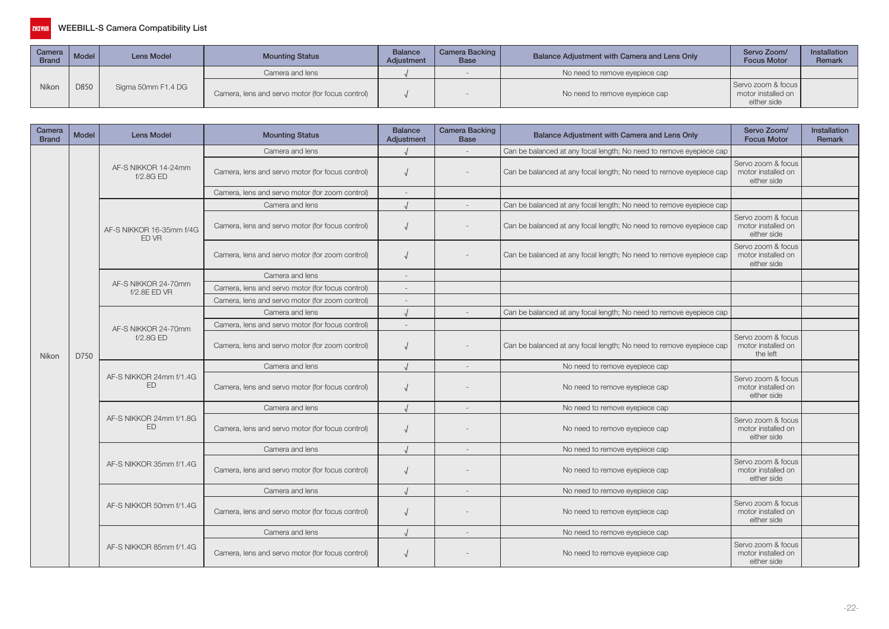# WEEBILL-S Camera Compatibility List

| Camera Brand | Model | Lens Model | Mounting Status | Balance Adjustment | Camera Backing Base | Balance Adjustment with Camera and Lens Only | Servo Zoom/ Focus Motor | Installation Remark |
|---|---|---|---|---|---|---|---|---|
| Nikon | D850 | Sigma 50mm F1.4 DG | Camera and lens | √ | - | No need to remove eyepiece cap | | |
| | | | Camera, lens and servo motor (for focus control) | √ | - | No need to remove eyepiece cap | Servo zoom & focus motor installed on either side | |

| Camera Brand | Model | Lens Model | Mounting Status | Balance Adjustment | Camera Backing Base | Balance Adjustment with Camera and Lens Only | Servo Zoom/ Focus Motor | Installation Remark |
|---|---|---|---|---|---|---|---|---|
| Nikon | D750 | AF-S NIKKOR 14-24mm f/2.8G ED | Camera and lens | √ | - | Can be balanced at any focal length; No need to remove eyepiece cap | | |
| | | | Camera, lens and servo motor (for focus control) | √ | - | Can be balanced at any focal length; No need to remove eyepiece cap | Servo zoom & focus motor installed on either side | |
| | | | Camera, lens and servo motor (for zoom control) | - | | | | |
| | | AF-S NIKKOR 16-35mm f/4G ED VR | Camera and lens | √ | - | Can be balanced at any focal length; No need to remove eyepiece cap | | |
| | | | Camera, lens and servo motor (for focus control) | √ | - | Can be balanced at any focal length; No need to remove eyepiece cap | Servo zoom & focus motor installed on either side | |
| | | | Camera, lens and servo motor (for zoom control) | √ | - | Can be balanced at any focal length; No need to remove eyepiece cap | Servo zoom & focus motor installed on either side | |
| | | AF-S NIKKOR 24-70mm f/2.8E ED VR | Camera and lens | - | | | | |
| | | | Camera, lens and servo motor (for focus control) | - | | | | |
| | | | Camera, lens and servo motor (for zoom control) | - | | | | |
| | | AF-S NIKKOR 24-70mm f/2.8G ED | Camera and lens | √ | - | Can be balanced at any focal length; No need to remove eyepiece cap | | |
| | | | Camera, lens and servo motor (for focus control) | - | | | | |
| | | | Camera, lens and servo motor (for zoom control) | √ | - | Can be balanced at any focal length; No need to remove eyepiece cap | Servo zoom & focus motor installed on the left | |
| | | AF-S NIKKOR 24mm f/1.4G ED | Camera and lens | √ | - | No need to remove eyepiece cap | | |
| | | | Camera, lens and servo motor (for focus control) | √ | - | No need to remove eyepiece cap | Servo zoom & focus motor installed on either side | |
| | | AF-S NIKKOR 24mm f/1.8G ED | Camera and lens | √ | - | No need to remove eyepiece cap | | |
| | | | Camera, lens and servo motor (for focus control) | √ | - | No need to remove eyepiece cap | Servo zoom & focus motor installed on either side | |
| | | AF-S NIKKOR 35mm f/1.4G | Camera and lens | √ | - | No need to remove eyepiece cap | | |
| | | | Camera, lens and servo motor (for focus control) | √ | - | No need to remove eyepiece cap | Servo zoom & focus motor installed on either side | |
| | | AF-S NIKKOR 50mm f/1.4G | Camera and lens | √ | - | No need to remove eyepiece cap | | |
| | | | Camera, lens and servo motor (for focus control) | √ | - | No need to remove eyepiece cap | Servo zoom & focus motor installed on either side | |
| | | AF-S NIKKOR 85mm f/1.4G | Camera and lens | √ | - | No need to remove eyepiece cap | | |
| | | | Camera, lens and servo motor (for focus control) | √ | - | No need to remove eyepiece cap | Servo zoom & focus motor installed on either side | |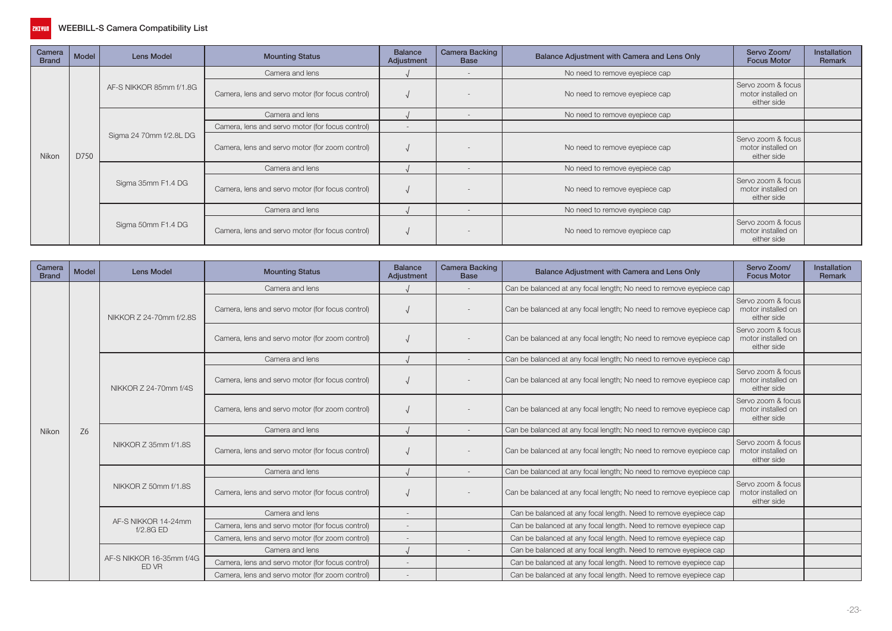# WEEBILL-S Camera Compatibility List

| Camera Brand | Model | Lens Model | Mounting Status | Balance Adjustment | Camera Backing Base | Balance Adjustment with Camera and Lens Only | Servo Zoom/ Focus Motor | Installation Remark |
|---|---|---|---|---|---|---|---|---|
| Nikon | D750 | AF-S NIKKOR 85mm f/1.8G | Camera and lens | √ | - | No need to remove eyepiece cap | | |
| | | | Camera, lens and servo motor (for focus control) | √ | - | No need to remove eyepiece cap | Servo zoom & focus motor installed on either side | |
| | | Sigma 24 70mm f/2.8L DG | Camera and lens | √ | - | No need to remove eyepiece cap | | |
| | | | Camera, lens and servo motor (for focus control) | - | | | | |
| | | | Camera, lens and servo motor (for zoom control) | √ | - | No need to remove eyepiece cap | Servo zoom & focus motor installed on either side | |
| | | Sigma 35mm F1.4 DG | Camera and lens | √ | - | No need to remove eyepiece cap | | |
| | | | Camera, lens and servo motor (for focus control) | √ | - | No need to remove eyepiece cap | Servo zoom & focus motor installed on either side | |
| | | Sigma 50mm F1.4 DG | Camera and lens | √ | - | No need to remove eyepiece cap | | |
| | | | Camera, lens and servo motor (for focus control) | √ | - | No need to remove eyepiece cap | Servo zoom & focus motor installed on either side | |

| Camera Brand | Model | Lens Model | Mounting Status | Balance Adjustment | Camera Backing Base | Balance Adjustment with Camera and Lens Only | Servo Zoom/ Focus Motor | Installation Remark |
|---|---|---|---|---|---|---|---|---|
| Nikon | Z6 | NIKKOR Z 24-70mm f/2.8S | Camera and lens | √ | - | Can be balanced at any focal length; No need to remove eyepiece cap | | |
| | | | Camera, lens and servo motor (for focus control) | √ | - | Can be balanced at any focal length; No need to remove eyepiece cap | Servo zoom & focus motor installed on either side | |
| | | | Camera, lens and servo motor (for zoom control) | √ | - | Can be balanced at any focal length; No need to remove eyepiece cap | Servo zoom & focus motor installed on either side | |
| | | NIKKOR Z 24-70mm f/4S | Camera and lens | √ | - | Can be balanced at any focal length; No need to remove eyepiece cap | | |
| | | | Camera, lens and servo motor (for focus control) | √ | - | Can be balanced at any focal length; No need to remove eyepiece cap | Servo zoom & focus motor installed on either side | |
| | | | Camera, lens and servo motor (for zoom control) | √ | - | Can be balanced at any focal length; No need to remove eyepiece cap | Servo zoom & focus motor installed on either side | |
| | | NIKKOR Z 35mm f/1.8S | Camera and lens | √ | - | Can be balanced at any focal length; No need to remove eyepiece cap | | |
| | | | Camera, lens and servo motor (for focus control) | √ | - | Can be balanced at any focal length; No need to remove eyepiece cap | Servo zoom & focus motor installed on either side | |
| | | NIKKOR Z 50mm f/1.8S | Camera and lens | √ | - | Can be balanced at any focal length; No need to remove eyepiece cap | | |
| | | | Camera, lens and servo motor (for focus control) | √ | - | Can be balanced at any focal length; No need to remove eyepiece cap | Servo zoom & focus motor installed on either side | |
| | | AF-S NIKKOR 14-24mm f/2.8G ED | Camera and lens | - | | Can be balanced at any focal length. Need to remove eyepiece cap | | |
| | | | Camera, lens and servo motor (for focus control) | - | | Can be balanced at any focal length. Need to remove eyepiece cap | | |
| | | | Camera, lens and servo motor (for zoom control) | - | | Can be balanced at any focal length. Need to remove eyepiece cap | | |
| | | AF-S NIKKOR 16-35mm f/4G ED VR | Camera and lens | √ | - | Can be balanced at any focal length. Need to remove eyepiece cap | | |
| | | | Camera, lens and servo motor (for focus control) | - | | Can be balanced at any focal length. Need to remove eyepiece cap | | |
| | | | Camera, lens and servo motor (for zoom control) | - | | Can be balanced at any focal length. Need to remove eyepiece cap | | |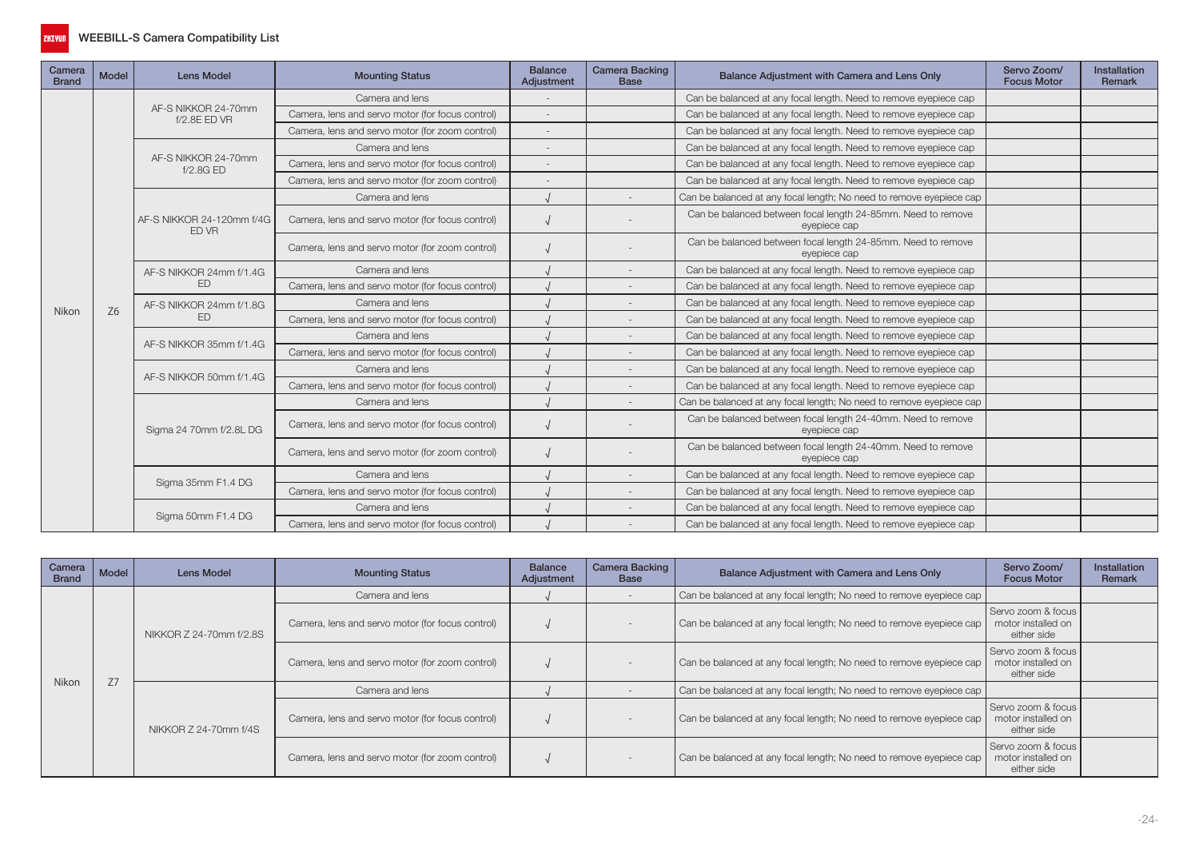# WEEBILL-S Camera Compatibility List

| Camera Brand | Model | Lens Model | Mounting Status | Balance Adjustment | Camera Backing Base | Balance Adjustment with Camera and Lens Only | Servo Zoom/ Focus Motor | Installation Remark |
|---|---|---|---|---|---|---|---|---|
| Nikon | Z6 | AF-S NIKKOR 24-70mm f/2.8E ED VR | Camera and lens | - | | Can be balanced at any focal length. Need to remove eyepiece cap | | |
| | | | Camera, lens and servo motor (for focus control) | - | | Can be balanced at any focal length. Need to remove eyepiece cap | | |
| | | | Camera, lens and servo motor (for zoom control) | - | | Can be balanced at any focal length. Need to remove eyepiece cap | | |
| | | AF-S NIKKOR 24-70mm f/2.8G ED | Camera and lens | - | | Can be balanced at any focal length. Need to remove eyepiece cap | | |
| | | | Camera, lens and servo motor (for focus control) | - | | Can be balanced at any focal length. Need to remove eyepiece cap | | |
| | | | Camera, lens and servo motor (for zoom control) | - | | Can be balanced at any focal length. Need to remove eyepiece cap | | |
| | | AF-S NIKKOR 24-120mm f/4G ED VR | Camera and lens | √ | - | Can be balanced at any focal length; No need to remove eyepiece cap | | |
| | | | Camera, lens and servo motor (for focus control) | √ | - | Can be balanced between focal length 24-85mm. Need to remove eyepiece cap | | |
| | | | Camera, lens and servo motor (for zoom control) | √ | - | Can be balanced between focal length 24-85mm. Need to remove eyepiece cap | | |
| | | AF-S NIKKOR 24mm f/1.4G ED | Camera and lens | √ | - | Can be balanced at any focal length. Need to remove eyepiece cap | | |
| | | | Camera, lens and servo motor (for focus control) | √ | - | Can be balanced at any focal length. Need to remove eyepiece cap | | |
| | | AF-S NIKKOR 24mm f/1.8G ED | Camera and lens | √ | - | Can be balanced at any focal length. Need to remove eyepiece cap | | |
| | | | Camera, lens and servo motor (for focus control) | √ | - | Can be balanced at any focal length. Need to remove eyepiece cap | | |
| | | AF-S NIKKOR 35mm f/1.4G | Camera and lens | √ | - | Can be balanced at any focal length. Need to remove eyepiece cap | | |
| | | | Camera, lens and servo motor (for focus control) | √ | - | Can be balanced at any focal length. Need to remove eyepiece cap | | |
| | | AF-S NIKKOR 50mm f/1.4G | Camera and lens | √ | - | Can be balanced at any focal length. Need to remove eyepiece cap | | |
| | | | Camera, lens and servo motor (for focus control) | √ | - | Can be balanced at any focal length. Need to remove eyepiece cap | | |
| | | Sigma 24 70mm f/2.8L DG | Camera and lens | √ | - | Can be balanced at any focal length; No need to remove eyepiece cap | | |
| | | | Camera, lens and servo motor (for focus control) | √ | - | Can be balanced between focal length 24-40mm. Need to remove eyepiece cap | | |
| | | | Camera, lens and servo motor (for zoom control) | √ | - | Can be balanced between focal length 24-40mm. Need to remove eyepiece cap | | |
| | | Sigma 35mm F1.4 DG | Camera and lens | √ | - | Can be balanced at any focal length. Need to remove eyepiece cap | | |
| | | | Camera, lens and servo motor (for focus control) | √ | - | Can be balanced at any focal length. Need to remove eyepiece cap | | |
| | | Sigma 50mm F1.4 DG | Camera and lens | √ | - | Can be balanced at any focal length. Need to remove eyepiece cap | | |
| | | | Camera, lens and servo motor (for focus control) | √ | - | Can be balanced at any focal length. Need to remove eyepiece cap | | |

| Camera Brand | Model | Lens Model | Mounting Status | Balance Adjustment | Camera Backing Base | Balance Adjustment with Camera and Lens Only | Servo Zoom/ Focus Motor | Installation Remark |
|---|---|---|---|---|---|---|---|---|
| Nikon | Z7 | NIKKOR Z 24-70mm f/2.8S | Camera and lens | √ | - | Can be balanced at any focal length; No need to remove eyepiece cap | | |
| | | | Camera, lens and servo motor (for focus control) | √ | - | Can be balanced at any focal length; No need to remove eyepiece cap | Servo zoom & focus motor installed on either side | |
| | | | Camera, lens and servo motor (for zoom control) | √ | - | Can be balanced at any focal length; No need to remove eyepiece cap | Servo zoom & focus motor installed on either side | |
| | | NIKKOR Z 24-70mm f/4S | Camera and lens | √ | - | Can be balanced at any focal length; No need to remove eyepiece cap | | |
| | | | Camera, lens and servo motor (for focus control) | √ | - | Can be balanced at any focal length; No need to remove eyepiece cap | Servo zoom & focus motor installed on either side | |
| | | | Camera, lens and servo motor (for zoom control) | √ | - | Can be balanced at any focal length; No need to remove eyepiece cap | Servo zoom & focus motor installed on either side | |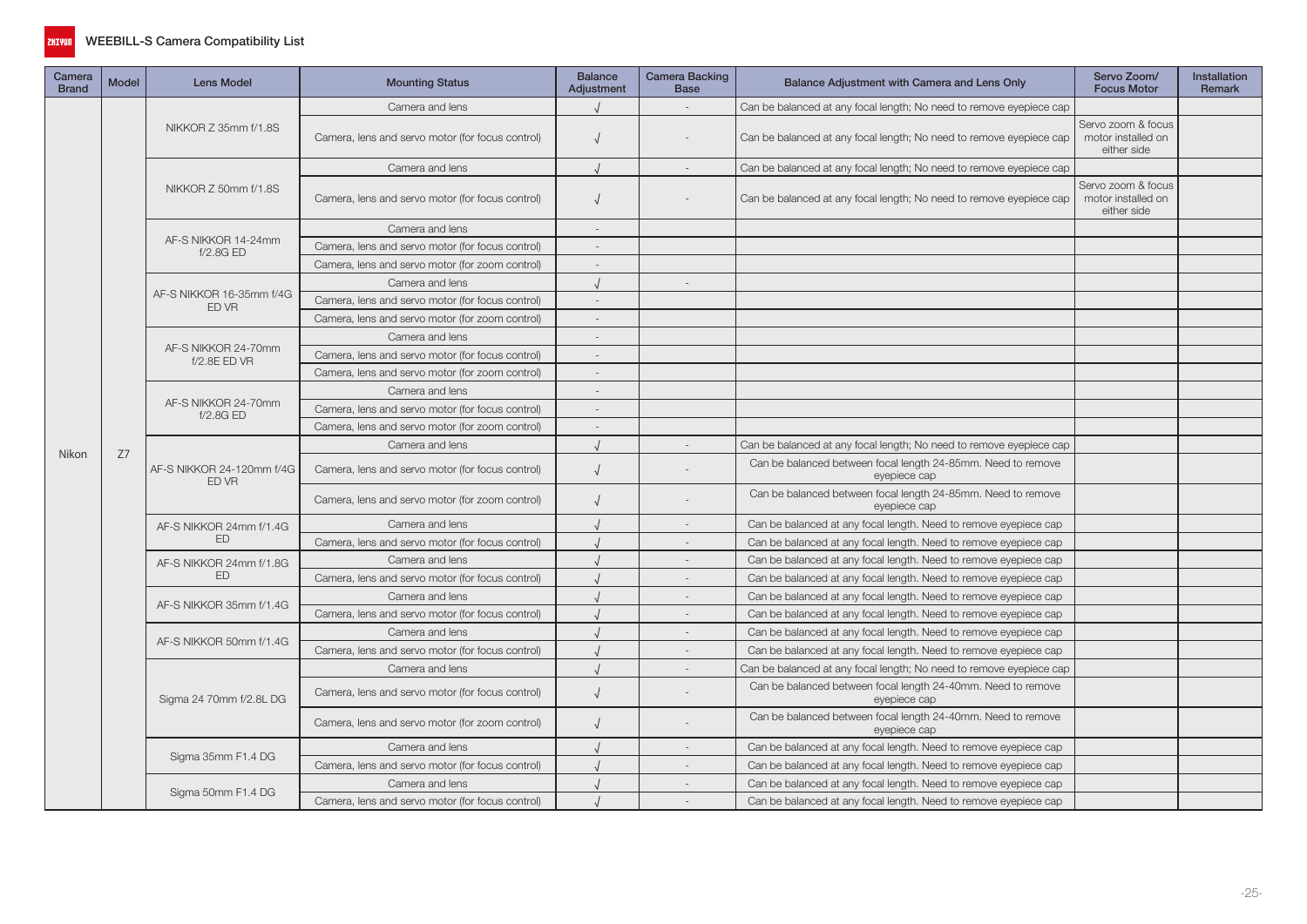# WEEBILL-S Camera Compatibility List

| Camera Brand | Model | Lens Model | Mounting Status | Balance Adjustment | Camera Backing Base | Balance Adjustment with Camera and Lens Only | Servo Zoom/ Focus Motor | Installation Remark |
|---|---|---|---|---|---|---|---|---|
| Nikon | Z7 | NIKKOR Z 35mm f/1.8S | Camera and lens | √ | - | Can be balanced at any focal length; No need to remove eyepiece cap | | |
| | | | Camera, lens and servo motor (for focus control) | √ | - | Can be balanced at any focal length; No need to remove eyepiece cap | Servo zoom & focus motor installed on either side | |
| | | NIKKOR Z 50mm f/1.8S | Camera and lens | √ | - | Can be balanced at any focal length; No need to remove eyepiece cap | | |
| | | | Camera, lens and servo motor (for focus control) | √ | - | Can be balanced at any focal length; No need to remove eyepiece cap | Servo zoom & focus motor installed on either side | |
| | | AF-S NIKKOR 14-24mm f/2.8G ED | Camera and lens | - | | | | |
| | | | Camera, lens and servo motor (for focus control) | - | | | | |
| | | | Camera, lens and servo motor (for zoom control) | - | | | | |
| | | AF-S NIKKOR 16-35mm f/4G ED VR | Camera and lens | √ | - | | | |
| | | | Camera, lens and servo motor (for focus control) | - | | | | |
| | | | Camera, lens and servo motor (for zoom control) | - | | | | |
| | | AF-S NIKKOR 24-70mm f/2.8E ED VR | Camera and lens | - | | | | |
| | | | Camera, lens and servo motor (for focus control) | - | | | | |
| | | | Camera, lens and servo motor (for zoom control) | - | | | | |
| | | AF-S NIKKOR 24-70mm f/2.8G ED | Camera and lens | - | | | | |
| | | | Camera, lens and servo motor (for focus control) | - | | | | |
| | | | Camera, lens and servo motor (for zoom control) | - | | | | |
| | | AF-S NIKKOR 24-120mm f/4G ED VR | Camera and lens | √ | - | Can be balanced at any focal length; No need to remove eyepiece cap | | |
| | | | Camera, lens and servo motor (for focus control) | √ | - | Can be balanced between focal length 24-85mm. Need to remove eyepiece cap | | |
| | | | Camera, lens and servo motor (for zoom control) | √ | - | Can be balanced between focal length 24-85mm. Need to remove eyepiece cap | | |
| | | AF-S NIKKOR 24mm f/1.4G ED | Camera and lens | √ | - | Can be balanced at any focal length. Need to remove eyepiece cap | | |
| | | | Camera, lens and servo motor (for focus control) | √ | - | Can be balanced at any focal length. Need to remove eyepiece cap | | |
| | | AF-S NIKKOR 24mm f/1.8G ED | Camera and lens | √ | - | Can be balanced at any focal length. Need to remove eyepiece cap | | |
| | | | Camera, lens and servo motor (for focus control) | √ | - | Can be balanced at any focal length. Need to remove eyepiece cap | | |
| | | AF-S NIKKOR 35mm f/1.4G | Camera and lens | √ | - | Can be balanced at any focal length. Need to remove eyepiece cap | | |
| | | | Camera, lens and servo motor (for focus control) | √ | - | Can be balanced at any focal length. Need to remove eyepiece cap | | |
| | | AF-S NIKKOR 50mm f/1.4G | Camera and lens | √ | - | Can be balanced at any focal length. Need to remove eyepiece cap | | |
| | | | Camera, lens and servo motor (for focus control) | √ | - | Can be balanced at any focal length. Need to remove eyepiece cap | | |
| | | Sigma 24 70mm f/2.8L DG | Camera and lens | √ | - | Can be balanced at any focal length; No need to remove eyepiece cap | | |
| | | | Camera, lens and servo motor (for focus control) | √ | - | Can be balanced between focal length 24-40mm. Need to remove eyepiece cap | | |
| | | | Camera, lens and servo motor (for zoom control) | √ | - | Can be balanced between focal length 24-40mm. Need to remove eyepiece cap | | |
| | | Sigma 35mm F1.4 DG | Camera and lens | √ | - | Can be balanced at any focal length. Need to remove eyepiece cap | | |
| | | | Camera, lens and servo motor (for focus control) | √ | - | Can be balanced at any focal length. Need to remove eyepiece cap | | |
| | | Sigma 50mm F1.4 DG | Camera and lens | √ | - | Can be balanced at any focal length. Need to remove eyepiece cap | | |
| | | | Camera, lens and servo motor (for focus control) | √ | - | Can be balanced at any focal length. Need to remove eyepiece cap | | |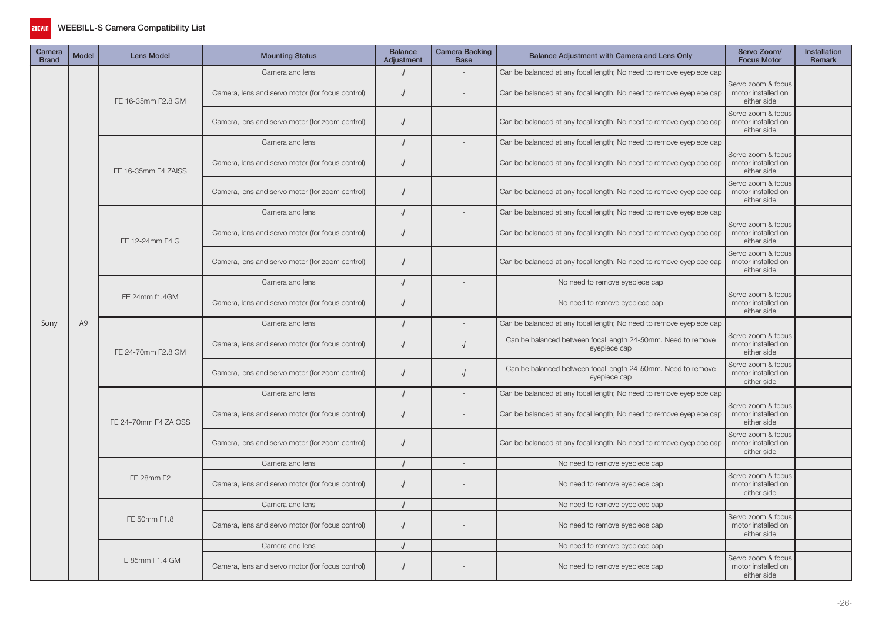WEEBILL-S Camera Compatibility List

| Camera Brand | Model | Lens Model | Mounting Status | Balance Adjustment | Camera Backing Base | Balance Adjustment with Camera and Lens Only | Servo Zoom/ Focus Motor | Installation Remark |
|---|---|---|---|---|---|---|---|---|
| Sony | A9 | FE 16-35mm F2.8 GM | Camera and lens | √ | - | Can be balanced at any focal length; No need to remove eyepiece cap | | |
| | | | Camera, lens and servo motor (for focus control) | √ | - | Can be balanced at any focal length; No need to remove eyepiece cap | Servo zoom & focus motor installed on either side | |
| | | | Camera, lens and servo motor (for zoom control) | √ | - | Can be balanced at any focal length; No need to remove eyepiece cap | Servo zoom & focus motor installed on either side | |
| | | FE 16-35mm F4 ZAISS | Camera and lens | √ | - | Can be balanced at any focal length; No need to remove eyepiece cap | | |
| | | | Camera, lens and servo motor (for focus control) | √ | - | Can be balanced at any focal length; No need to remove eyepiece cap | Servo zoom & focus motor installed on either side | |
| | | | Camera, lens and servo motor (for zoom control) | √ | - | Can be balanced at any focal length; No need to remove eyepiece cap | Servo zoom & focus motor installed on either side | |
| | | FE 12-24mm F4 G | Camera and lens | √ | - | Can be balanced at any focal length; No need to remove eyepiece cap | | |
| | | | Camera, lens and servo motor (for focus control) | √ | - | Can be balanced at any focal length; No need to remove eyepiece cap | Servo zoom & focus motor installed on either side | |
| | | | Camera, lens and servo motor (for zoom control) | √ | - | Can be balanced at any focal length; No need to remove eyepiece cap | Servo zoom & focus motor installed on either side | |
| | | FE 24mm f1.4GM | Camera and lens | √ | - | No need to remove eyepiece cap | | |
| | | | Camera, lens and servo motor (for focus control) | √ | - | No need to remove eyepiece cap | Servo zoom & focus motor installed on either side | |
| | | FE 24-70mm F2.8 GM | Camera and lens | √ | - | Can be balanced at any focal length; No need to remove eyepiece cap | | |
| | | | Camera, lens and servo motor (for focus control) | √ | √ | Can be balanced between focal length 24-50mm. Need to remove eyepiece cap | Servo zoom & focus motor installed on either side | |
| | | | Camera, lens and servo motor (for zoom control) | √ | √ | Can be balanced between focal length 24-50mm. Need to remove eyepiece cap | Servo zoom & focus motor installed on either side | |
| | | FE 24–70mm F4 ZA OSS | Camera and lens | √ | - | Can be balanced at any focal length; No need to remove eyepiece cap | | |
| | | | Camera, lens and servo motor (for focus control) | √ | - | Can be balanced at any focal length; No need to remove eyepiece cap | Servo zoom & focus motor installed on either side | |
| | | | Camera, lens and servo motor (for zoom control) | √ | - | Can be balanced at any focal length; No need to remove eyepiece cap | Servo zoom & focus motor installed on either side | |
| | | FE 28mm F2 | Camera and lens | √ | - | No need to remove eyepiece cap | | |
| | | | Camera, lens and servo motor (for focus control) | √ | - | No need to remove eyepiece cap | Servo zoom & focus motor installed on either side | |
| | | FE 50mm F1.8 | Camera and lens | √ | - | No need to remove eyepiece cap | | |
| | | | Camera, lens and servo motor (for focus control) | √ | - | No need to remove eyepiece cap | Servo zoom & focus motor installed on either side | |
| | | FE 85mm F1.4 GM | Camera and lens | √ | - | No need to remove eyepiece cap | | |
| | | | Camera, lens and servo motor (for focus control) | √ | - | No need to remove eyepiece cap | Servo zoom & focus motor installed on either side | |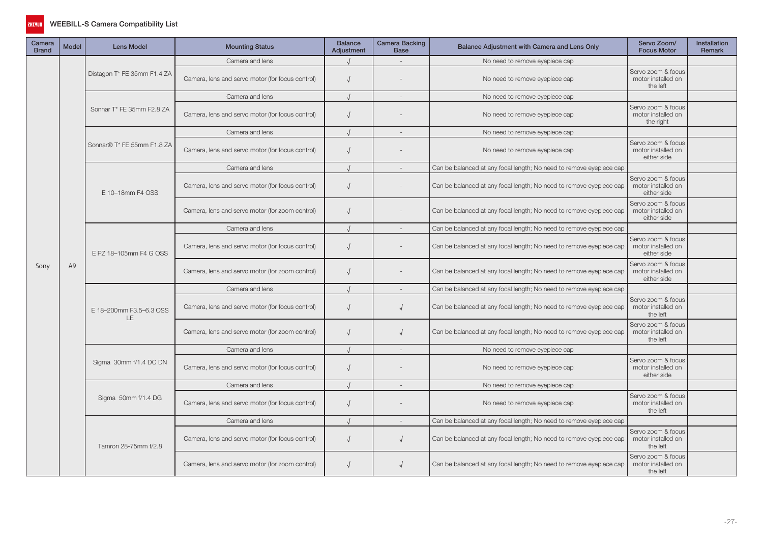# WEEBILL-S Camera Compatibility List

| Camera Brand | Model | Lens Model | Mounting Status | Balance Adjustment | Camera Backing Base | Balance Adjustment with Camera and Lens Only | Servo Zoom/ Focus Motor | Installation Remark |
|---|---|---|---|---|---|---|---|---|
| Sony | A9 | Distagon T* FE 35mm F1.4 ZA | Camera and lens | √ | - | No need to remove eyepiece cap | | |
| | | | Camera, lens and servo motor (for focus control) | √ | - | No need to remove eyepiece cap | Servo zoom & focus motor installed on the left | |
| | | Sonnar T* FE 35mm F2.8 ZA | Camera and lens | √ | - | No need to remove eyepiece cap | | |
| | | | Camera, lens and servo motor (for focus control) | √ | - | No need to remove eyepiece cap | Servo zoom & focus motor installed on the right | |
| | | Sonnar® T* FE 55mm F1.8 ZA | Camera and lens | √ | - | No need to remove eyepiece cap | | |
| | | | Camera, lens and servo motor (for focus control) | √ | - | No need to remove eyepiece cap | Servo zoom & focus motor installed on either side | |
| | | E 10–18mm F4 OSS | Camera and lens | √ | - | Can be balanced at any focal length; No need to remove eyepiece cap | | |
| | | | Camera, lens and servo motor (for focus control) | √ | - | Can be balanced at any focal length; No need to remove eyepiece cap | Servo zoom & focus motor installed on either side | |
| | | | Camera, lens and servo motor (for zoom control) | √ | - | Can be balanced at any focal length; No need to remove eyepiece cap | Servo zoom & focus motor installed on either side | |
| | | E PZ 18–105mm F4 G OSS | Camera and lens | √ | - | Can be balanced at any focal length; No need to remove eyepiece cap | | |
| | | | Camera, lens and servo motor (for focus control) | √ | - | Can be balanced at any focal length; No need to remove eyepiece cap | Servo zoom & focus motor installed on either side | |
| | | | Camera, lens and servo motor (for zoom control) | √ | - | Can be balanced at any focal length; No need to remove eyepiece cap | Servo zoom & focus motor installed on either side | |
| | | E 18–200mm F3.5–6.3 OSS LE | Camera and lens | √ | - | Can be balanced at any focal length; No need to remove eyepiece cap | | |
| | | | Camera, lens and servo motor (for focus control) | √ | √ | Can be balanced at any focal length; No need to remove eyepiece cap | Servo zoom & focus motor installed on the left | |
| | | | Camera, lens and servo motor (for zoom control) | √ | √ | Can be balanced at any focal length; No need to remove eyepiece cap | Servo zoom & focus motor installed on the left | |
| | | Sigma 30mm f/1.4 DC DN | Camera and lens | √ | - | No need to remove eyepiece cap | | |
| | | | Camera, lens and servo motor (for focus control) | √ | - | No need to remove eyepiece cap | Servo zoom & focus motor installed on either side | |
| | | Sigma 50mm f/1.4 DG | Camera and lens | √ | - | No need to remove eyepiece cap | | |
| | | | Camera, lens and servo motor (for focus control) | √ | - | No need to remove eyepiece cap | Servo zoom & focus motor installed on the left | |
| | | Tamron 28-75mm f/2.8 | Camera and lens | √ | - | Can be balanced at any focal length; No need to remove eyepiece cap | | |
| | | | Camera, lens and servo motor (for focus control) | √ | √ | Can be balanced at any focal length; No need to remove eyepiece cap | Servo zoom & focus motor installed on the left | |
| | | | Camera, lens and servo motor (for zoom control) | √ | √ | Can be balanced at any focal length; No need to remove eyepiece cap | Servo zoom & focus motor installed on the left | |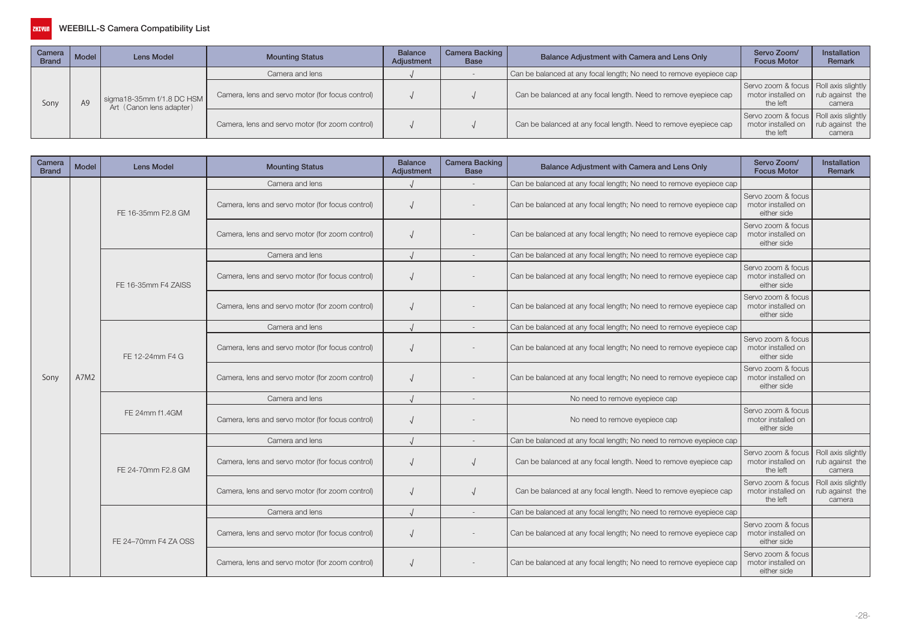# WEEBILL-S Camera Compatibility List

| Camera Brand | Model | Lens Model | Mounting Status | Balance Adjustment | Camera Backing Base | Balance Adjustment with Camera and Lens Only | Servo Zoom/ Focus Motor | Installation Remark |
|---|---|---|---|---|---|---|---|---|
| Sony | A9 | sigma18-35mm f/1.8 DC HSM Art（Canon lens adapter） | Camera and lens | √ | - | Can be balanced at any focal length; No need to remove eyepiece cap | | |
| | | | Camera, lens and servo motor (for focus control) | √ | √ | Can be balanced at any focal length. Need to remove eyepiece cap | Servo zoom & focus motor installed on the left | Roll axis slightly rub against the camera |
| | | | Camera, lens and servo motor (for zoom control) | √ | √ | Can be balanced at any focal length. Need to remove eyepiece cap | Servo zoom & focus motor installed on the left | Roll axis slightly rub against the camera |

| Camera Brand | Model | Lens Model | Mounting Status | Balance Adjustment | Camera Backing Base | Balance Adjustment with Camera and Lens Only | Servo Zoom/ Focus Motor | Installation Remark |
|---|---|---|---|---|---|---|---|---|
| Sony | A7M2 | FE 16-35mm F2.8 GM | Camera and lens | √ | - | Can be balanced at any focal length; No need to remove eyepiece cap | | |
| | | | Camera, lens and servo motor (for focus control) | √ | - | Can be balanced at any focal length; No need to remove eyepiece cap | Servo zoom & focus motor installed on either side | |
| | | | Camera, lens and servo motor (for zoom control) | √ | - | Can be balanced at any focal length; No need to remove eyepiece cap | Servo zoom & focus motor installed on either side | |
| | | FE 16-35mm F4 ZAISS | Camera and lens | √ | - | Can be balanced at any focal length; No need to remove eyepiece cap | | |
| | | | Camera, lens and servo motor (for focus control) | √ | - | Can be balanced at any focal length; No need to remove eyepiece cap | Servo zoom & focus motor installed on either side | |
| | | | Camera, lens and servo motor (for zoom control) | √ | - | Can be balanced at any focal length; No need to remove eyepiece cap | Servo zoom & focus motor installed on either side | |
| | | FE 12-24mm F4 G | Camera and lens | √ | - | Can be balanced at any focal length; No need to remove eyepiece cap | | |
| | | | Camera, lens and servo motor (for focus control) | √ | - | Can be balanced at any focal length; No need to remove eyepiece cap | Servo zoom & focus motor installed on either side | |
| | | | Camera, lens and servo motor (for zoom control) | √ | - | Can be balanced at any focal length; No need to remove eyepiece cap | Servo zoom & focus motor installed on either side | |
| | | FE 24mm f1.4GM | Camera and lens | √ | - | No need to remove eyepiece cap | | |
| | | | Camera, lens and servo motor (for focus control) | √ | - | No need to remove eyepiece cap | Servo zoom & focus motor installed on either side | |
| | | FE 24-70mm F2.8 GM | Camera and lens | √ | - | Can be balanced at any focal length; No need to remove eyepiece cap | | |
| | | | Camera, lens and servo motor (for focus control) | √ | √ | Can be balanced at any focal length. Need to remove eyepiece cap | Servo zoom & focus motor installed on the left | Roll axis slightly rub against the camera |
| | | | Camera, lens and servo motor (for zoom control) | √ | √ | Can be balanced at any focal length. Need to remove eyepiece cap | Servo zoom & focus motor installed on the left | Roll axis slightly rub against the camera |
| | | FE 24–70mm F4 ZA OSS | Camera and lens | √ | - | Can be balanced at any focal length; No need to remove eyepiece cap | | |
| | | | Camera, lens and servo motor (for focus control) | √ | - | Can be balanced at any focal length; No need to remove eyepiece cap | Servo zoom & focus motor installed on either side | |
| | | | Camera, lens and servo motor (for zoom control) | √ | - | Can be balanced at any focal length; No need to remove eyepiece cap | Servo zoom & focus motor installed on either side | |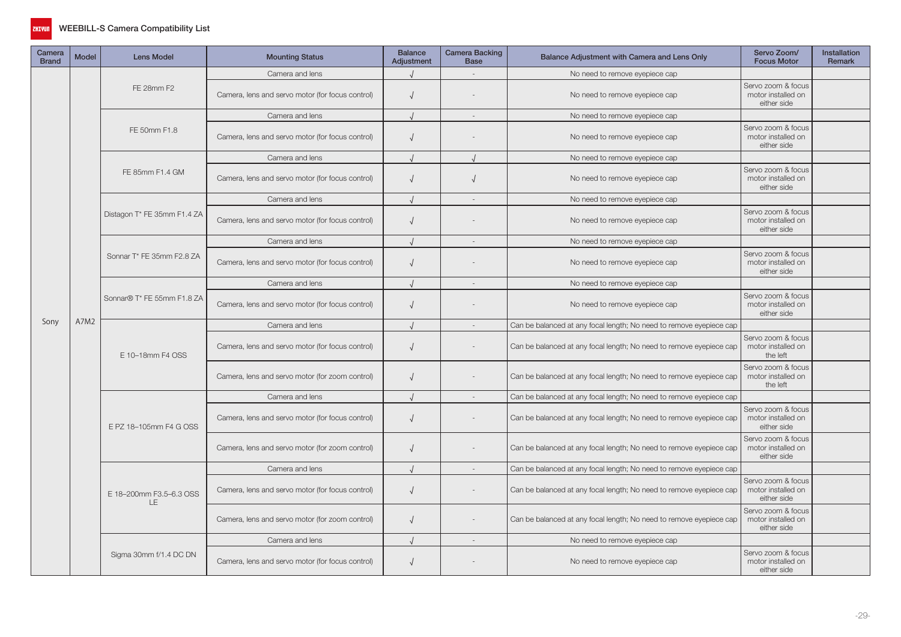# WEEBILL-S Camera Compatibility List

| Camera Brand | Model | Lens Model | Mounting Status | Balance Adjustment | Camera Backing Base | Balance Adjustment with Camera and Lens Only | Servo Zoom/ Focus Motor | Installation Remark |
|---|---|---|---|---|---|---|---|---|
| Sony | A7M2 | FE 28mm F2 | Camera and lens | √ | - | No need to remove eyepiece cap | | |
| | | | Camera, lens and servo motor (for focus control) | √ | - | No need to remove eyepiece cap | Servo zoom & focus motor installed on either side | |
| | | FE 50mm F1.8 | Camera and lens | √ | - | No need to remove eyepiece cap | | |
| | | | Camera, lens and servo motor (for focus control) | √ | - | No need to remove eyepiece cap | Servo zoom & focus motor installed on either side | |
| | | FE 85mm F1.4 GM | Camera and lens | √ | √ | No need to remove eyepiece cap | | |
| | | | Camera, lens and servo motor (for focus control) | √ | √ | No need to remove eyepiece cap | Servo zoom & focus motor installed on either side | |
| | | Distagon T* FE 35mm F1.4 ZA | Camera and lens | √ | - | No need to remove eyepiece cap | | |
| | | | Camera, lens and servo motor (for focus control) | √ | - | No need to remove eyepiece cap | Servo zoom & focus motor installed on either side | |
| | | Sonnar T* FE 35mm F2.8 ZA | Camera and lens | √ | - | No need to remove eyepiece cap | | |
| | | | Camera, lens and servo motor (for focus control) | √ | - | No need to remove eyepiece cap | Servo zoom & focus motor installed on either side | |
| | | Sonnar® T* FE 55mm F1.8 ZA | Camera and lens | √ | - | No need to remove eyepiece cap | | |
| | | | Camera, lens and servo motor (for focus control) | √ | - | No need to remove eyepiece cap | Servo zoom & focus motor installed on either side | |
| | | E 10–18mm F4 OSS | Camera and lens | √ | - | Can be balanced at any focal length; No need to remove eyepiece cap | | |
| | | | Camera, lens and servo motor (for focus control) | √ | - | Can be balanced at any focal length; No need to remove eyepiece cap | Servo zoom & focus motor installed on the left | |
| | | | Camera, lens and servo motor (for zoom control) | √ | - | Can be balanced at any focal length; No need to remove eyepiece cap | Servo zoom & focus motor installed on the left | |
| | | E PZ 18–105mm F4 G OSS | Camera and lens | √ | - | Can be balanced at any focal length; No need to remove eyepiece cap | | |
| | | | Camera, lens and servo motor (for focus control) | √ | - | Can be balanced at any focal length; No need to remove eyepiece cap | Servo zoom & focus motor installed on either side | |
| | | | Camera, lens and servo motor (for zoom control) | √ | - | Can be balanced at any focal length; No need to remove eyepiece cap | Servo zoom & focus motor installed on either side | |
| | | E 18–200mm F3.5–6.3 OSS LE | Camera and lens | √ | - | Can be balanced at any focal length; No need to remove eyepiece cap | | |
| | | | Camera, lens and servo motor (for focus control) | √ | - | Can be balanced at any focal length; No need to remove eyepiece cap | Servo zoom & focus motor installed on either side | |
| | | | Camera, lens and servo motor (for zoom control) | √ | - | Can be balanced at any focal length; No need to remove eyepiece cap | Servo zoom & focus motor installed on either side | |
| | | Sigma 30mm f/1.4 DC DN | Camera and lens | √ | - | No need to remove eyepiece cap | | |
| | | | Camera, lens and servo motor (for focus control) | √ | - | No need to remove eyepiece cap | Servo zoom & focus motor installed on either side | |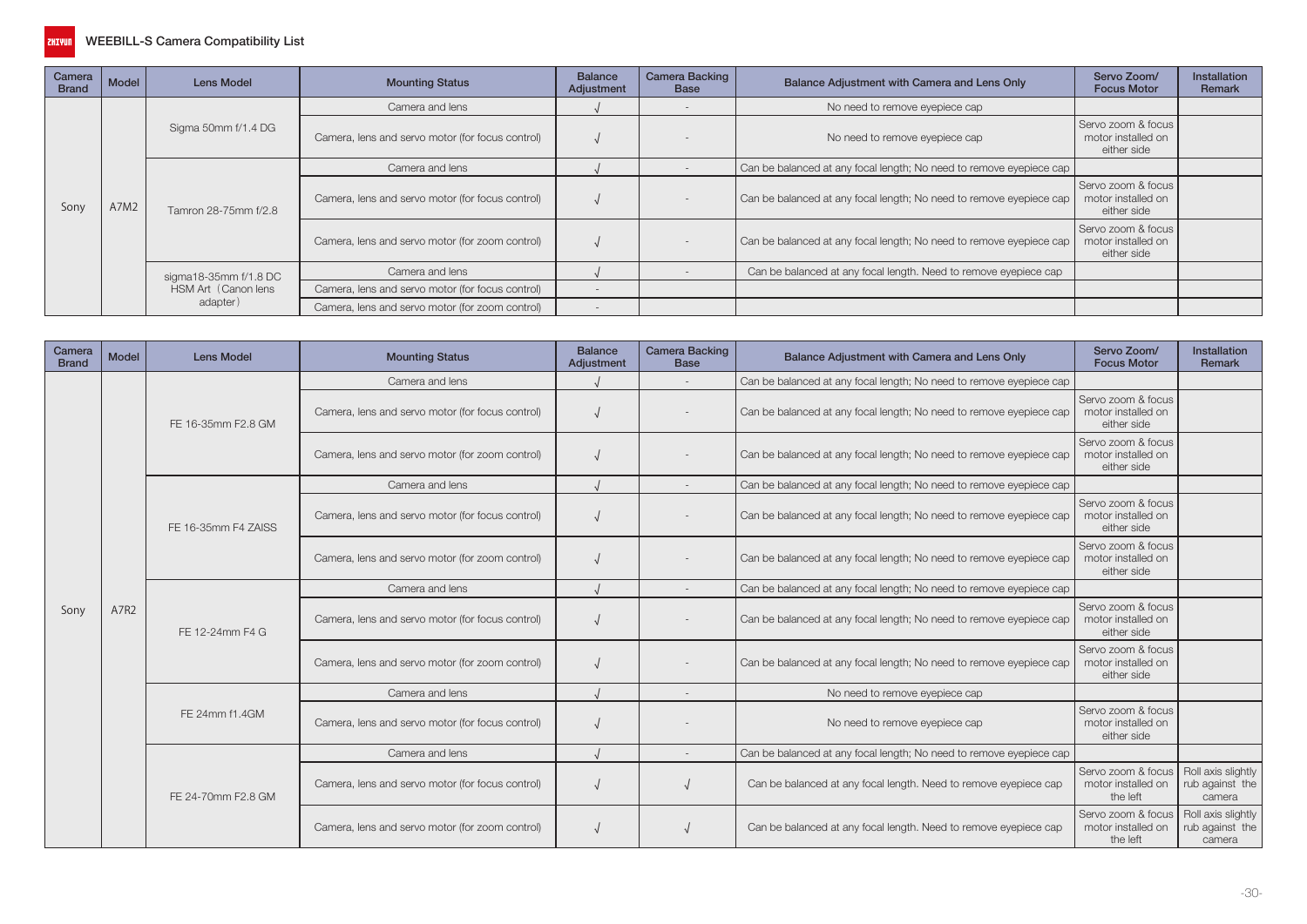# WEEBILL-S Camera Compatibility List

| Camera Brand | Model | Lens Model | Mounting Status | Balance Adjustment | Camera Backing Base | Balance Adjustment with Camera and Lens Only | Servo Zoom/ Focus Motor | Installation Remark |
|---|---|---|---|---|---|---|---|---|
| Sony | A7M2 | Sigma 50mm f/1.4 DG | Camera and lens | √ | - | No need to remove eyepiece cap | | |
| | | | Camera, lens and servo motor (for focus control) | √ | - | No need to remove eyepiece cap | Servo zoom & focus motor installed on either side | |
| | | Tamron 28-75mm f/2.8 | Camera and lens | √ | - | Can be balanced at any focal length; No need to remove eyepiece cap | | |
| | | | Camera, lens and servo motor (for focus control) | √ | - | Can be balanced at any focal length; No need to remove eyepiece cap | Servo zoom & focus motor installed on either side | |
| | | | Camera, lens and servo motor (for zoom control) | √ | - | Can be balanced at any focal length; No need to remove eyepiece cap | Servo zoom & focus motor installed on either side | |
| | | sigma18-35mm f/1.8 DC HSM Art（Canon lens adapter） | Camera and lens | √ | - | Can be balanced at any focal length. Need to remove eyepiece cap | | |
| | | | Camera, lens and servo motor (for focus control) | - | | | | |
| | | | Camera, lens and servo motor (for zoom control) | - | | | | |

| Camera Brand | Model | Lens Model | Mounting Status | Balance Adjustment | Camera Backing Base | Balance Adjustment with Camera and Lens Only | Servo Zoom/ Focus Motor | Installation Remark |
|---|---|---|---|---|---|---|---|---|
| Sony | A7R2 | FE 16-35mm F2.8 GM | Camera and lens | √ | - | Can be balanced at any focal length; No need to remove eyepiece cap | | |
| | | | Camera, lens and servo motor (for focus control) | √ | - | Can be balanced at any focal length; No need to remove eyepiece cap | Servo zoom & focus motor installed on either side | |
| | | | Camera, lens and servo motor (for zoom control) | √ | - | Can be balanced at any focal length; No need to remove eyepiece cap | Servo zoom & focus motor installed on either side | |
| | | FE 16-35mm F4 ZAISS | Camera and lens | √ | - | Can be balanced at any focal length; No need to remove eyepiece cap | | |
| | | | Camera, lens and servo motor (for focus control) | √ | - | Can be balanced at any focal length; No need to remove eyepiece cap | Servo zoom & focus motor installed on either side | |
| | | | Camera, lens and servo motor (for zoom control) | √ | - | Can be balanced at any focal length; No need to remove eyepiece cap | Servo zoom & focus motor installed on either side | |
| | | FE 12-24mm F4 G | Camera and lens | √ | - | Can be balanced at any focal length; No need to remove eyepiece cap | | |
| | | | Camera, lens and servo motor (for focus control) | √ | - | Can be balanced at any focal length; No need to remove eyepiece cap | Servo zoom & focus motor installed on either side | |
| | | | Camera, lens and servo motor (for zoom control) | √ | - | Can be balanced at any focal length; No need to remove eyepiece cap | Servo zoom & focus motor installed on either side | |
| | | FE 24mm f1.4GM | Camera and lens | √ | - | No need to remove eyepiece cap | | |
| | | | Camera, lens and servo motor (for focus control) | √ | - | No need to remove eyepiece cap | Servo zoom & focus motor installed on either side | |
| | | FE 24-70mm F2.8 GM | Camera and lens | √ | - | Can be balanced at any focal length; No need to remove eyepiece cap | | |
| | | | Camera, lens and servo motor (for focus control) | √ | √ | Can be balanced at any focal length. Need to remove eyepiece cap | Servo zoom & focus motor installed on the left | Roll axis slightly rub against the camera |
| | | | Camera, lens and servo motor (for zoom control) | √ | √ | Can be balanced at any focal length. Need to remove eyepiece cap | Servo zoom & focus motor installed on the left | Roll axis slightly rub against the camera |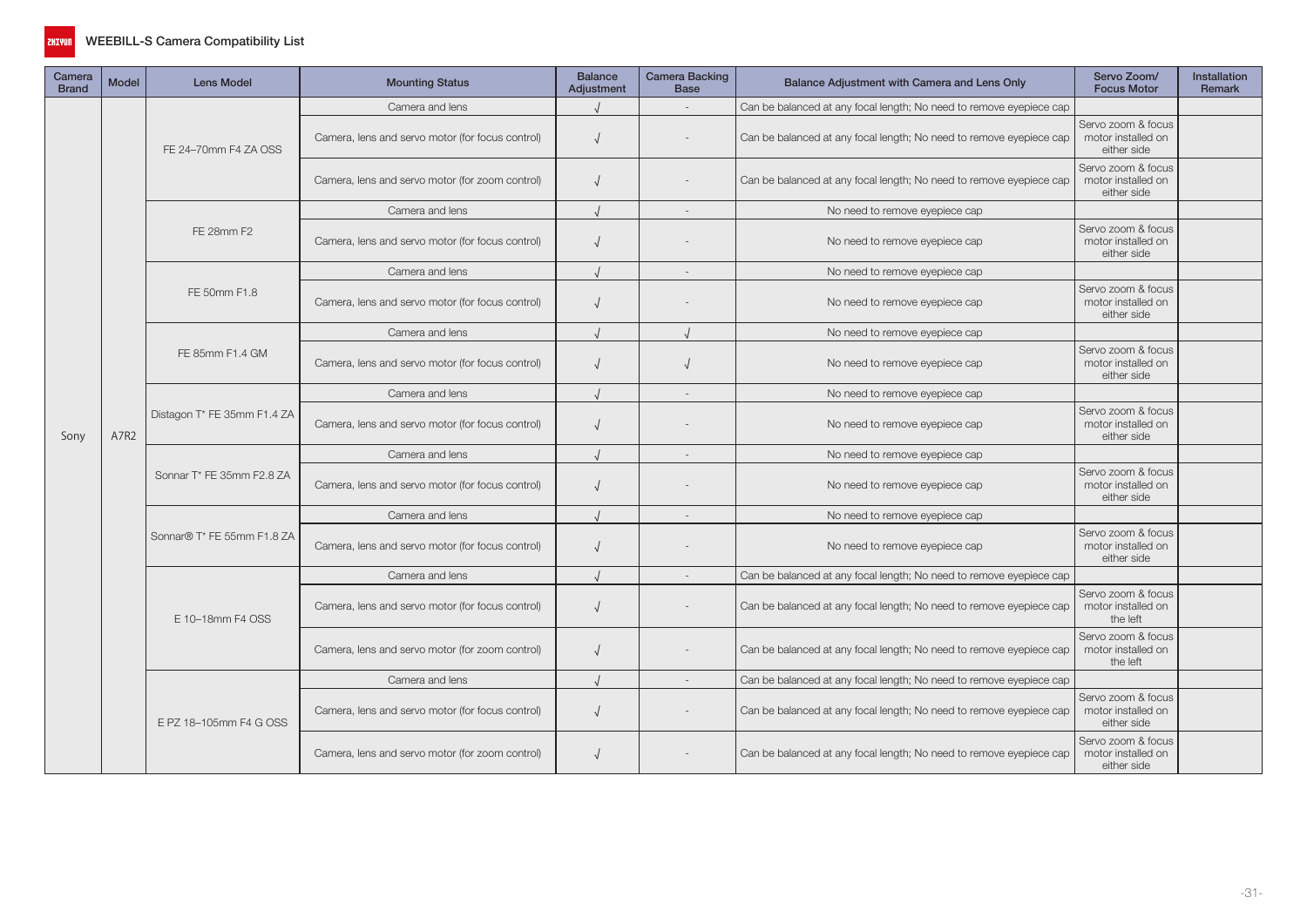# WEEBILL-S Camera Compatibility List

| Camera Brand | Model | Lens Model | Mounting Status | Balance Adjustment | Camera Backing Base | Balance Adjustment with Camera and Lens Only | Servo Zoom/ Focus Motor | Installation Remark |
|---|---|---|---|---|---|---|---|---|
| Sony | A7R2 | FE 24–70mm F4 ZA OSS | Camera and lens | √ | - | Can be balanced at any focal length; No need to remove eyepiece cap | | |
| | | | Camera, lens and servo motor (for focus control) | √ | - | Can be balanced at any focal length; No need to remove eyepiece cap | Servo zoom & focus motor installed on either side | |
| | | | Camera, lens and servo motor (for zoom control) | √ | - | Can be balanced at any focal length; No need to remove eyepiece cap | Servo zoom & focus motor installed on either side | |
| | | FE 28mm F2 | Camera and lens | √ | - | No need to remove eyepiece cap | | |
| | | | Camera, lens and servo motor (for focus control) | √ | - | No need to remove eyepiece cap | Servo zoom & focus motor installed on either side | |
| | | FE 50mm F1.8 | Camera and lens | √ | - | No need to remove eyepiece cap | | |
| | | | Camera, lens and servo motor (for focus control) | √ | - | No need to remove eyepiece cap | Servo zoom & focus motor installed on either side | |
| | | FE 85mm F1.4 GM | Camera and lens | √ | √ | No need to remove eyepiece cap | | |
| | | | Camera, lens and servo motor (for focus control) | √ | √ | No need to remove eyepiece cap | Servo zoom & focus motor installed on either side | |
| | | Distagon T* FE 35mm F1.4 ZA | Camera and lens | √ | - | No need to remove eyepiece cap | | |
| | | | Camera, lens and servo motor (for focus control) | √ | - | No need to remove eyepiece cap | Servo zoom & focus motor installed on either side | |
| | | Sonnar T* FE 35mm F2.8 ZA | Camera and lens | √ | - | No need to remove eyepiece cap | | |
| | | | Camera, lens and servo motor (for focus control) | √ | - | No need to remove eyepiece cap | Servo zoom & focus motor installed on either side | |
| | | Sonnar® T* FE 55mm F1.8 ZA | Camera and lens | √ | - | No need to remove eyepiece cap | | |
| | | | Camera, lens and servo motor (for focus control) | √ | - | No need to remove eyepiece cap | Servo zoom & focus motor installed on either side | |
| | | E 10–18mm F4 OSS | Camera and lens | √ | - | Can be balanced at any focal length; No need to remove eyepiece cap | | |
| | | | Camera, lens and servo motor (for focus control) | √ | - | Can be balanced at any focal length; No need to remove eyepiece cap | Servo zoom & focus motor installed on the left | |
| | | | Camera, lens and servo motor (for zoom control) | √ | - | Can be balanced at any focal length; No need to remove eyepiece cap | Servo zoom & focus motor installed on the left | |
| | | E PZ 18–105mm F4 G OSS | Camera and lens | √ | - | Can be balanced at any focal length; No need to remove eyepiece cap | | |
| | | | Camera, lens and servo motor (for focus control) | √ | - | Can be balanced at any focal length; No need to remove eyepiece cap | Servo zoom & focus motor installed on either side | |
| | | | Camera, lens and servo motor (for zoom control) | √ | - | Can be balanced at any focal length; No need to remove eyepiece cap | Servo zoom & focus motor installed on either side | |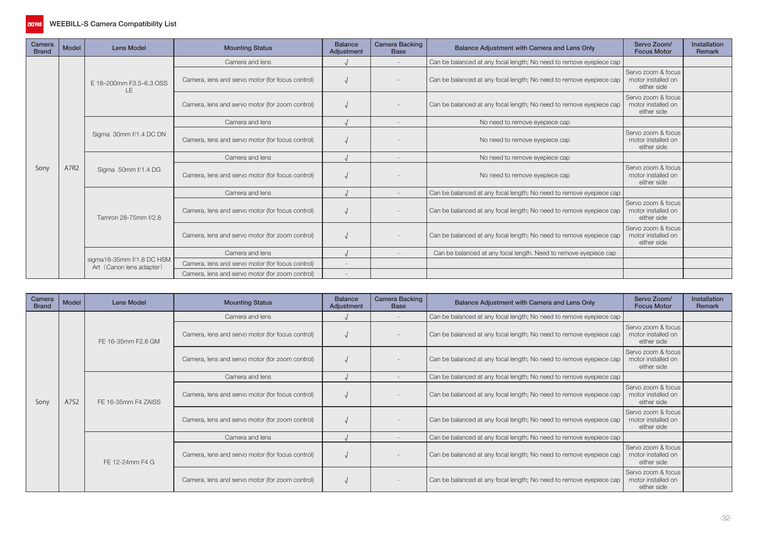# WEEBILL-S Camera Compatibility List

| Camera Brand | Model | Lens Model | Mounting Status | Balance Adjustment | Camera Backing Base | Balance Adjustment with Camera and Lens Only | Servo Zoom/ Focus Motor | Installation Remark |
|---|---|---|---|---|---|---|---|---|
| Sony | A7R2 | E 18–200mm F3.5–6.3 OSS LE | Camera and lens | √ | - | Can be balanced at any focal length; No need to remove eyepiece cap | | |
| | | | Camera, lens and servo motor (for focus control) | √ | - | Can be balanced at any focal length; No need to remove eyepiece cap | Servo zoom & focus motor installed on either side | |
| | | | Camera, lens and servo motor (for zoom control) | √ | - | Can be balanced at any focal length; No need to remove eyepiece cap | Servo zoom & focus motor installed on either side | |
| | | Sigma 30mm f/1.4 DC DN | Camera and lens | √ | - | No need to remove eyepiece cap | | |
| | | | Camera, lens and servo motor (for focus control) | √ | - | No need to remove eyepiece cap | Servo zoom & focus motor installed on either side | |
| | | Sigma 50mm f/1.4 DG | Camera and lens | √ | - | No need to remove eyepiece cap | | |
| | | | Camera, lens and servo motor (for focus control) | √ | - | No need to remove eyepiece cap | Servo zoom & focus motor installed on either side | |
| | | Tamron 28-75mm f/2.8 | Camera and lens | √ | - | Can be balanced at any focal length; No need to remove eyepiece cap | | |
| | | | Camera, lens and servo motor (for focus control) | √ | - | Can be balanced at any focal length; No need to remove eyepiece cap | Servo zoom & focus motor installed on either side | |
| | | | Camera, lens and servo motor (for zoom control) | √ | - | Can be balanced at any focal length; No need to remove eyepiece cap | Servo zoom & focus motor installed on either side | |
| | | sigma18-35mm f/1.8 DC HSM Art（Canon lens adapter） | Camera and lens | √ | - | Can be balanced at any focal length. Need to remove eyepiece cap | | |
| | | | Camera, lens and servo motor (for focus control) | - | | | | |
| | | | Camera, lens and servo motor (for zoom control) | - | | | | |

| Camera Brand | Model | Lens Model | Mounting Status | Balance Adjustment | Camera Backing Base | Balance Adjustment with Camera and Lens Only | Servo Zoom/ Focus Motor | Installation Remark |
|---|---|---|---|---|---|---|---|---|
| Sony | A7S2 | FE 16-35mm F2.8 GM | Camera and lens | √ | - | Can be balanced at any focal length; No need to remove eyepiece cap | | |
| | | | Camera, lens and servo motor (for focus control) | √ | - | Can be balanced at any focal length; No need to remove eyepiece cap | Servo zoom & focus motor installed on either side | |
| | | | Camera, lens and servo motor (for zoom control) | √ | - | Can be balanced at any focal length; No need to remove eyepiece cap | Servo zoom & focus motor installed on either side | |
| | | FE 16-35mm F4 ZAISS | Camera and lens | √ | - | Can be balanced at any focal length; No need to remove eyepiece cap | | |
| | | | Camera, lens and servo motor (for focus control) | √ | - | Can be balanced at any focal length; No need to remove eyepiece cap | Servo zoom & focus motor installed on either side | |
| | | | Camera, lens and servo motor (for zoom control) | √ | - | Can be balanced at any focal length; No need to remove eyepiece cap | Servo zoom & focus motor installed on either side | |
| | | FE 12-24mm F4 G | Camera and lens | √ | - | Can be balanced at any focal length; No need to remove eyepiece cap | | |
| | | | Camera, lens and servo motor (for focus control) | √ | - | Can be balanced at any focal length; No need to remove eyepiece cap | Servo zoom & focus motor installed on either side | |
| | | | Camera, lens and servo motor (for zoom control) | √ | - | Can be balanced at any focal length; No need to remove eyepiece cap | Servo zoom & focus motor installed on either side | |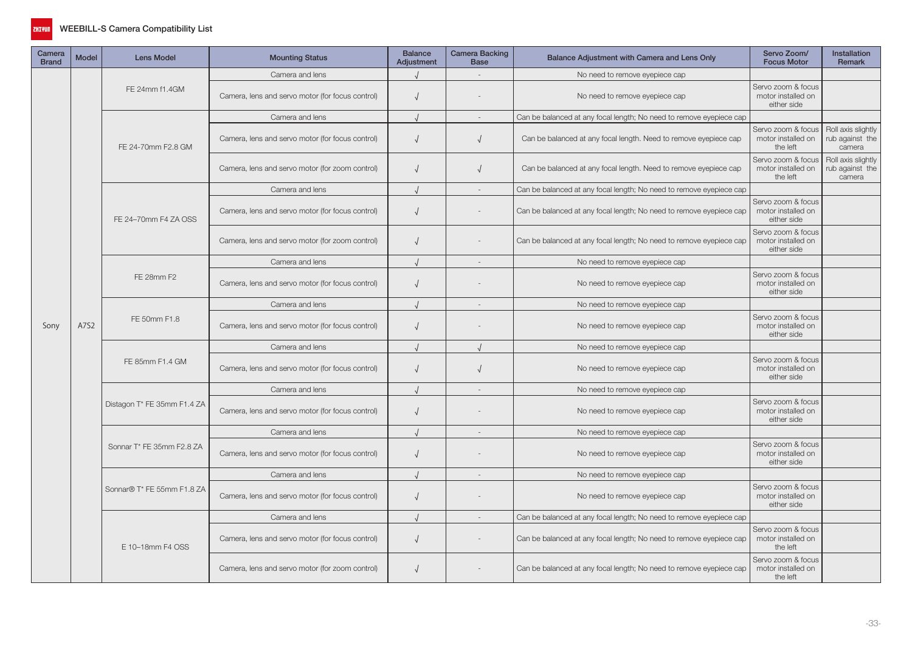## WEEBILL-S Camera Compatibility List

| Camera Brand | Model | Lens Model | Mounting Status | Balance Adjustment | Camera Backing Base | Balance Adjustment with Camera and Lens Only | Servo Zoom/ Focus Motor | Installation Remark |
|---|---|---|---|---|---|---|---|---|
| Sony | A7S2 | FE 24mm f1.4GM | Camera and lens | √ | - | No need to remove eyepiece cap | | |
| | | | Camera, lens and servo motor (for focus control) | √ | - | No need to remove eyepiece cap | Servo zoom & focus motor installed on either side | |
| | | FE 24-70mm F2.8 GM | Camera and lens | √ | - | Can be balanced at any focal length; No need to remove eyepiece cap | | |
| | | | Camera, lens and servo motor (for focus control) | √ | √ | Can be balanced at any focal length. Need to remove eyepiece cap | Servo zoom & focus motor installed on the left | Roll axis slightly rub against the camera |
| | | | Camera, lens and servo motor (for zoom control) | √ | √ | Can be balanced at any focal length. Need to remove eyepiece cap | Servo zoom & focus motor installed on the left | Roll axis slightly rub against the camera |
| | | FE 24–70mm F4 ZA OSS | Camera and lens | √ | - | Can be balanced at any focal length; No need to remove eyepiece cap | | |
| | | | Camera, lens and servo motor (for focus control) | √ | - | Can be balanced at any focal length; No need to remove eyepiece cap | Servo zoom & focus motor installed on either side | |
| | | | Camera, lens and servo motor (for zoom control) | √ | - | Can be balanced at any focal length; No need to remove eyepiece cap | Servo zoom & focus motor installed on either side | |
| | | FE 28mm F2 | Camera and lens | √ | - | No need to remove eyepiece cap | | |
| | | | Camera, lens and servo motor (for focus control) | √ | - | No need to remove eyepiece cap | Servo zoom & focus motor installed on either side | |
| | | FE 50mm F1.8 | Camera and lens | √ | - | No need to remove eyepiece cap | | |
| | | | Camera, lens and servo motor (for focus control) | √ | - | No need to remove eyepiece cap | Servo zoom & focus motor installed on either side | |
| | | FE 85mm F1.4 GM | Camera and lens | √ | √ | No need to remove eyepiece cap | | |
| | | | Camera, lens and servo motor (for focus control) | √ | √ | No need to remove eyepiece cap | Servo zoom & focus motor installed on either side | |
| | | Distagon T* FE 35mm F1.4 ZA | Camera and lens | √ | - | No need to remove eyepiece cap | | |
| | | | Camera, lens and servo motor (for focus control) | √ | - | No need to remove eyepiece cap | Servo zoom & focus motor installed on either side | |
| | | Sonnar T* FE 35mm F2.8 ZA | Camera and lens | √ | - | No need to remove eyepiece cap | | |
| | | | Camera, lens and servo motor (for focus control) | √ | - | No need to remove eyepiece cap | Servo zoom & focus motor installed on either side | |
| | | Sonnar® T* FE 55mm F1.8 ZA | Camera and lens | √ | - | No need to remove eyepiece cap | | |
| | | | Camera, lens and servo motor (for focus control) | √ | - | No need to remove eyepiece cap | Servo zoom & focus motor installed on either side | |
| | | E 10–18mm F4 OSS | Camera and lens | √ | - | Can be balanced at any focal length; No need to remove eyepiece cap | | |
| | | | Camera, lens and servo motor (for focus control) | √ | - | Can be balanced at any focal length; No need to remove eyepiece cap | Servo zoom & focus motor installed on the left | |
| | | | Camera, lens and servo motor (for zoom control) | √ | - | Can be balanced at any focal length; No need to remove eyepiece cap | Servo zoom & focus motor installed on the left | |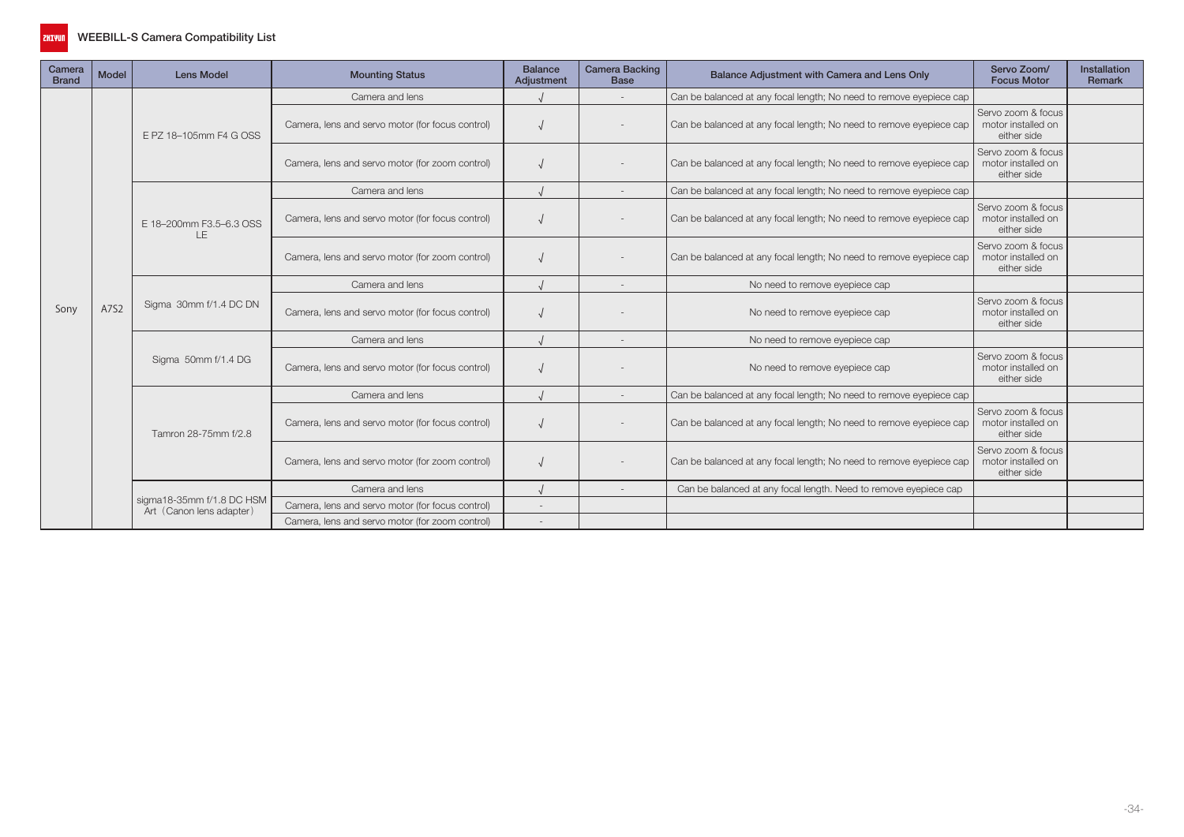# WEEBILL-S Camera Compatibility List

| Camera Brand | Model | Lens Model | Mounting Status | Balance Adjustment | Camera Backing Base | Balance Adjustment with Camera and Lens Only | Servo Zoom/ Focus Motor | Installation Remark |
|---|---|---|---|---|---|---|---|---|
| Sony | A7S2 | E PZ 18–105mm F4 G OSS | Camera and lens | √ | - | Can be balanced at any focal length; No need to remove eyepiece cap | | |
| | | | Camera, lens and servo motor (for focus control) | √ | - | Can be balanced at any focal length; No need to remove eyepiece cap | Servo zoom & focus motor installed on either side | |
| | | | Camera, lens and servo motor (for zoom control) | √ | - | Can be balanced at any focal length; No need to remove eyepiece cap | Servo zoom & focus motor installed on either side | |
| | | E 18–200mm F3.5–6.3 OSS LE | Camera and lens | √ | - | Can be balanced at any focal length; No need to remove eyepiece cap | | |
| | | | Camera, lens and servo motor (for focus control) | √ | - | Can be balanced at any focal length; No need to remove eyepiece cap | Servo zoom & focus motor installed on either side | |
| | | | Camera, lens and servo motor (for zoom control) | √ | - | Can be balanced at any focal length; No need to remove eyepiece cap | Servo zoom & focus motor installed on either side | |
| | | Sigma 30mm f/1.4 DC DN | Camera and lens | √ | - | No need to remove eyepiece cap | | |
| | | | Camera, lens and servo motor (for focus control) | √ | - | No need to remove eyepiece cap | Servo zoom & focus motor installed on either side | |
| | | Sigma 50mm f/1.4 DG | Camera and lens | √ | - | No need to remove eyepiece cap | | |
| | | | Camera, lens and servo motor (for focus control) | √ | - | No need to remove eyepiece cap | Servo zoom & focus motor installed on either side | |
| | | Tamron 28-75mm f/2.8 | Camera and lens | √ | - | Can be balanced at any focal length; No need to remove eyepiece cap | | |
| | | | Camera, lens and servo motor (for focus control) | √ | - | Can be balanced at any focal length; No need to remove eyepiece cap | Servo zoom & focus motor installed on either side | |
| | | | Camera, lens and servo motor (for zoom control) | √ | - | Can be balanced at any focal length; No need to remove eyepiece cap | Servo zoom & focus motor installed on either side | |
| | | sigma18-35mm f/1.8 DC HSM Art（Canon lens adapter） | Camera and lens | √ | - | Can be balanced at any focal length. Need to remove eyepiece cap | | |
| | | | Camera, lens and servo motor (for focus control) | - | | | | |
| | | | Camera, lens and servo motor (for zoom control) | - | | | | |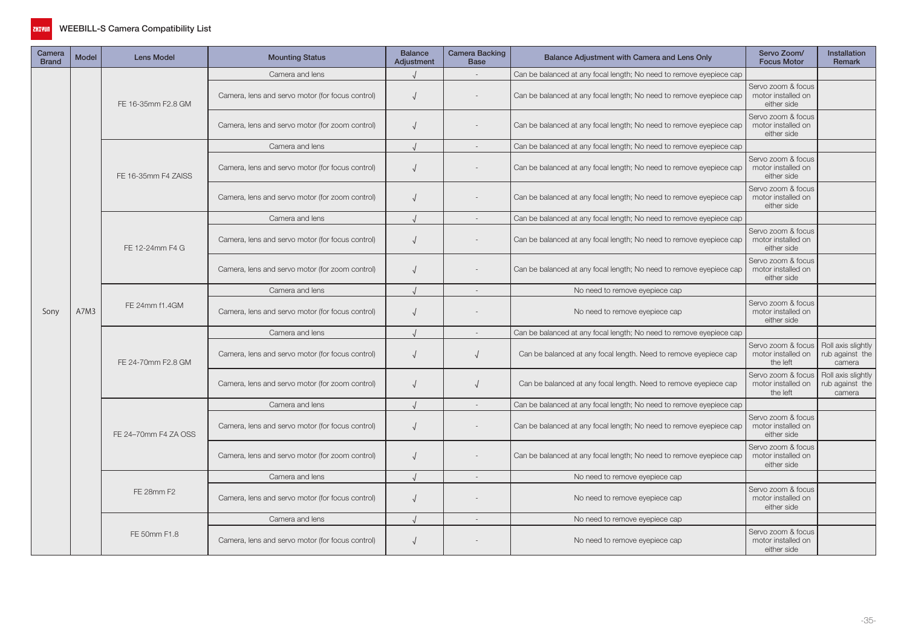# WEEBILL-S Camera Compatibility List

| Camera Brand | Model | Lens Model | Mounting Status | Balance Adjustment | Camera Backing Base | Balance Adjustment with Camera and Lens Only | Servo Zoom/ Focus Motor | Installation Remark |
|---|---|---|---|---|---|---|---|---|
| Sony | A7M3 | FE 16-35mm F2.8 GM | Camera and lens | √ | - | Can be balanced at any focal length; No need to remove eyepiece cap | | |
| | | | Camera, lens and servo motor (for focus control) | √ | - | Can be balanced at any focal length; No need to remove eyepiece cap | Servo zoom & focus motor installed on either side | |
| | | | Camera, lens and servo motor (for zoom control) | √ | - | Can be balanced at any focal length; No need to remove eyepiece cap | Servo zoom & focus motor installed on either side | |
| | | FE 16-35mm F4 ZAISS | Camera and lens | √ | - | Can be balanced at any focal length; No need to remove eyepiece cap | | |
| | | | Camera, lens and servo motor (for focus control) | √ | - | Can be balanced at any focal length; No need to remove eyepiece cap | Servo zoom & focus motor installed on either side | |
| | | | Camera, lens and servo motor (for zoom control) | √ | - | Can be balanced at any focal length; No need to remove eyepiece cap | Servo zoom & focus motor installed on either side | |
| | | FE 12-24mm F4 G | Camera and lens | √ | - | Can be balanced at any focal length; No need to remove eyepiece cap | | |
| | | | Camera, lens and servo motor (for focus control) | √ | - | Can be balanced at any focal length; No need to remove eyepiece cap | Servo zoom & focus motor installed on either side | |
| | | | Camera, lens and servo motor (for zoom control) | √ | - | Can be balanced at any focal length; No need to remove eyepiece cap | Servo zoom & focus motor installed on either side | |
| | | FE 24mm f1.4GM | Camera and lens | √ | - | No need to remove eyepiece cap | | |
| | | | Camera, lens and servo motor (for focus control) | √ | - | No need to remove eyepiece cap | Servo zoom & focus motor installed on either side | |
| | | FE 24-70mm F2.8 GM | Camera and lens | √ | - | Can be balanced at any focal length; No need to remove eyepiece cap | | |
| | | | Camera, lens and servo motor (for focus control) | √ | √ | Can be balanced at any focal length. Need to remove eyepiece cap | Servo zoom & focus motor installed on the left | Roll axis slightly rub against the camera |
| | | | Camera, lens and servo motor (for zoom control) | √ | √ | Can be balanced at any focal length. Need to remove eyepiece cap | Servo zoom & focus motor installed on the left | Roll axis slightly rub against the camera |
| | | FE 24–70mm F4 ZA OSS | Camera and lens | √ | - | Can be balanced at any focal length; No need to remove eyepiece cap | | |
| | | | Camera, lens and servo motor (for focus control) | √ | - | Can be balanced at any focal length; No need to remove eyepiece cap | Servo zoom & focus motor installed on either side | |
| | | | Camera, lens and servo motor (for zoom control) | √ | - | Can be balanced at any focal length; No need to remove eyepiece cap | Servo zoom & focus motor installed on either side | |
| | | FE 28mm F2 | Camera and lens | √ | - | No need to remove eyepiece cap | | |
| | | | Camera, lens and servo motor (for focus control) | √ | - | No need to remove eyepiece cap | Servo zoom & focus motor installed on either side | |
| | | FE 50mm F1.8 | Camera and lens | √ | - | No need to remove eyepiece cap | | |
| | | | Camera, lens and servo motor (for focus control) | √ | - | No need to remove eyepiece cap | Servo zoom & focus motor installed on either side | |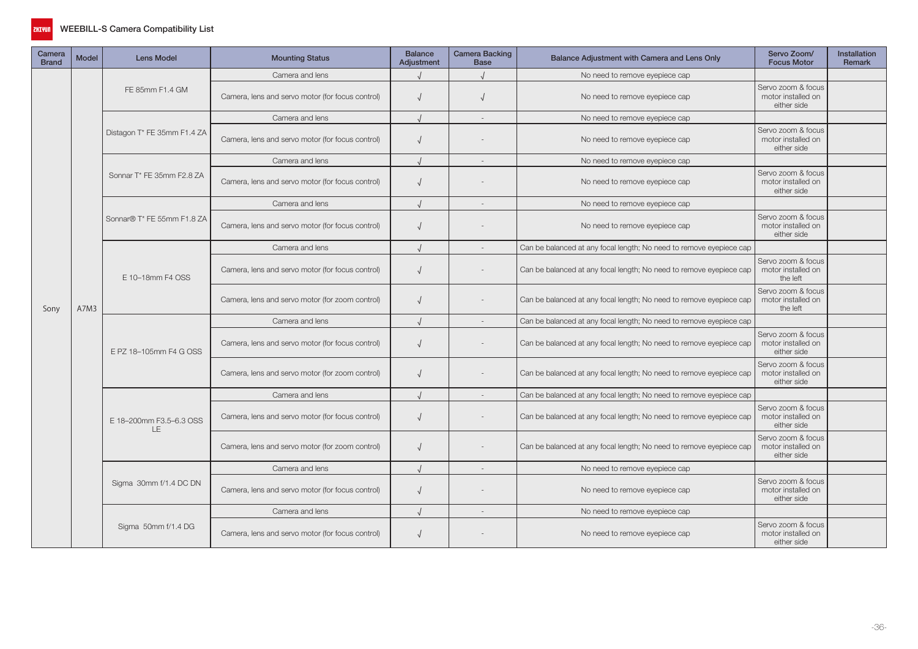# WEEBILL-S Camera Compatibility List

| Camera Brand | Model | Lens Model | Mounting Status | Balance Adjustment | Camera Backing Base | Balance Adjustment with Camera and Lens Only | Servo Zoom/ Focus Motor | Installation Remark |
|---|---|---|---|---|---|---|---|---|
| Sony | A7M3 | FE 85mm F1.4 GM | Camera and lens | √ | √ | No need to remove eyepiece cap | | |
| | | | Camera, lens and servo motor (for focus control) | √ | √ | No need to remove eyepiece cap | Servo zoom & focus motor installed on either side | |
| | | Distagon T* FE 35mm F1.4 ZA | Camera and lens | √ | - | No need to remove eyepiece cap | | |
| | | | Camera, lens and servo motor (for focus control) | √ | - | No need to remove eyepiece cap | Servo zoom & focus motor installed on either side | |
| | | Sonnar T* FE 35mm F2.8 ZA | Camera and lens | √ | - | No need to remove eyepiece cap | | |
| | | | Camera, lens and servo motor (for focus control) | √ | - | No need to remove eyepiece cap | Servo zoom & focus motor installed on either side | |
| | | Sonnar® T* FE 55mm F1.8 ZA | Camera and lens | √ | - | No need to remove eyepiece cap | | |
| | | | Camera, lens and servo motor (for focus control) | √ | - | No need to remove eyepiece cap | Servo zoom & focus motor installed on either side | |
| | | E 10–18mm F4 OSS | Camera and lens | √ | - | Can be balanced at any focal length; No need to remove eyepiece cap | | |
| | | | Camera, lens and servo motor (for focus control) | √ | - | Can be balanced at any focal length; No need to remove eyepiece cap | Servo zoom & focus motor installed on the left | |
| | | | Camera, lens and servo motor (for zoom control) | √ | - | Can be balanced at any focal length; No need to remove eyepiece cap | Servo zoom & focus motor installed on the left | |
| | | E PZ 18–105mm F4 G OSS | Camera and lens | √ | - | Can be balanced at any focal length; No need to remove eyepiece cap | | |
| | | | Camera, lens and servo motor (for focus control) | √ | - | Can be balanced at any focal length; No need to remove eyepiece cap | Servo zoom & focus motor installed on either side | |
| | | | Camera, lens and servo motor (for zoom control) | √ | - | Can be balanced at any focal length; No need to remove eyepiece cap | Servo zoom & focus motor installed on either side | |
| | | E 18–200mm F3.5–6.3 OSS LE | Camera and lens | √ | - | Can be balanced at any focal length; No need to remove eyepiece cap | | |
| | | | Camera, lens and servo motor (for focus control) | √ | - | Can be balanced at any focal length; No need to remove eyepiece cap | Servo zoom & focus motor installed on either side | |
| | | | Camera, lens and servo motor (for zoom control) | √ | - | Can be balanced at any focal length; No need to remove eyepiece cap | Servo zoom & focus motor installed on either side | |
| | | Sigma 30mm f/1.4 DC DN | Camera and lens | √ | - | No need to remove eyepiece cap | | |
| | | | Camera, lens and servo motor (for focus control) | √ | - | No need to remove eyepiece cap | Servo zoom & focus motor installed on either side | |
| | | Sigma 50mm f/1.4 DG | Camera and lens | √ | - | No need to remove eyepiece cap | | |
| | | | Camera, lens and servo motor (for focus control) | √ | - | No need to remove eyepiece cap | Servo zoom & focus motor installed on either side | |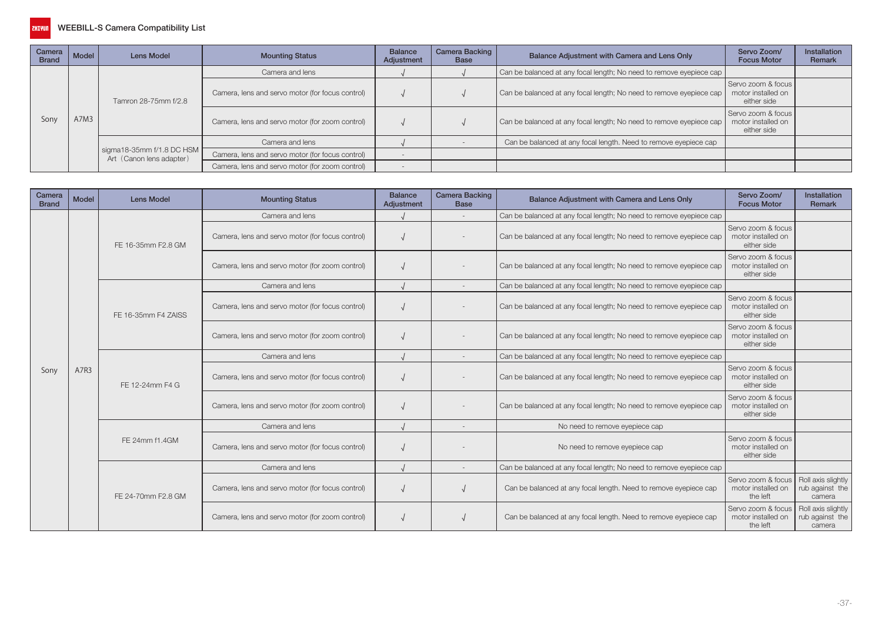# WEEBILL-S Camera Compatibility List

| Camera Brand | Model | Lens Model | Mounting Status | Balance Adjustment | Camera Backing Base | Balance Adjustment with Camera and Lens Only | Servo Zoom/ Focus Motor | Installation Remark |
|---|---|---|---|---|---|---|---|---|
| Sony | A7M3 | Tamron 28-75mm f/2.8 | Camera and lens | √ | √ | Can be balanced at any focal length; No need to remove eyepiece cap | | |
| | | | Camera, lens and servo motor (for focus control) | √ | √ | Can be balanced at any focal length; No need to remove eyepiece cap | Servo zoom & focus motor installed on either side | |
| | | | Camera, lens and servo motor (for zoom control) | √ | √ | Can be balanced at any focal length; No need to remove eyepiece cap | Servo zoom & focus motor installed on either side | |
| | | sigma18-35mm f/1.8 DC HSM Art（Canon lens adapter） | Camera and lens | √ | - | Can be balanced at any focal length. Need to remove eyepiece cap | | |
| | | | Camera, lens and servo motor (for focus control) | - | | | | |
| | | | Camera, lens and servo motor (for zoom control) | - | | | | |

| Camera Brand | Model | Lens Model | Mounting Status | Balance Adjustment | Camera Backing Base | Balance Adjustment with Camera and Lens Only | Servo Zoom/ Focus Motor | Installation Remark |
|---|---|---|---|---|---|---|---|---|
| Sony | A7R3 | FE 16-35mm F2.8 GM | Camera and lens | √ | - | Can be balanced at any focal length; No need to remove eyepiece cap | | |
| | | | Camera, lens and servo motor (for focus control) | √ | - | Can be balanced at any focal length; No need to remove eyepiece cap | Servo zoom & focus motor installed on either side | |
| | | | Camera, lens and servo motor (for zoom control) | √ | - | Can be balanced at any focal length; No need to remove eyepiece cap | Servo zoom & focus motor installed on either side | |
| | | FE 16-35mm F4 ZAISS | Camera and lens | √ | - | Can be balanced at any focal length; No need to remove eyepiece cap | | |
| | | | Camera, lens and servo motor (for focus control) | √ | - | Can be balanced at any focal length; No need to remove eyepiece cap | Servo zoom & focus motor installed on either side | |
| | | | Camera, lens and servo motor (for zoom control) | √ | - | Can be balanced at any focal length; No need to remove eyepiece cap | Servo zoom & focus motor installed on either side | |
| | | FE 12-24mm F4 G | Camera and lens | √ | - | Can be balanced at any focal length; No need to remove eyepiece cap | | |
| | | | Camera, lens and servo motor (for focus control) | √ | - | Can be balanced at any focal length; No need to remove eyepiece cap | Servo zoom & focus motor installed on either side | |
| | | | Camera, lens and servo motor (for zoom control) | √ | - | Can be balanced at any focal length; No need to remove eyepiece cap | Servo zoom & focus motor installed on either side | |
| | | FE 24mm f1.4GM | Camera and lens | √ | - | No need to remove eyepiece cap | | |
| | | | Camera, lens and servo motor (for focus control) | √ | - | No need to remove eyepiece cap | Servo zoom & focus motor installed on either side | |
| | | FE 24-70mm F2.8 GM | Camera and lens | √ | - | Can be balanced at any focal length; No need to remove eyepiece cap | | |
| | | | Camera, lens and servo motor (for focus control) | √ | √ | Can be balanced at any focal length. Need to remove eyepiece cap | Servo zoom & focus motor installed on the left | Roll axis slightly rub against the camera |
| | | | Camera, lens and servo motor (for zoom control) | √ | √ | Can be balanced at any focal length. Need to remove eyepiece cap | Servo zoom & focus motor installed on the left | Roll axis slightly rub against the camera |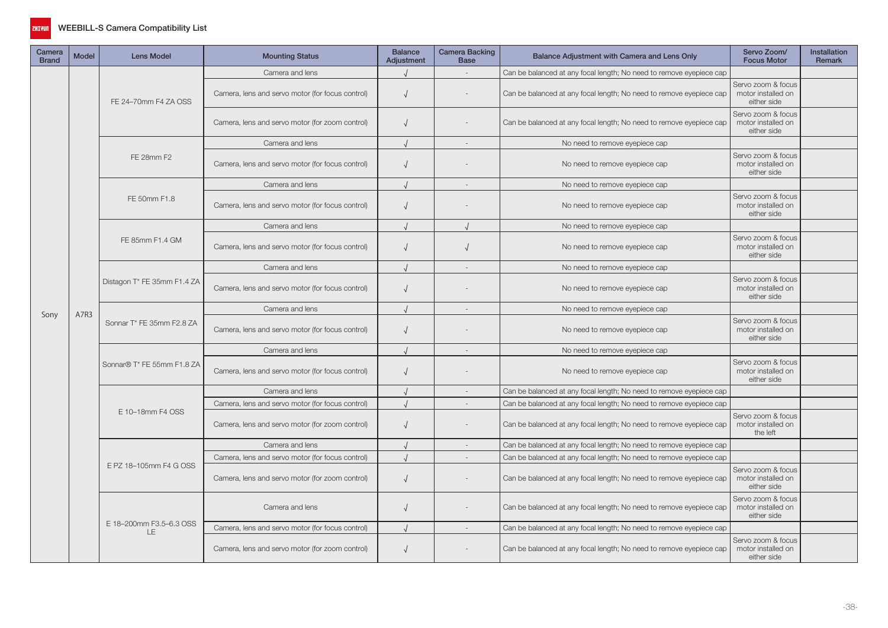# WEEBILL-S Camera Compatibility List

| Camera Brand | Model | Lens Model | Mounting Status | Balance Adjustment | Camera Backing Base | Balance Adjustment with Camera and Lens Only | Servo Zoom/ Focus Motor | Installation Remark |
|---|---|---|---|---|---|---|---|---|
| Sony | A7R3 | FE 24–70mm F4 ZA OSS | Camera and lens | √ | - | Can be balanced at any focal length; No need to remove eyepiece cap | | |
| | | | Camera, lens and servo motor (for focus control) | √ | - | Can be balanced at any focal length; No need to remove eyepiece cap | Servo zoom & focus motor installed on either side | |
| | | | Camera, lens and servo motor (for zoom control) | √ | - | Can be balanced at any focal length; No need to remove eyepiece cap | Servo zoom & focus motor installed on either side | |
| | | FE 28mm F2 | Camera and lens | √ | - | No need to remove eyepiece cap | | |
| | | | Camera, lens and servo motor (for focus control) | √ | - | No need to remove eyepiece cap | Servo zoom & focus motor installed on either side | |
| | | FE 50mm F1.8 | Camera and lens | √ | - | No need to remove eyepiece cap | | |
| | | | Camera, lens and servo motor (for focus control) | √ | - | No need to remove eyepiece cap | Servo zoom & focus motor installed on either side | |
| | | FE 85mm F1.4 GM | Camera and lens | √ | √ | No need to remove eyepiece cap | | |
| | | | Camera, lens and servo motor (for focus control) | √ | √ | No need to remove eyepiece cap | Servo zoom & focus motor installed on either side | |
| | | Distagon T* FE 35mm F1.4 ZA | Camera and lens | √ | - | No need to remove eyepiece cap | | |
| | | | Camera, lens and servo motor (for focus control) | √ | - | No need to remove eyepiece cap | Servo zoom & focus motor installed on either side | |
| | | Sonnar T* FE 35mm F2.8 ZA | Camera and lens | √ | - | No need to remove eyepiece cap | | |
| | | | Camera, lens and servo motor (for focus control) | √ | - | No need to remove eyepiece cap | Servo zoom & focus motor installed on either side | |
| | | Sonnar® T* FE 55mm F1.8 ZA | Camera and lens | √ | - | No need to remove eyepiece cap | | |
| | | | Camera, lens and servo motor (for focus control) | √ | - | No need to remove eyepiece cap | Servo zoom & focus motor installed on either side | |
| | | E 10–18mm F4 OSS | Camera and lens | √ | - | Can be balanced at any focal length; No need to remove eyepiece cap | | |
| | | | Camera, lens and servo motor (for focus control) | √ | - | Can be balanced at any focal length; No need to remove eyepiece cap | | |
| | | | Camera, lens and servo motor (for zoom control) | √ | - | Can be balanced at any focal length; No need to remove eyepiece cap | Servo zoom & focus motor installed on the left | |
| | | E PZ 18–105mm F4 G OSS | Camera and lens | √ | - | Can be balanced at any focal length; No need to remove eyepiece cap | | |
| | | | Camera, lens and servo motor (for focus control) | √ | - | Can be balanced at any focal length; No need to remove eyepiece cap | | |
| | | | Camera, lens and servo motor (for zoom control) | √ | - | Can be balanced at any focal length; No need to remove eyepiece cap | Servo zoom & focus motor installed on either side | |
| | | E 18–200mm F3.5–6.3 OSS LE | Camera and lens | √ | - | Can be balanced at any focal length; No need to remove eyepiece cap | Servo zoom & focus motor installed on either side | |
| | | | Camera, lens and servo motor (for focus control) | √ | - | Can be balanced at any focal length; No need to remove eyepiece cap | | |
| | | | Camera, lens and servo motor (for zoom control) | √ | - | Can be balanced at any focal length; No need to remove eyepiece cap | Servo zoom & focus motor installed on either side | |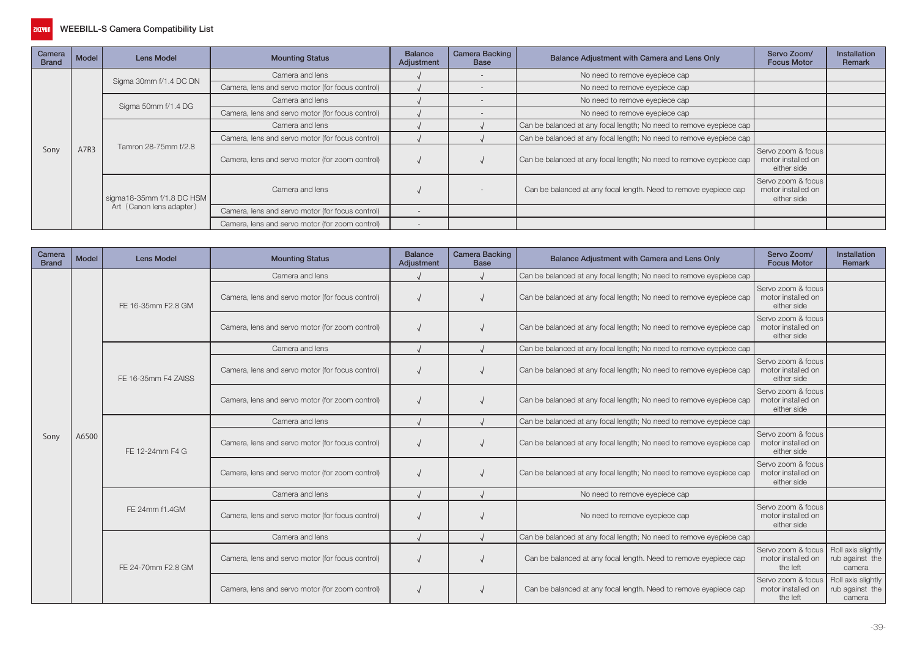# WEEBILL-S Camera Compatibility List

| Camera Brand | Model | Lens Model | Mounting Status | Balance Adjustment | Camera Backing Base | Balance Adjustment with Camera and Lens Only | Servo Zoom/ Focus Motor | Installation Remark |
|---|---|---|---|---|---|---|---|---|
| Sony | A7R3 | Sigma 30mm f/1.4 DC DN | Camera and lens | √ | - | No need to remove eyepiece cap | | |
| | | | Camera, lens and servo motor (for focus control) | √ | - | No need to remove eyepiece cap | | |
| | | Sigma 50mm f/1.4 DG | Camera and lens | √ | - | No need to remove eyepiece cap | | |
| | | | Camera, lens and servo motor (for focus control) | √ | - | No need to remove eyepiece cap | | |
| | | Tamron 28-75mm f/2.8 | Camera and lens | √ | √ | Can be balanced at any focal length; No need to remove eyepiece cap | | |
| | | | Camera, lens and servo motor (for focus control) | √ | √ | Can be balanced at any focal length; No need to remove eyepiece cap | | |
| | | | Camera, lens and servo motor (for zoom control) | √ | √ | Can be balanced at any focal length; No need to remove eyepiece cap | Servo zoom & focus motor installed on either side | |
| | | sigma18-35mm f/1.8 DC HSM Art（Canon lens adapter） | Camera and lens | √ | - | Can be balanced at any focal length. Need to remove eyepiece cap | Servo zoom & focus motor installed on either side | |
| | | | Camera, lens and servo motor (for focus control) | - | | | | |
| | | | Camera, lens and servo motor (for zoom control) | - | | | | |

| Camera Brand | Model | Lens Model | Mounting Status | Balance Adjustment | Camera Backing Base | Balance Adjustment with Camera and Lens Only | Servo Zoom/ Focus Motor | Installation Remark |
|---|---|---|---|---|---|---|---|---|
| Sony | A6500 | FE 16-35mm F2.8 GM | Camera and lens | √ | √ | Can be balanced at any focal length; No need to remove eyepiece cap | | |
| | | | Camera, lens and servo motor (for focus control) | √ | √ | Can be balanced at any focal length; No need to remove eyepiece cap | Servo zoom & focus motor installed on either side | |
| | | | Camera, lens and servo motor (for zoom control) | √ | √ | Can be balanced at any focal length; No need to remove eyepiece cap | Servo zoom & focus motor installed on either side | |
| | | FE 16-35mm F4 ZAISS | Camera and lens | √ | √ | Can be balanced at any focal length; No need to remove eyepiece cap | | |
| | | | Camera, lens and servo motor (for focus control) | √ | √ | Can be balanced at any focal length; No need to remove eyepiece cap | Servo zoom & focus motor installed on either side | |
| | | | Camera, lens and servo motor (for zoom control) | √ | √ | Can be balanced at any focal length; No need to remove eyepiece cap | Servo zoom & focus motor installed on either side | |
| | | FE 12-24mm F4 G | Camera and lens | √ | √ | Can be balanced at any focal length; No need to remove eyepiece cap | | |
| | | | Camera, lens and servo motor (for focus control) | √ | √ | Can be balanced at any focal length; No need to remove eyepiece cap | Servo zoom & focus motor installed on either side | |
| | | | Camera, lens and servo motor (for zoom control) | √ | √ | Can be balanced at any focal length; No need to remove eyepiece cap | Servo zoom & focus motor installed on either side | |
| | | FE 24mm f1.4GM | Camera and lens | √ | √ | No need to remove eyepiece cap | | |
| | | | Camera, lens and servo motor (for focus control) | √ | √ | No need to remove eyepiece cap | Servo zoom & focus motor installed on either side | |
| | | FE 24-70mm F2.8 GM | Camera and lens | √ | √ | Can be balanced at any focal length; No need to remove eyepiece cap | | |
| | | | Camera, lens and servo motor (for focus control) | √ | √ | Can be balanced at any focal length. Need to remove eyepiece cap | Servo zoom & focus motor installed on the left | Roll axis slightly rub against the camera |
| | | | Camera, lens and servo motor (for zoom control) | √ | √ | Can be balanced at any focal length. Need to remove eyepiece cap | Servo zoom & focus motor installed on the left | Roll axis slightly rub against the camera |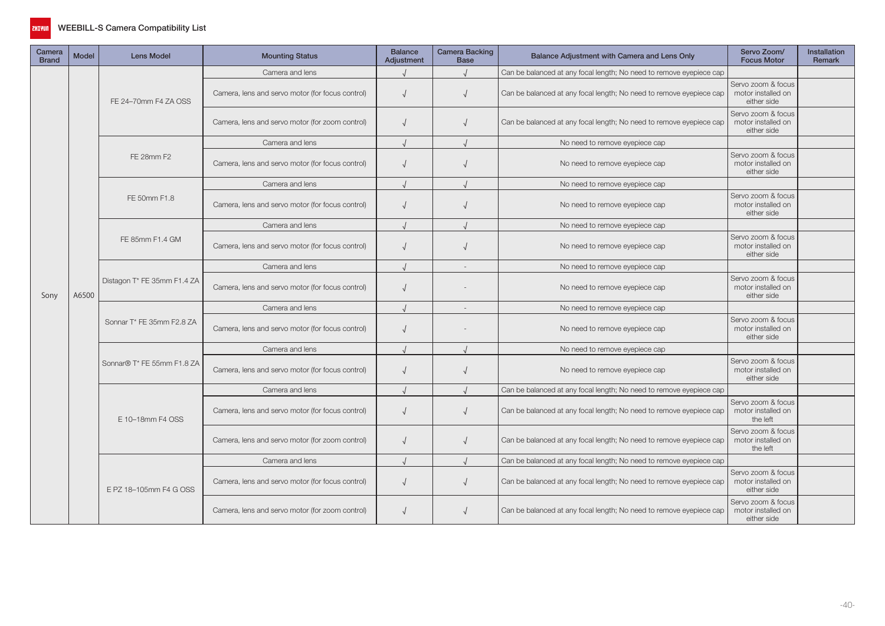# WEEBILL-S Camera Compatibility List

| Camera Brand | Model | Lens Model | Mounting Status | Balance Adjustment | Camera Backing Base | Balance Adjustment with Camera and Lens Only | Servo Zoom/ Focus Motor | Installation Remark |
|---|---|---|---|---|---|---|---|---|
| Sony | A6500 | FE 24–70mm F4 ZA OSS | Camera and lens | √ | √ | Can be balanced at any focal length; No need to remove eyepiece cap | | |
| | | | Camera, lens and servo motor (for focus control) | √ | √ | Can be balanced at any focal length; No need to remove eyepiece cap | Servo zoom & focus motor installed on either side | |
| | | | Camera, lens and servo motor (for zoom control) | √ | √ | Can be balanced at any focal length; No need to remove eyepiece cap | Servo zoom & focus motor installed on either side | |
| | | FE 28mm F2 | Camera and lens | √ | √ | No need to remove eyepiece cap | | |
| | | | Camera, lens and servo motor (for focus control) | √ | √ | No need to remove eyepiece cap | Servo zoom & focus motor installed on either side | |
| | | FE 50mm F1.8 | Camera and lens | √ | √ | No need to remove eyepiece cap | | |
| | | | Camera, lens and servo motor (for focus control) | √ | √ | No need to remove eyepiece cap | Servo zoom & focus motor installed on either side | |
| | | FE 85mm F1.4 GM | Camera and lens | √ | √ | No need to remove eyepiece cap | | |
| | | | Camera, lens and servo motor (for focus control) | √ | √ | No need to remove eyepiece cap | Servo zoom & focus motor installed on either side | |
| | | Distagon T* FE 35mm F1.4 ZA | Camera and lens | √ | - | No need to remove eyepiece cap | | |
| | | | Camera, lens and servo motor (for focus control) | √ | - | No need to remove eyepiece cap | Servo zoom & focus motor installed on either side | |
| | | Sonnar T* FE 35mm F2.8 ZA | Camera and lens | √ | - | No need to remove eyepiece cap | | |
| | | | Camera, lens and servo motor (for focus control) | √ | - | No need to remove eyepiece cap | Servo zoom & focus motor installed on either side | |
| | | Sonnar® T* FE 55mm F1.8 ZA | Camera and lens | √ | √ | No need to remove eyepiece cap | | |
| | | | Camera, lens and servo motor (for focus control) | √ | √ | No need to remove eyepiece cap | Servo zoom & focus motor installed on either side | |
| | | E 10–18mm F4 OSS | Camera and lens | √ | √ | Can be balanced at any focal length; No need to remove eyepiece cap | | |
| | | | Camera, lens and servo motor (for focus control) | √ | √ | Can be balanced at any focal length; No need to remove eyepiece cap | Servo zoom & focus motor installed on the left | |
| | | | Camera, lens and servo motor (for zoom control) | √ | √ | Can be balanced at any focal length; No need to remove eyepiece cap | Servo zoom & focus motor installed on the left | |
| | | E PZ 18–105mm F4 G OSS | Camera and lens | √ | √ | Can be balanced at any focal length; No need to remove eyepiece cap | | |
| | | | Camera, lens and servo motor (for focus control) | √ | √ | Can be balanced at any focal length; No need to remove eyepiece cap | Servo zoom & focus motor installed on either side | |
| | | | Camera, lens and servo motor (for zoom control) | √ | √ | Can be balanced at any focal length; No need to remove eyepiece cap | Servo zoom & focus motor installed on either side | |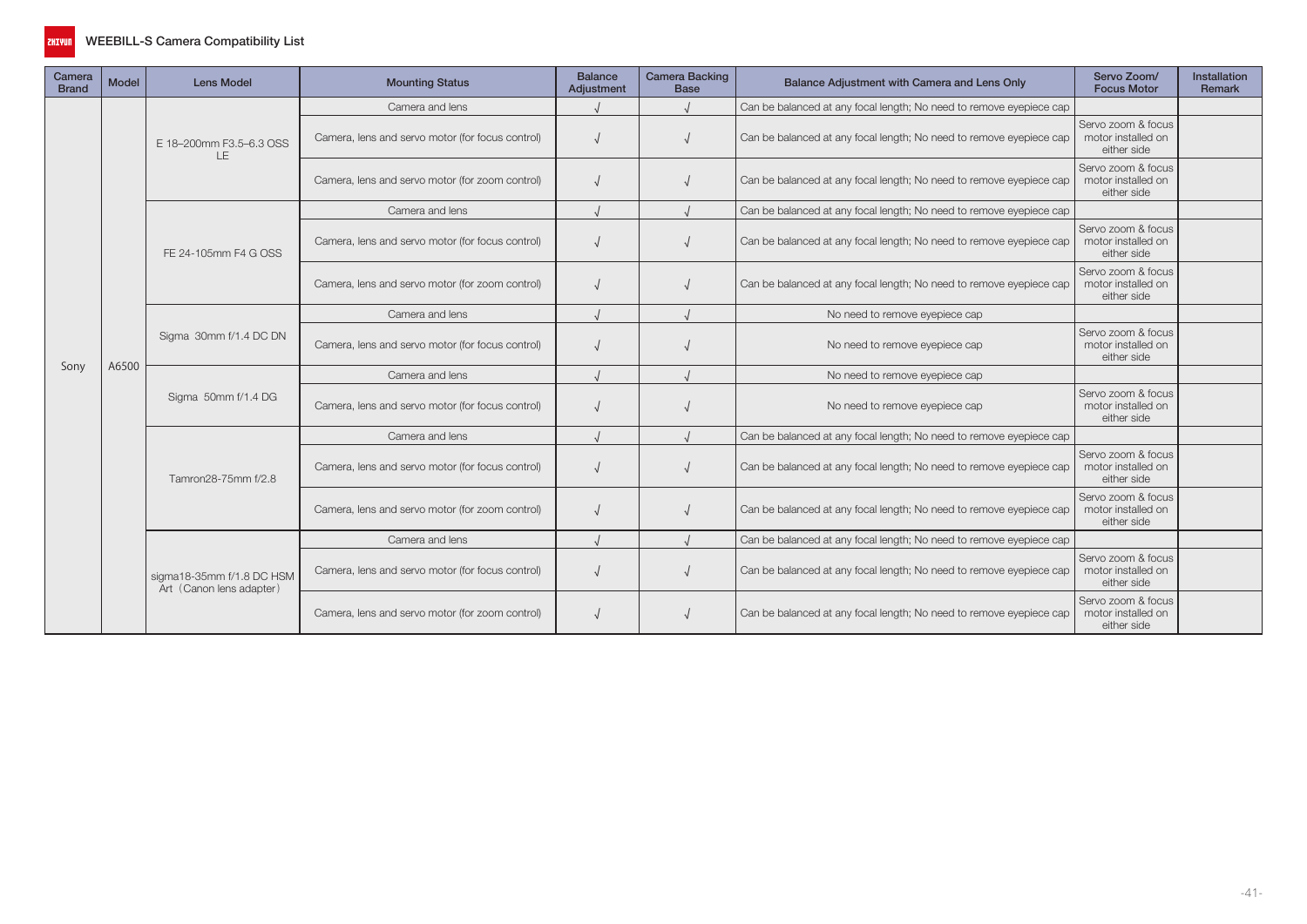## WEEBILL-S Camera Compatibility List

| Camera Brand | Model | Lens Model | Mounting Status | Balance Adjustment | Camera Backing Base | Balance Adjustment with Camera and Lens Only | Servo Zoom/ Focus Motor | Installation Remark |
|---|---|---|---|---|---|---|---|---|
| Sony | A6500 | E 18–200mm F3.5–6.3 OSS LE | Camera and lens | √ | √ | Can be balanced at any focal length; No need to remove eyepiece cap | | |
| | | | Camera, lens and servo motor (for focus control) | √ | √ | Can be balanced at any focal length; No need to remove eyepiece cap | Servo zoom & focus motor installed on either side | |
| | | | Camera, lens and servo motor (for zoom control) | √ | √ | Can be balanced at any focal length; No need to remove eyepiece cap | Servo zoom & focus motor installed on either side | |
| | | FE 24-105mm F4 G OSS | Camera and lens | √ | √ | Can be balanced at any focal length; No need to remove eyepiece cap | | |
| | | | Camera, lens and servo motor (for focus control) | √ | √ | Can be balanced at any focal length; No need to remove eyepiece cap | Servo zoom & focus motor installed on either side | |
| | | | Camera, lens and servo motor (for zoom control) | √ | √ | Can be balanced at any focal length; No need to remove eyepiece cap | Servo zoom & focus motor installed on either side | |
| | | Sigma 30mm f/1.4 DC DN | Camera and lens | √ | √ | No need to remove eyepiece cap | | |
| | | | Camera, lens and servo motor (for focus control) | √ | √ | No need to remove eyepiece cap | Servo zoom & focus motor installed on either side | |
| | | Sigma 50mm f/1.4 DG | Camera and lens | √ | √ | No need to remove eyepiece cap | | |
| | | | Camera, lens and servo motor (for focus control) | √ | √ | No need to remove eyepiece cap | Servo zoom & focus motor installed on either side | |
| | | Tamron28-75mm f/2.8 | Camera and lens | √ | √ | Can be balanced at any focal length; No need to remove eyepiece cap | | |
| | | | Camera, lens and servo motor (for focus control) | √ | √ | Can be balanced at any focal length; No need to remove eyepiece cap | Servo zoom & focus motor installed on either side | |
| | | | Camera, lens and servo motor (for zoom control) | √ | √ | Can be balanced at any focal length; No need to remove eyepiece cap | Servo zoom & focus motor installed on either side | |
| | | sigma18-35mm f/1.8 DC HSM Art（Canon lens adapter） | Camera and lens | √ | √ | Can be balanced at any focal length; No need to remove eyepiece cap | | |
| | | | Camera, lens and servo motor (for focus control) | √ | √ | Can be balanced at any focal length; No need to remove eyepiece cap | Servo zoom & focus motor installed on either side | |
| | | | Camera, lens and servo motor (for zoom control) | √ | √ | Can be balanced at any focal length; No need to remove eyepiece cap | Servo zoom & focus motor installed on either side | |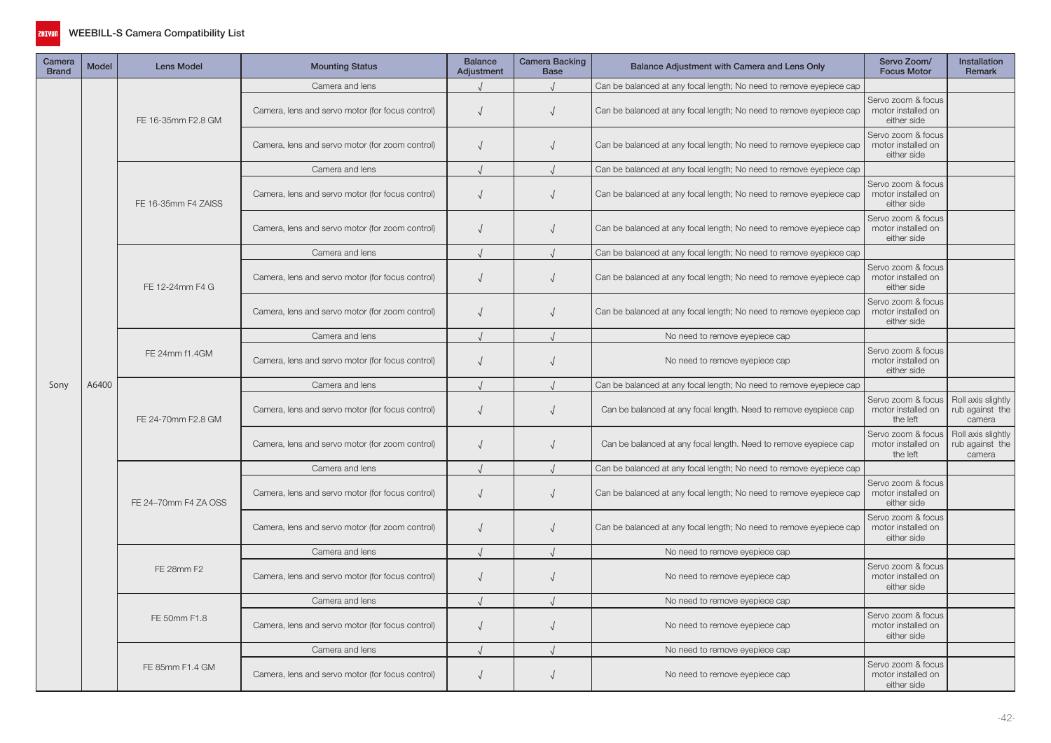# WEEBILL-S Camera Compatibility List

| Camera Brand | Model | Lens Model | Mounting Status | Balance Adjustment | Camera Backing Base | Balance Adjustment with Camera and Lens Only | Servo Zoom/ Focus Motor | Installation Remark |
|---|---|---|---|---|---|---|---|---|
| Sony | A6400 | FE 16-35mm F2.8 GM | Camera and lens | √ | √ | Can be balanced at any focal length; No need to remove eyepiece cap | | |
| | | | Camera, lens and servo motor (for focus control) | √ | √ | Can be balanced at any focal length; No need to remove eyepiece cap | Servo zoom & focus motor installed on either side | |
| | | | Camera, lens and servo motor (for zoom control) | √ | √ | Can be balanced at any focal length; No need to remove eyepiece cap | Servo zoom & focus motor installed on either side | |
| | | FE 16-35mm F4 ZAISS | Camera and lens | √ | √ | Can be balanced at any focal length; No need to remove eyepiece cap | | |
| | | | Camera, lens and servo motor (for focus control) | √ | √ | Can be balanced at any focal length; No need to remove eyepiece cap | Servo zoom & focus motor installed on either side | |
| | | | Camera, lens and servo motor (for zoom control) | √ | √ | Can be balanced at any focal length; No need to remove eyepiece cap | Servo zoom & focus motor installed on either side | |
| | | FE 12-24mm F4 G | Camera and lens | √ | √ | Can be balanced at any focal length; No need to remove eyepiece cap | | |
| | | | Camera, lens and servo motor (for focus control) | √ | √ | Can be balanced at any focal length; No need to remove eyepiece cap | Servo zoom & focus motor installed on either side | |
| | | | Camera, lens and servo motor (for zoom control) | √ | √ | Can be balanced at any focal length; No need to remove eyepiece cap | Servo zoom & focus motor installed on either side | |
| | | FE 24mm f1.4GM | Camera and lens | √ | √ | No need to remove eyepiece cap | | |
| | | | Camera, lens and servo motor (for focus control) | √ | √ | No need to remove eyepiece cap | Servo zoom & focus motor installed on either side | |
| | | FE 24-70mm F2.8 GM | Camera and lens | √ | √ | Can be balanced at any focal length; No need to remove eyepiece cap | | |
| | | | Camera, lens and servo motor (for focus control) | √ | √ | Can be balanced at any focal length. Need to remove eyepiece cap | Servo zoom & focus motor installed on the left | Roll axis slightly rub against the camera |
| | | | Camera, lens and servo motor (for zoom control) | √ | √ | Can be balanced at any focal length. Need to remove eyepiece cap | Servo zoom & focus motor installed on the left | Roll axis slightly rub against the camera |
| | | FE 24–70mm F4 ZA OSS | Camera and lens | √ | √ | Can be balanced at any focal length; No need to remove eyepiece cap | | |
| | | | Camera, lens and servo motor (for focus control) | √ | √ | Can be balanced at any focal length; No need to remove eyepiece cap | Servo zoom & focus motor installed on either side | |
| | | | Camera, lens and servo motor (for zoom control) | √ | √ | Can be balanced at any focal length; No need to remove eyepiece cap | Servo zoom & focus motor installed on either side | |
| | | FE 28mm F2 | Camera and lens | √ | √ | No need to remove eyepiece cap | | |
| | | | Camera, lens and servo motor (for focus control) | √ | √ | No need to remove eyepiece cap | Servo zoom & focus motor installed on either side | |
| | | FE 50mm F1.8 | Camera and lens | √ | √ | No need to remove eyepiece cap | | |
| | | | Camera, lens and servo motor (for focus control) | √ | √ | No need to remove eyepiece cap | Servo zoom & focus motor installed on either side | |
| | | FE 85mm F1.4 GM | Camera and lens | √ | √ | No need to remove eyepiece cap | | |
| | | | Camera, lens and servo motor (for focus control) | √ | √ | No need to remove eyepiece cap | Servo zoom & focus motor installed on either side | |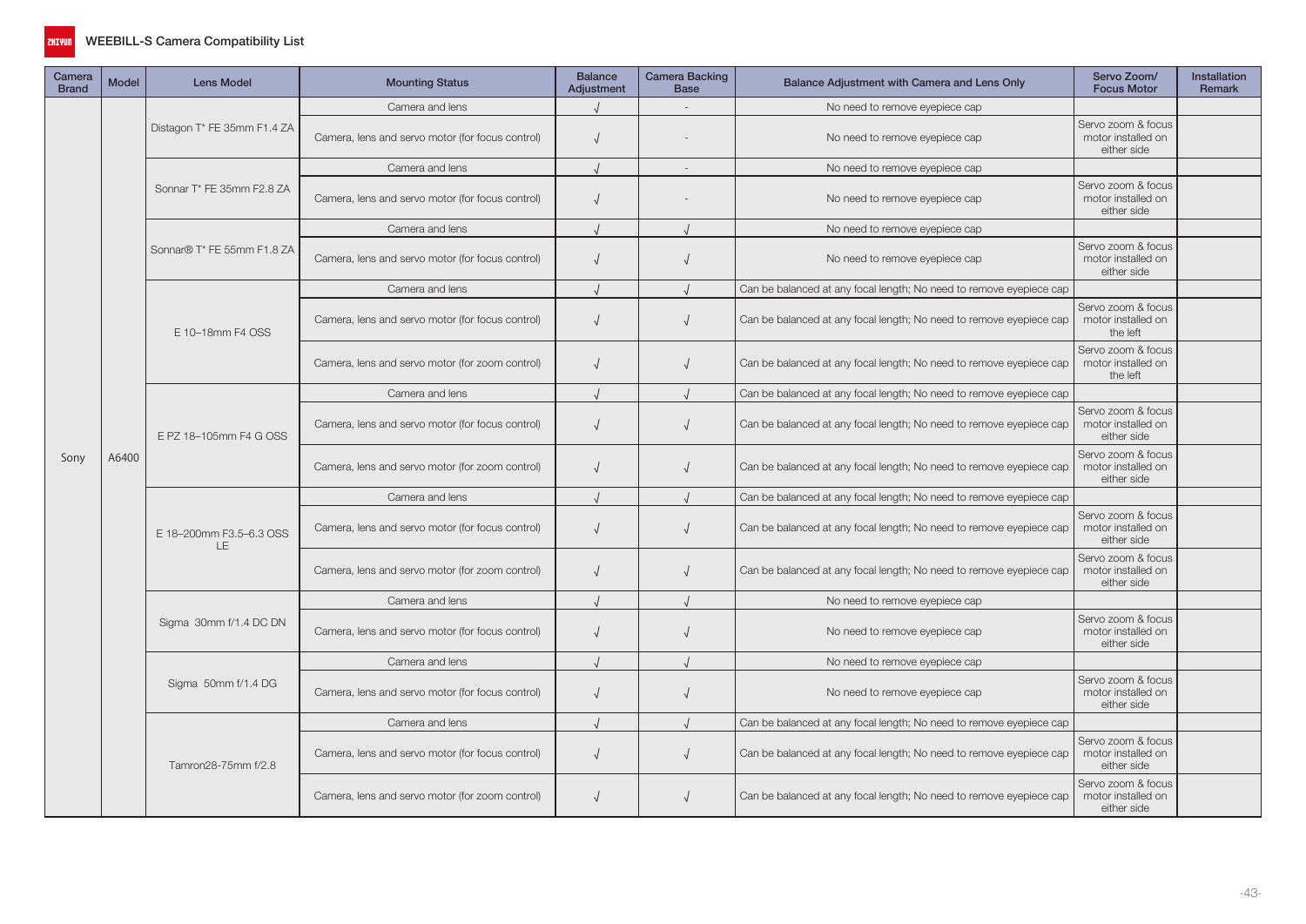# WEEBILL-S Camera Compatibility List

| Camera Brand | Model | Lens Model | Mounting Status | Balance Adjustment | Camera Backing Base | Balance Adjustment with Camera and Lens Only | Servo Zoom/ Focus Motor | Installation Remark |
|---|---|---|---|---|---|---|---|---|
| Sony | A6400 | Distagon T* FE 35mm F1.4 ZA | Camera and lens | √ | - | No need to remove eyepiece cap | | |
| | | | Camera, lens and servo motor (for focus control) | √ | - | No need to remove eyepiece cap | Servo zoom & focus motor installed on either side | |
| | | Sonnar T* FE 35mm F2.8 ZA | Camera and lens | √ | - | No need to remove eyepiece cap | | |
| | | | Camera, lens and servo motor (for focus control) | √ | - | No need to remove eyepiece cap | Servo zoom & focus motor installed on either side | |
| | | Sonnar® T* FE 55mm F1.8 ZA | Camera and lens | √ | √ | No need to remove eyepiece cap | | |
| | | | Camera, lens and servo motor (for focus control) | √ | √ | No need to remove eyepiece cap | Servo zoom & focus motor installed on either side | |
| | | E 10–18mm F4 OSS | Camera and lens | √ | √ | Can be balanced at any focal length; No need to remove eyepiece cap | | |
| | | | Camera, lens and servo motor (for focus control) | √ | √ | Can be balanced at any focal length; No need to remove eyepiece cap | Servo zoom & focus motor installed on the left | |
| | | | Camera, lens and servo motor (for zoom control) | √ | √ | Can be balanced at any focal length; No need to remove eyepiece cap | Servo zoom & focus motor installed on the left | |
| | | E PZ 18–105mm F4 G OSS | Camera and lens | √ | √ | Can be balanced at any focal length; No need to remove eyepiece cap | | |
| | | | Camera, lens and servo motor (for focus control) | √ | √ | Can be balanced at any focal length; No need to remove eyepiece cap | Servo zoom & focus motor installed on either side | |
| | | | Camera, lens and servo motor (for zoom control) | √ | √ | Can be balanced at any focal length; No need to remove eyepiece cap | Servo zoom & focus motor installed on either side | |
| | | E 18–200mm F3.5–6.3 OSS LE | Camera and lens | √ | √ | Can be balanced at any focal length; No need to remove eyepiece cap | | |
| | | | Camera, lens and servo motor (for focus control) | √ | √ | Can be balanced at any focal length; No need to remove eyepiece cap | Servo zoom & focus motor installed on either side | |
| | | | Camera, lens and servo motor (for zoom control) | √ | √ | Can be balanced at any focal length; No need to remove eyepiece cap | Servo zoom & focus motor installed on either side | |
| | | Sigma 30mm f/1.4 DC DN | Camera and lens | √ | √ | No need to remove eyepiece cap | | |
| | | | Camera, lens and servo motor (for focus control) | √ | √ | No need to remove eyepiece cap | Servo zoom & focus motor installed on either side | |
| | | Sigma 50mm f/1.4 DG | Camera and lens | √ | √ | No need to remove eyepiece cap | | |
| | | | Camera, lens and servo motor (for focus control) | √ | √ | No need to remove eyepiece cap | Servo zoom & focus motor installed on either side | |
| | | Tamron28-75mm f/2.8 | Camera and lens | √ | √ | Can be balanced at any focal length; No need to remove eyepiece cap | | |
| | | | Camera, lens and servo motor (for focus control) | √ | √ | Can be balanced at any focal length; No need to remove eyepiece cap | Servo zoom & focus motor installed on either side | |
| | | | Camera, lens and servo motor (for zoom control) | √ | √ | Can be balanced at any focal length; No need to remove eyepiece cap | Servo zoom & focus motor installed on either side | |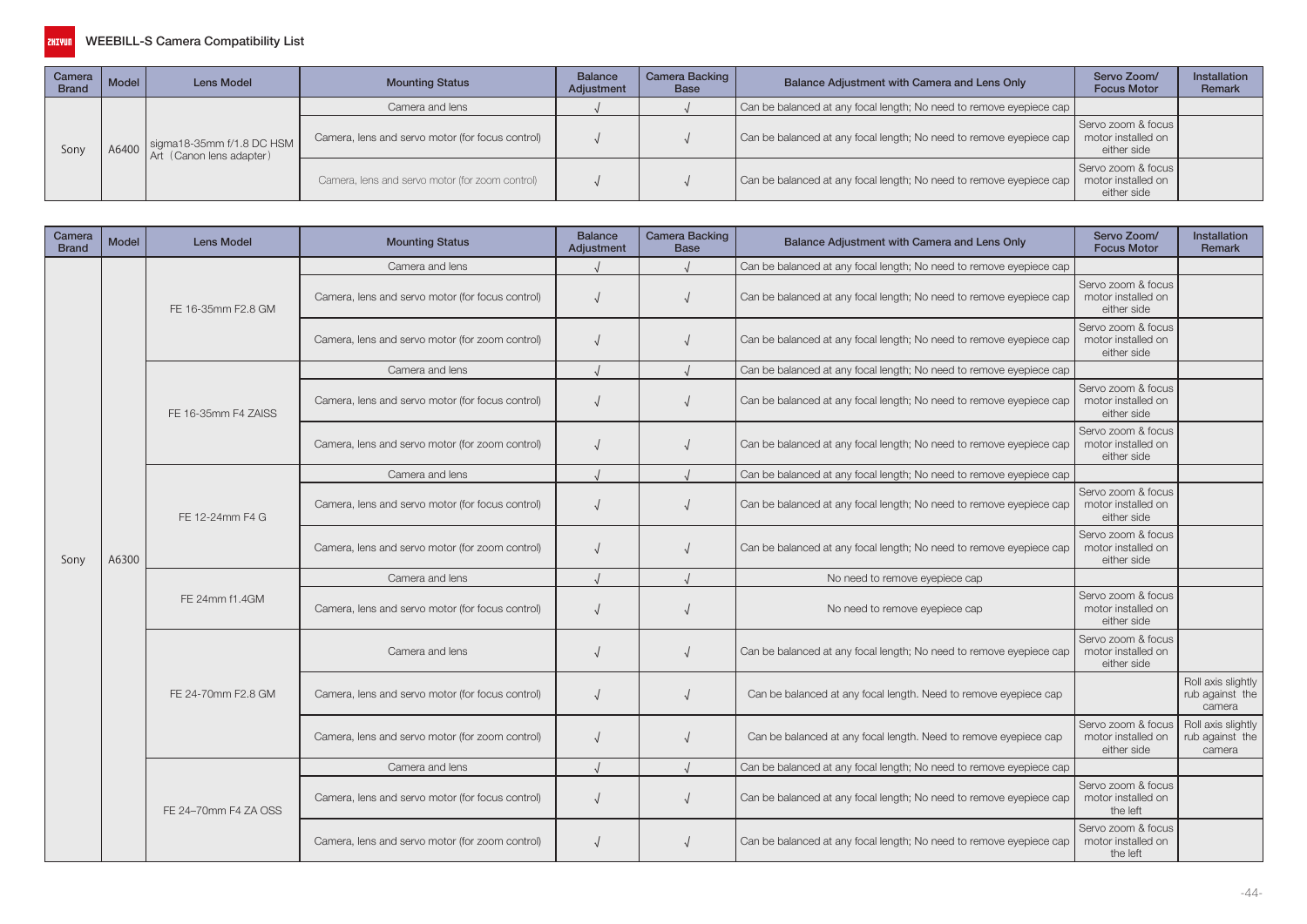# WEEBILL-S Camera Compatibility List

| Camera Brand | Model | Lens Model | Mounting Status | Balance Adjustment | Camera Backing Base | Balance Adjustment with Camera and Lens Only | Servo Zoom/ Focus Motor | Installation Remark |
|---|---|---|---|---|---|---|---|---|
| Sony | A6400 | sigma18-35mm f/1.8 DC HSM Art（Canon lens adapter） | Camera and lens | √ | √ | Can be balanced at any focal length; No need to remove eyepiece cap | | |
| | | | Camera, lens and servo motor (for focus control) | √ | √ | Can be balanced at any focal length; No need to remove eyepiece cap | Servo zoom & focus motor installed on either side | |
| | | | Camera, lens and servo motor (for zoom control) | √ | √ | Can be balanced at any focal length; No need to remove eyepiece cap | Servo zoom & focus motor installed on either side | |

| Camera Brand | Model | Lens Model | Mounting Status | Balance Adjustment | Camera Backing Base | Balance Adjustment with Camera and Lens Only | Servo Zoom/ Focus Motor | Installation Remark |
|---|---|---|---|---|---|---|---|---|
| Sony | A6300 | FE 16-35mm F2.8 GM | Camera and lens | √ | √ | Can be balanced at any focal length; No need to remove eyepiece cap | | |
| | | | Camera, lens and servo motor (for focus control) | √ | √ | Can be balanced at any focal length; No need to remove eyepiece cap | Servo zoom & focus motor installed on either side | |
| | | | Camera, lens and servo motor (for zoom control) | √ | √ | Can be balanced at any focal length; No need to remove eyepiece cap | Servo zoom & focus motor installed on either side | |
| | | FE 16-35mm F4 ZAISS | Camera and lens | √ | √ | Can be balanced at any focal length; No need to remove eyepiece cap | | |
| | | | Camera, lens and servo motor (for focus control) | √ | √ | Can be balanced at any focal length; No need to remove eyepiece cap | Servo zoom & focus motor installed on either side | |
| | | | Camera, lens and servo motor (for zoom control) | √ | √ | Can be balanced at any focal length; No need to remove eyepiece cap | Servo zoom & focus motor installed on either side | |
| | | FE 12-24mm F4 G | Camera and lens | √ | √ | Can be balanced at any focal length; No need to remove eyepiece cap | | |
| | | | Camera, lens and servo motor (for focus control) | √ | √ | Can be balanced at any focal length; No need to remove eyepiece cap | Servo zoom & focus motor installed on either side | |
| | | | Camera, lens and servo motor (for zoom control) | √ | √ | Can be balanced at any focal length; No need to remove eyepiece cap | Servo zoom & focus motor installed on either side | |
| | | FE 24mm f1.4GM | Camera and lens | √ | √ | No need to remove eyepiece cap | | |
| | | | Camera, lens and servo motor (for focus control) | √ | √ | No need to remove eyepiece cap | Servo zoom & focus motor installed on either side | |
| | | FE 24-70mm F2.8 GM | Camera and lens | √ | √ | Can be balanced at any focal length; No need to remove eyepiece cap | Servo zoom & focus motor installed on either side | |
| | | | Camera, lens and servo motor (for focus control) | √ | √ | Can be balanced at any focal length. Need to remove eyepiece cap | | Roll axis slightly rub against the camera |
| | | | Camera, lens and servo motor (for zoom control) | √ | √ | Can be balanced at any focal length. Need to remove eyepiece cap | Servo zoom & focus motor installed on either side | Roll axis slightly rub against the camera |
| | | FE 24–70mm F4 ZA OSS | Camera and lens | √ | √ | Can be balanced at any focal length; No need to remove eyepiece cap | | |
| | | | Camera, lens and servo motor (for focus control) | √ | √ | Can be balanced at any focal length; No need to remove eyepiece cap | Servo zoom & focus motor installed on the left | |
| | | | Camera, lens and servo motor (for zoom control) | √ | √ | Can be balanced at any focal length; No need to remove eyepiece cap | Servo zoom & focus motor installed on the left | |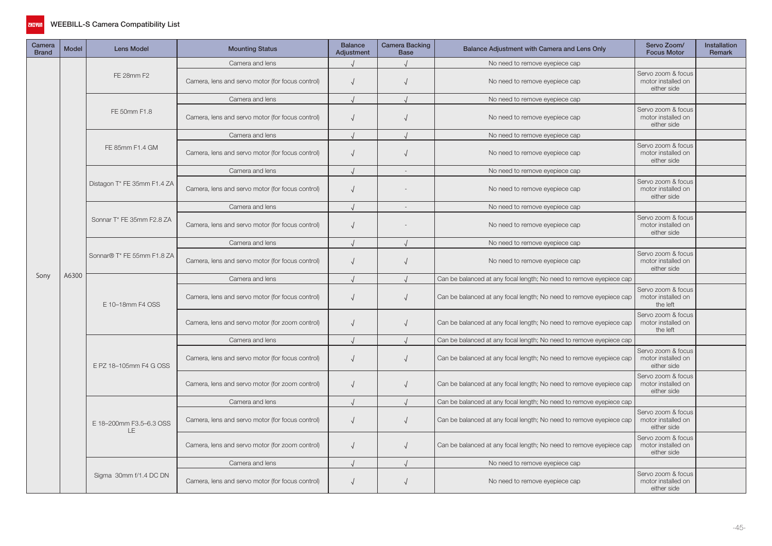# WEEBILL-S Camera Compatibility List

| Camera Brand | Model | Lens Model | Mounting Status | Balance Adjustment | Camera Backing Base | Balance Adjustment with Camera and Lens Only | Servo Zoom/ Focus Motor | Installation Remark |
|---|---|---|---|---|---|---|---|---|
| Sony | A6300 | FE 28mm F2 | Camera and lens | √ | √ | No need to remove eyepiece cap | | |
| | | | Camera, lens and servo motor (for focus control) | √ | √ | No need to remove eyepiece cap | Servo zoom & focus motor installed on either side | |
| | | FE 50mm F1.8 | Camera and lens | √ | √ | No need to remove eyepiece cap | | |
| | | | Camera, lens and servo motor (for focus control) | √ | √ | No need to remove eyepiece cap | Servo zoom & focus motor installed on either side | |
| | | FE 85mm F1.4 GM | Camera and lens | √ | √ | No need to remove eyepiece cap | | |
| | | | Camera, lens and servo motor (for focus control) | √ | √ | No need to remove eyepiece cap | Servo zoom & focus motor installed on either side | |
| | | Distagon T* FE 35mm F1.4 ZA | Camera and lens | √ | - | No need to remove eyepiece cap | | |
| | | | Camera, lens and servo motor (for focus control) | √ | - | No need to remove eyepiece cap | Servo zoom & focus motor installed on either side | |
| | | Sonnar T* FE 35mm F2.8 ZA | Camera and lens | √ | - | No need to remove eyepiece cap | | |
| | | | Camera, lens and servo motor (for focus control) | √ | - | No need to remove eyepiece cap | Servo zoom & focus motor installed on either side | |
| | | Sonnar® T* FE 55mm F1.8 ZA | Camera and lens | √ | √ | No need to remove eyepiece cap | | |
| | | | Camera, lens and servo motor (for focus control) | √ | √ | No need to remove eyepiece cap | Servo zoom & focus motor installed on either side | |
| | | E 10–18mm F4 OSS | Camera and lens | √ | √ | Can be balanced at any focal length; No need to remove eyepiece cap | | |
| | | | Camera, lens and servo motor (for focus control) | √ | √ | Can be balanced at any focal length; No need to remove eyepiece cap | Servo zoom & focus motor installed on the left | |
| | | | Camera, lens and servo motor (for zoom control) | √ | √ | Can be balanced at any focal length; No need to remove eyepiece cap | Servo zoom & focus motor installed on the left | |
| | | E PZ 18–105mm F4 G OSS | Camera and lens | √ | √ | Can be balanced at any focal length; No need to remove eyepiece cap | | |
| | | | Camera, lens and servo motor (for focus control) | √ | √ | Can be balanced at any focal length; No need to remove eyepiece cap | Servo zoom & focus motor installed on either side | |
| | | | Camera, lens and servo motor (for zoom control) | √ | √ | Can be balanced at any focal length; No need to remove eyepiece cap | Servo zoom & focus motor installed on either side | |
| | | E 18–200mm F3.5–6.3 OSS LE | Camera and lens | √ | √ | Can be balanced at any focal length; No need to remove eyepiece cap | | |
| | | | Camera, lens and servo motor (for focus control) | √ | √ | Can be balanced at any focal length; No need to remove eyepiece cap | Servo zoom & focus motor installed on either side | |
| | | | Camera, lens and servo motor (for zoom control) | √ | √ | Can be balanced at any focal length; No need to remove eyepiece cap | Servo zoom & focus motor installed on either side | |
| | | Sigma 30mm f/1.4 DC DN | Camera and lens | √ | √ | No need to remove eyepiece cap | | |
| | | | Camera, lens and servo motor (for focus control) | √ | √ | No need to remove eyepiece cap | Servo zoom & focus motor installed on either side | |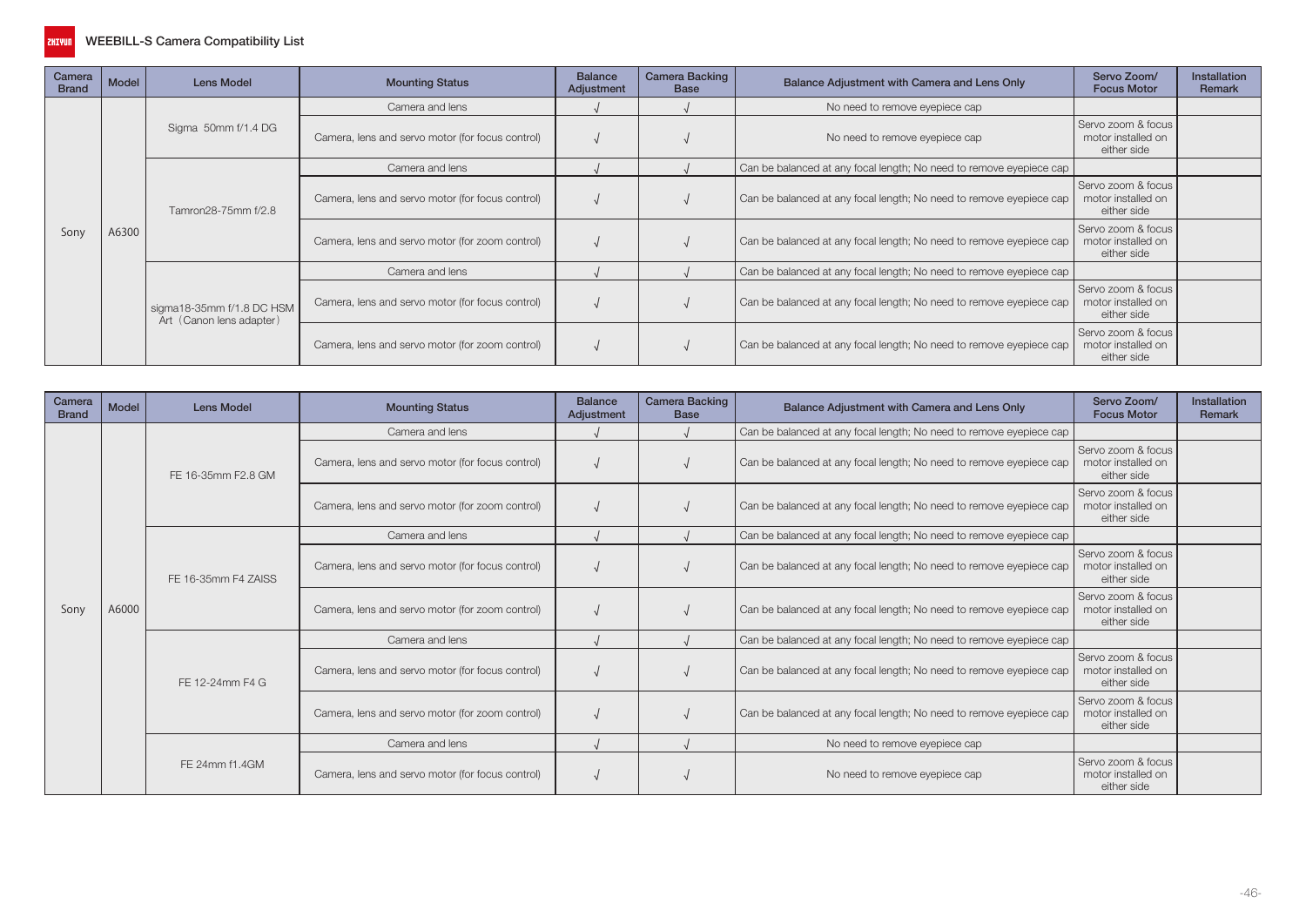# WEEBILL-S Camera Compatibility List

| Camera Brand | Model | Lens Model | Mounting Status | Balance Adjustment | Camera Backing Base | Balance Adjustment with Camera and Lens Only | Servo Zoom/ Focus Motor | Installation Remark |
|---|---|---|---|---|---|---|---|---|
| Sony | A6300 | Sigma 50mm f/1.4 DG | Camera and lens | √ | √ | No need to remove eyepiece cap | | |
| | | | Camera, lens and servo motor (for focus control) | √ | √ | No need to remove eyepiece cap | Servo zoom & focus motor installed on either side | |
| | | Tamron28-75mm f/2.8 | Camera and lens | √ | √ | Can be balanced at any focal length; No need to remove eyepiece cap | | |
| | | | Camera, lens and servo motor (for focus control) | √ | √ | Can be balanced at any focal length; No need to remove eyepiece cap | Servo zoom & focus motor installed on either side | |
| | | | Camera, lens and servo motor (for zoom control) | √ | √ | Can be balanced at any focal length; No need to remove eyepiece cap | Servo zoom & focus motor installed on either side | |
| | | sigma18-35mm f/1.8 DC HSM Art（Canon lens adapter） | Camera and lens | √ | √ | Can be balanced at any focal length; No need to remove eyepiece cap | | |
| | | | Camera, lens and servo motor (for focus control) | √ | √ | Can be balanced at any focal length; No need to remove eyepiece cap | Servo zoom & focus motor installed on either side | |
| | | | Camera, lens and servo motor (for zoom control) | √ | √ | Can be balanced at any focal length; No need to remove eyepiece cap | Servo zoom & focus motor installed on either side | |

| Camera Brand | Model | Lens Model | Mounting Status | Balance Adjustment | Camera Backing Base | Balance Adjustment with Camera and Lens Only | Servo Zoom/ Focus Motor | Installation Remark |
|---|---|---|---|---|---|---|---|---|
| Sony | A6000 | FE 16-35mm F2.8 GM | Camera and lens | √ | √ | Can be balanced at any focal length; No need to remove eyepiece cap | | |
| | | | Camera, lens and servo motor (for focus control) | √ | √ | Can be balanced at any focal length; No need to remove eyepiece cap | Servo zoom & focus motor installed on either side | |
| | | | Camera, lens and servo motor (for zoom control) | √ | √ | Can be balanced at any focal length; No need to remove eyepiece cap | Servo zoom & focus motor installed on either side | |
| | | FE 16-35mm F4 ZAISS | Camera and lens | √ | √ | Can be balanced at any focal length; No need to remove eyepiece cap | | |
| | | | Camera, lens and servo motor (for focus control) | √ | √ | Can be balanced at any focal length; No need to remove eyepiece cap | Servo zoom & focus motor installed on either side | |
| | | | Camera, lens and servo motor (for zoom control) | √ | √ | Can be balanced at any focal length; No need to remove eyepiece cap | Servo zoom & focus motor installed on either side | |
| | | FE 12-24mm F4 G | Camera and lens | √ | √ | Can be balanced at any focal length; No need to remove eyepiece cap | | |
| | | | Camera, lens and servo motor (for focus control) | √ | √ | Can be balanced at any focal length; No need to remove eyepiece cap | Servo zoom & focus motor installed on either side | |
| | | | Camera, lens and servo motor (for zoom control) | √ | √ | Can be balanced at any focal length; No need to remove eyepiece cap | Servo zoom & focus motor installed on either side | |
| | | FE 24mm f1.4GM | Camera and lens | √ | √ | No need to remove eyepiece cap | | |
| | | | Camera, lens and servo motor (for focus control) | √ | √ | No need to remove eyepiece cap | Servo zoom & focus motor installed on either side | |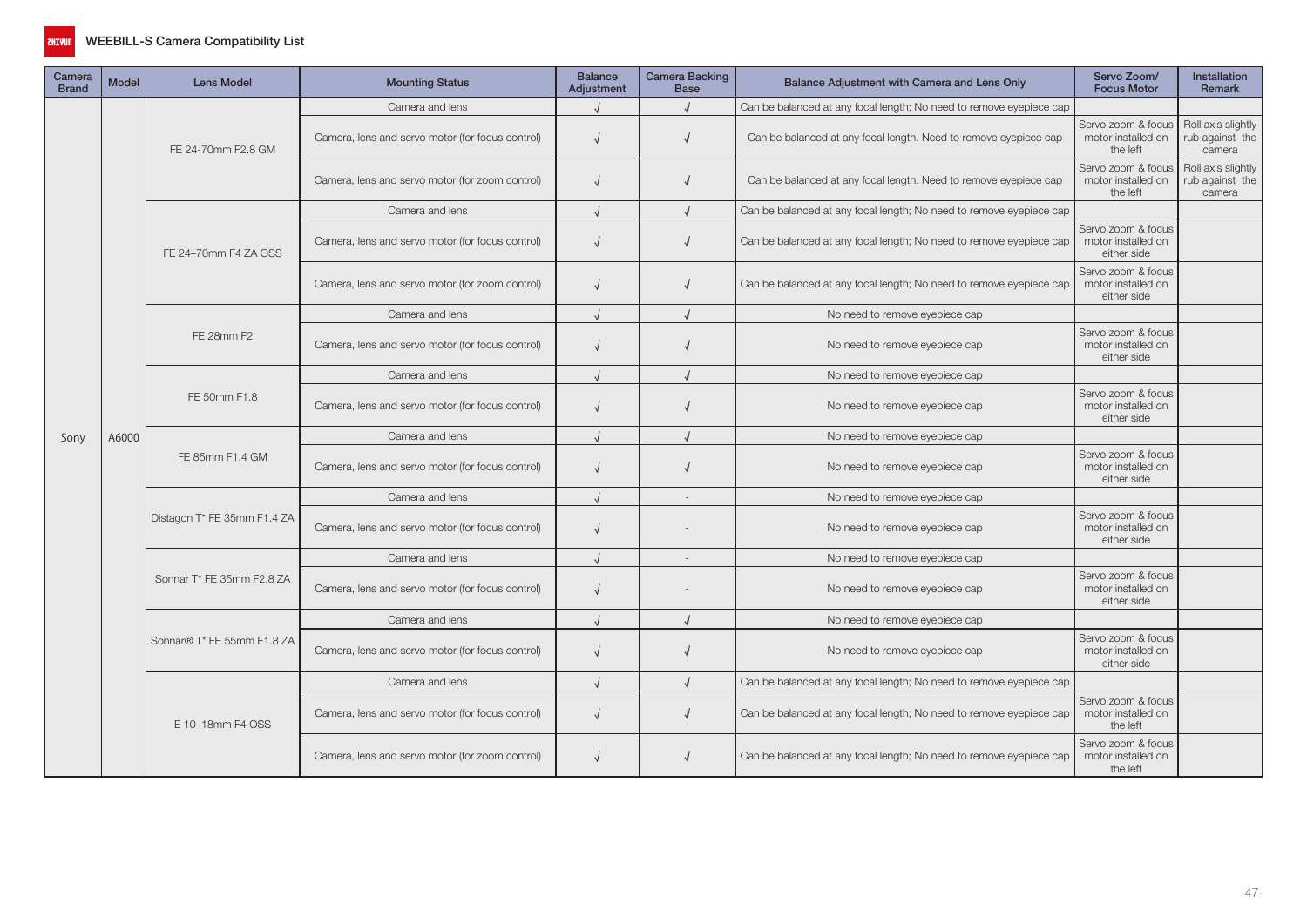# WEEBILL-S Camera Compatibility List

| Camera Brand | Model | Lens Model | Mounting Status | Balance Adjustment | Camera Backing Base | Balance Adjustment with Camera and Lens Only | Servo Zoom/ Focus Motor | Installation Remark |
|---|---|---|---|---|---|---|---|---|
| Sony | A6000 | FE 24-70mm F2.8 GM | Camera and lens | √ | √ | Can be balanced at any focal length; No need to remove eyepiece cap | | |
| | | | Camera, lens and servo motor (for focus control) | √ | √ | Can be balanced at any focal length. Need to remove eyepiece cap | Servo zoom & focus motor installed on the left | Roll axis slightly rub against the camera |
| | | | Camera, lens and servo motor (for zoom control) | √ | √ | Can be balanced at any focal length. Need to remove eyepiece cap | Servo zoom & focus motor installed on the left | Roll axis slightly rub against the camera |
| | | FE 24–70mm F4 ZA OSS | Camera and lens | √ | √ | Can be balanced at any focal length; No need to remove eyepiece cap | | |
| | | | Camera, lens and servo motor (for focus control) | √ | √ | Can be balanced at any focal length; No need to remove eyepiece cap | Servo zoom & focus motor installed on either side | |
| | | | Camera, lens and servo motor (for zoom control) | √ | √ | Can be balanced at any focal length; No need to remove eyepiece cap | Servo zoom & focus motor installed on either side | |
| | | FE 28mm F2 | Camera and lens | √ | √ | No need to remove eyepiece cap | | |
| | | | Camera, lens and servo motor (for focus control) | √ | √ | No need to remove eyepiece cap | Servo zoom & focus motor installed on either side | |
| | | FE 50mm F1.8 | Camera and lens | √ | √ | No need to remove eyepiece cap | | |
| | | | Camera, lens and servo motor (for focus control) | √ | √ | No need to remove eyepiece cap | Servo zoom & focus motor installed on either side | |
| | | FE 85mm F1.4 GM | Camera and lens | √ | √ | No need to remove eyepiece cap | | |
| | | | Camera, lens and servo motor (for focus control) | √ | √ | No need to remove eyepiece cap | Servo zoom & focus motor installed on either side | |
| | | Distagon T* FE 35mm F1.4 ZA | Camera and lens | √ | - | No need to remove eyepiece cap | | |
| | | | Camera, lens and servo motor (for focus control) | √ | - | No need to remove eyepiece cap | Servo zoom & focus motor installed on either side | |
| | | Sonnar T* FE 35mm F2.8 ZA | Camera and lens | √ | - | No need to remove eyepiece cap | | |
| | | | Camera, lens and servo motor (for focus control) | √ | - | No need to remove eyepiece cap | Servo zoom & focus motor installed on either side | |
| | | Sonnar® T* FE 55mm F1.8 ZA | Camera and lens | √ | √ | No need to remove eyepiece cap | | |
| | | | Camera, lens and servo motor (for focus control) | √ | √ | No need to remove eyepiece cap | Servo zoom & focus motor installed on either side | |
| | | E 10–18mm F4 OSS | Camera and lens | √ | √ | Can be balanced at any focal length; No need to remove eyepiece cap | | |
| | | | Camera, lens and servo motor (for focus control) | √ | √ | Can be balanced at any focal length; No need to remove eyepiece cap | Servo zoom & focus motor installed on the left | |
| | | | Camera, lens and servo motor (for zoom control) | √ | √ | Can be balanced at any focal length; No need to remove eyepiece cap | Servo zoom & focus motor installed on the left | |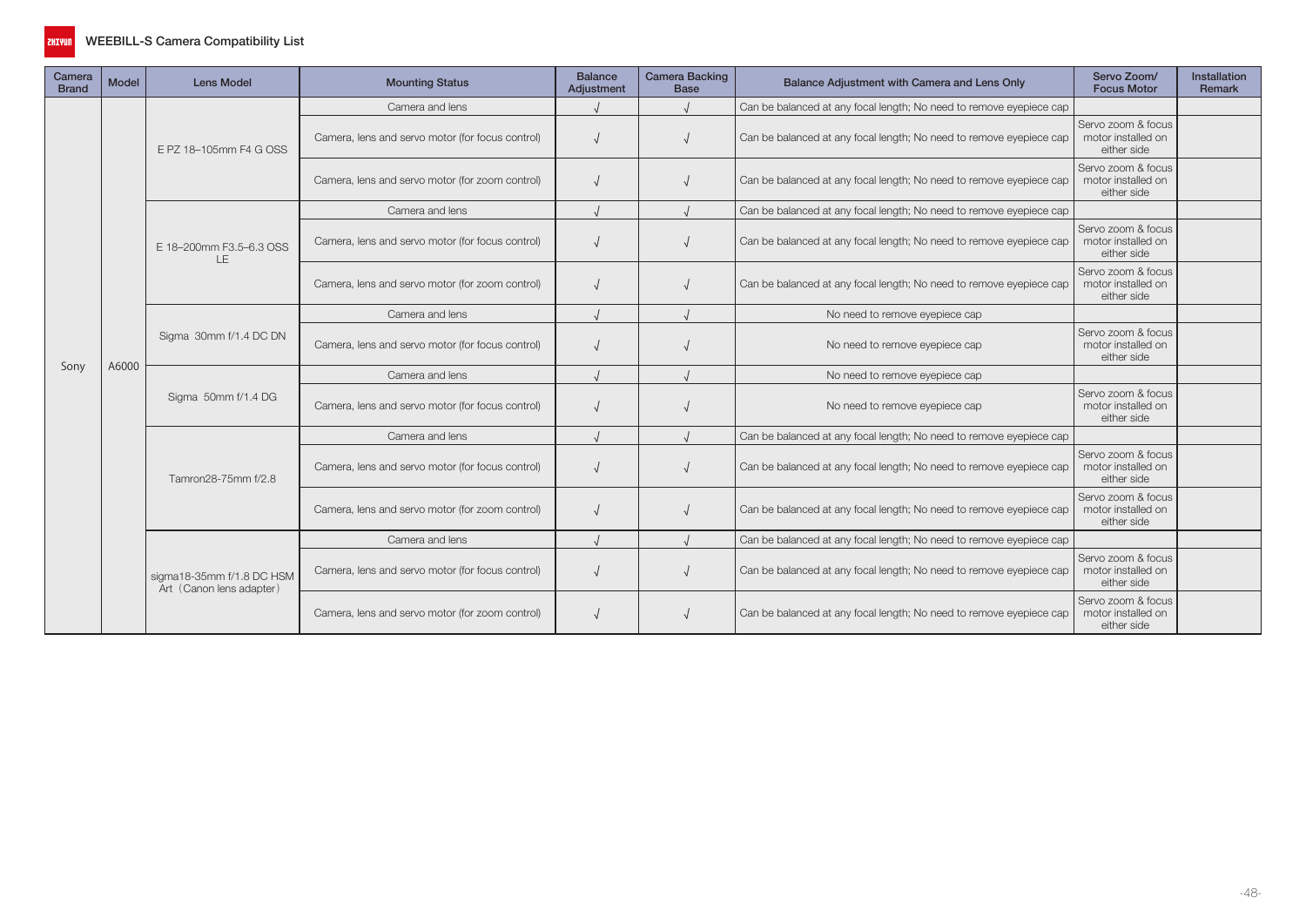## WEEBILL-S Camera Compatibility List

| Camera Brand | Model | Lens Model | Mounting Status | Balance Adjustment | Camera Backing Base | Balance Adjustment with Camera and Lens Only | Servo Zoom/ Focus Motor | Installation Remark |
|---|---|---|---|---|---|---|---|---|
| Sony | A6000 | E PZ 18–105mm F4 G OSS | Camera and lens | √ | √ | Can be balanced at any focal length; No need to remove eyepiece cap | | |
| | | | Camera, lens and servo motor (for focus control) | √ | √ | Can be balanced at any focal length; No need to remove eyepiece cap | Servo zoom & focus motor installed on either side | |
| | | | Camera, lens and servo motor (for zoom control) | √ | √ | Can be balanced at any focal length; No need to remove eyepiece cap | Servo zoom & focus motor installed on either side | |
| | | E 18–200mm F3.5–6.3 OSS LE | Camera and lens | √ | √ | Can be balanced at any focal length; No need to remove eyepiece cap | | |
| | | | Camera, lens and servo motor (for focus control) | √ | √ | Can be balanced at any focal length; No need to remove eyepiece cap | Servo zoom & focus motor installed on either side | |
| | | | Camera, lens and servo motor (for zoom control) | √ | √ | Can be balanced at any focal length; No need to remove eyepiece cap | Servo zoom & focus motor installed on either side | |
| | | Sigma 30mm f/1.4 DC DN | Camera and lens | √ | √ | No need to remove eyepiece cap | | |
| | | | Camera, lens and servo motor (for focus control) | √ | √ | No need to remove eyepiece cap | Servo zoom & focus motor installed on either side | |
| | | Sigma 50mm f/1.4 DG | Camera and lens | √ | √ | No need to remove eyepiece cap | | |
| | | | Camera, lens and servo motor (for focus control) | √ | √ | No need to remove eyepiece cap | Servo zoom & focus motor installed on either side | |
| | | Tamron28-75mm f/2.8 | Camera and lens | √ | √ | Can be balanced at any focal length; No need to remove eyepiece cap | | |
| | | | Camera, lens and servo motor (for focus control) | √ | √ | Can be balanced at any focal length; No need to remove eyepiece cap | Servo zoom & focus motor installed on either side | |
| | | | Camera, lens and servo motor (for zoom control) | √ | √ | Can be balanced at any focal length; No need to remove eyepiece cap | Servo zoom & focus motor installed on either side | |
| | | sigma18-35mm f/1.8 DC HSM Art（Canon lens adapter） | Camera and lens | √ | √ | Can be balanced at any focal length; No need to remove eyepiece cap | | |
| | | | Camera, lens and servo motor (for focus control) | √ | √ | Can be balanced at any focal length; No need to remove eyepiece cap | Servo zoom & focus motor installed on either side | |
| | | | Camera, lens and servo motor (for zoom control) | √ | √ | Can be balanced at any focal length; No need to remove eyepiece cap | Servo zoom & focus motor installed on either side | |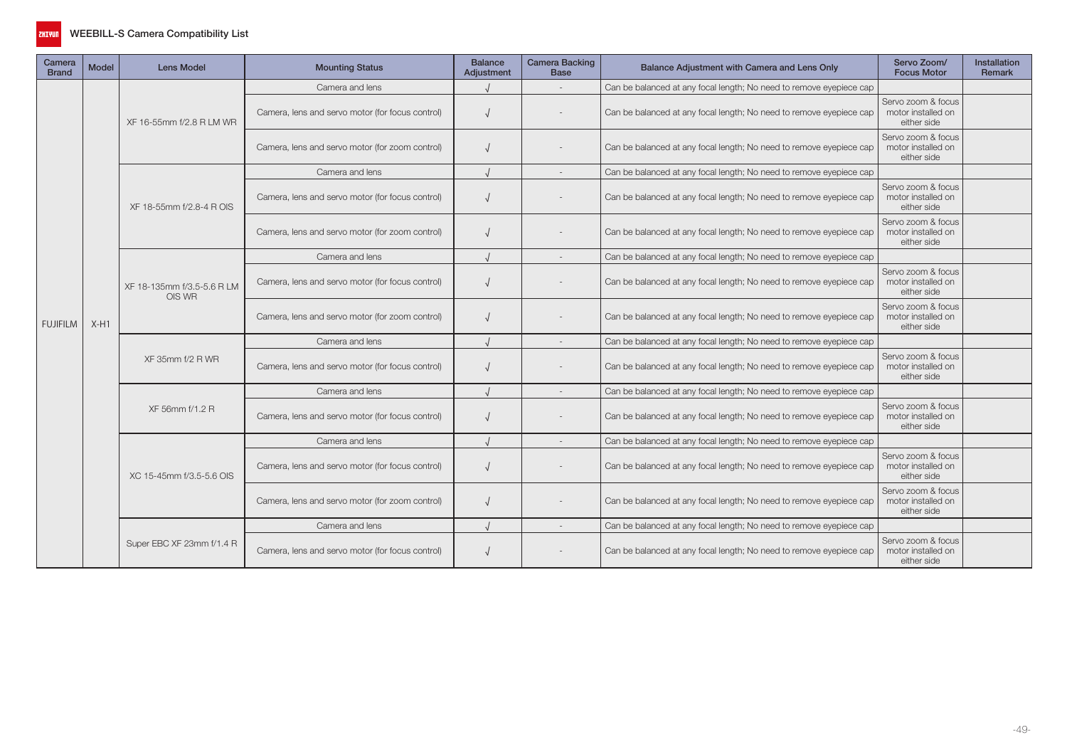# WEEBILL-S Camera Compatibility List

| Camera Brand | Model | Lens Model | Mounting Status | Balance Adjustment | Camera Backing Base | Balance Adjustment with Camera and Lens Only | Servo Zoom/ Focus Motor | Installation Remark |
|---|---|---|---|---|---|---|---|---|
| FUJIFILM | X-H1 | XF 16-55mm f/2.8 R LM WR | Camera and lens | √ | - | Can be balanced at any focal length; No need to remove eyepiece cap | | |
| | | | Camera, lens and servo motor (for focus control) | √ | - | Can be balanced at any focal length; No need to remove eyepiece cap | Servo zoom & focus motor installed on either side | |
| | | | Camera, lens and servo motor (for zoom control) | √ | - | Can be balanced at any focal length; No need to remove eyepiece cap | Servo zoom & focus motor installed on either side | |
| | | XF 18-55mm f/2.8-4 R OIS | Camera and lens | √ | - | Can be balanced at any focal length; No need to remove eyepiece cap | | |
| | | | Camera, lens and servo motor (for focus control) | √ | - | Can be balanced at any focal length; No need to remove eyepiece cap | Servo zoom & focus motor installed on either side | |
| | | | Camera, lens and servo motor (for zoom control) | √ | - | Can be balanced at any focal length; No need to remove eyepiece cap | Servo zoom & focus motor installed on either side | |
| | | XF 18-135mm f/3.5-5.6 R LM OIS WR | Camera and lens | √ | - | Can be balanced at any focal length; No need to remove eyepiece cap | | |
| | | | Camera, lens and servo motor (for focus control) | √ | - | Can be balanced at any focal length; No need to remove eyepiece cap | Servo zoom & focus motor installed on either side | |
| | | | Camera, lens and servo motor (for zoom control) | √ | - | Can be balanced at any focal length; No need to remove eyepiece cap | Servo zoom & focus motor installed on either side | |
| | | XF 35mm f/2 R WR | Camera and lens | √ | - | Can be balanced at any focal length; No need to remove eyepiece cap | | |
| | | | Camera, lens and servo motor (for focus control) | √ | - | Can be balanced at any focal length; No need to remove eyepiece cap | Servo zoom & focus motor installed on either side | |
| | | XF 56mm f/1.2 R | Camera and lens | √ | - | Can be balanced at any focal length; No need to remove eyepiece cap | | |
| | | | Camera, lens and servo motor (for focus control) | √ | - | Can be balanced at any focal length; No need to remove eyepiece cap | Servo zoom & focus motor installed on either side | |
| | | XC 15-45mm f/3.5-5.6 OIS | Camera and lens | √ | - | Can be balanced at any focal length; No need to remove eyepiece cap | | |
| | | | Camera, lens and servo motor (for focus control) | √ | - | Can be balanced at any focal length; No need to remove eyepiece cap | Servo zoom & focus motor installed on either side | |
| | | | Camera, lens and servo motor (for zoom control) | √ | - | Can be balanced at any focal length; No need to remove eyepiece cap | Servo zoom & focus motor installed on either side | |
| | | Super EBC XF 23mm f/1.4 R | Camera and lens | √ | - | Can be balanced at any focal length; No need to remove eyepiece cap | | |
| | | | Camera, lens and servo motor (for focus control) | √ | - | Can be balanced at any focal length; No need to remove eyepiece cap | Servo zoom & focus motor installed on either side | |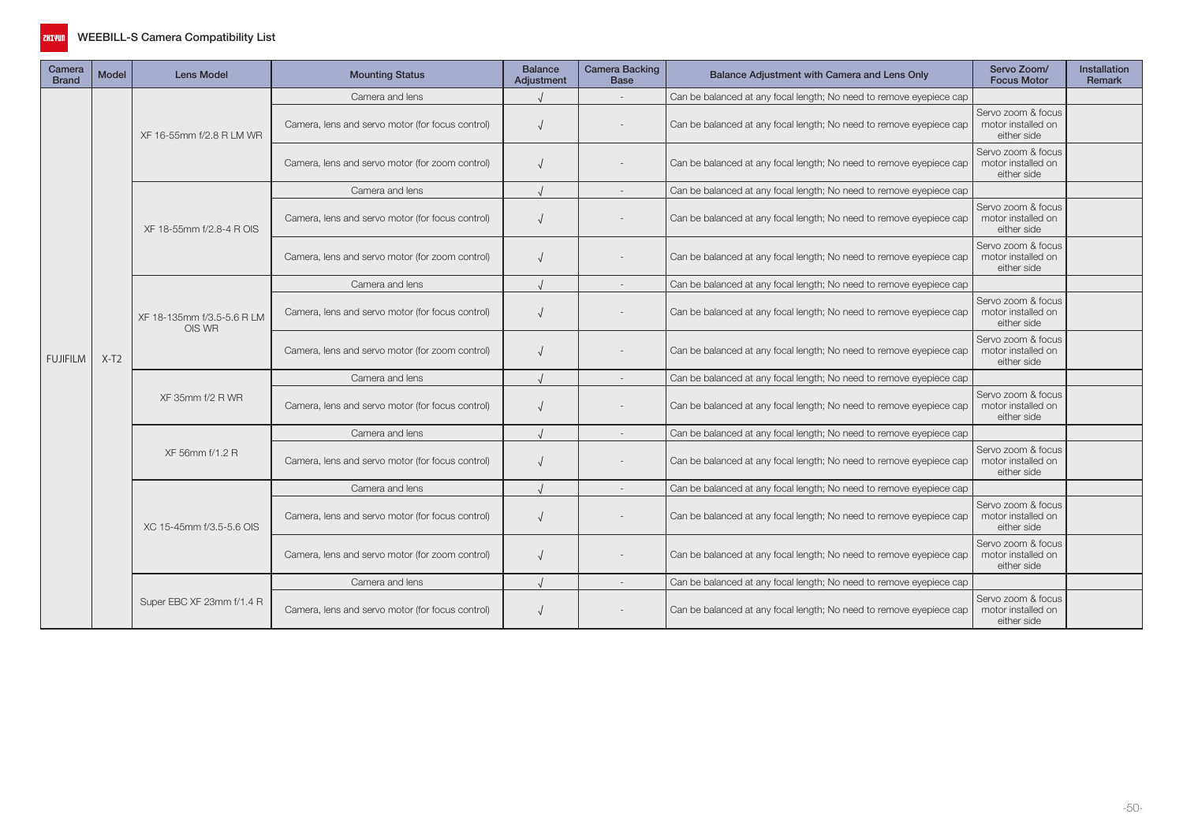# WEEBILL-S Camera Compatibility List

| Camera Brand | Model | Lens Model | Mounting Status | Balance Adjustment | Camera Backing Base | Balance Adjustment with Camera and Lens Only | Servo Zoom/ Focus Motor | Installation Remark |
|---|---|---|---|---|---|---|---|---|
| FUJIFILM | X-T2 | XF 16-55mm f/2.8 R LM WR | Camera and lens | √ | - | Can be balanced at any focal length; No need to remove eyepiece cap | | |
| | | | Camera, lens and servo motor (for focus control) | √ | - | Can be balanced at any focal length; No need to remove eyepiece cap | Servo zoom & focus motor installed on either side | |
| | | | Camera, lens and servo motor (for zoom control) | √ | - | Can be balanced at any focal length; No need to remove eyepiece cap | Servo zoom & focus motor installed on either side | |
| | | XF 18-55mm f/2.8-4 R OIS | Camera and lens | √ | - | Can be balanced at any focal length; No need to remove eyepiece cap | | |
| | | | Camera, lens and servo motor (for focus control) | √ | - | Can be balanced at any focal length; No need to remove eyepiece cap | Servo zoom & focus motor installed on either side | |
| | | | Camera, lens and servo motor (for zoom control) | √ | - | Can be balanced at any focal length; No need to remove eyepiece cap | Servo zoom & focus motor installed on either side | |
| | | XF 18-135mm f/3.5-5.6 R LM OIS WR | Camera and lens | √ | - | Can be balanced at any focal length; No need to remove eyepiece cap | | |
| | | | Camera, lens and servo motor (for focus control) | √ | - | Can be balanced at any focal length; No need to remove eyepiece cap | Servo zoom & focus motor installed on either side | |
| | | | Camera, lens and servo motor (for zoom control) | √ | - | Can be balanced at any focal length; No need to remove eyepiece cap | Servo zoom & focus motor installed on either side | |
| | | XF 35mm f/2 R WR | Camera and lens | √ | - | Can be balanced at any focal length; No need to remove eyepiece cap | | |
| | | | Camera, lens and servo motor (for focus control) | √ | - | Can be balanced at any focal length; No need to remove eyepiece cap | Servo zoom & focus motor installed on either side | |
| | | XF 56mm f/1.2 R | Camera and lens | √ | - | Can be balanced at any focal length; No need to remove eyepiece cap | | |
| | | | Camera, lens and servo motor (for focus control) | √ | - | Can be balanced at any focal length; No need to remove eyepiece cap | Servo zoom & focus motor installed on either side | |
| | | XC 15-45mm f/3.5-5.6 OIS | Camera and lens | √ | - | Can be balanced at any focal length; No need to remove eyepiece cap | | |
| | | | Camera, lens and servo motor (for focus control) | √ | - | Can be balanced at any focal length; No need to remove eyepiece cap | Servo zoom & focus motor installed on either side | |
| | | | Camera, lens and servo motor (for zoom control) | √ | - | Can be balanced at any focal length; No need to remove eyepiece cap | Servo zoom & focus motor installed on either side | |
| | | Super EBC XF 23mm f/1.4 R | Camera and lens | √ | - | Can be balanced at any focal length; No need to remove eyepiece cap | | |
| | | | Camera, lens and servo motor (for focus control) | √ | - | Can be balanced at any focal length; No need to remove eyepiece cap | Servo zoom & focus motor installed on either side | |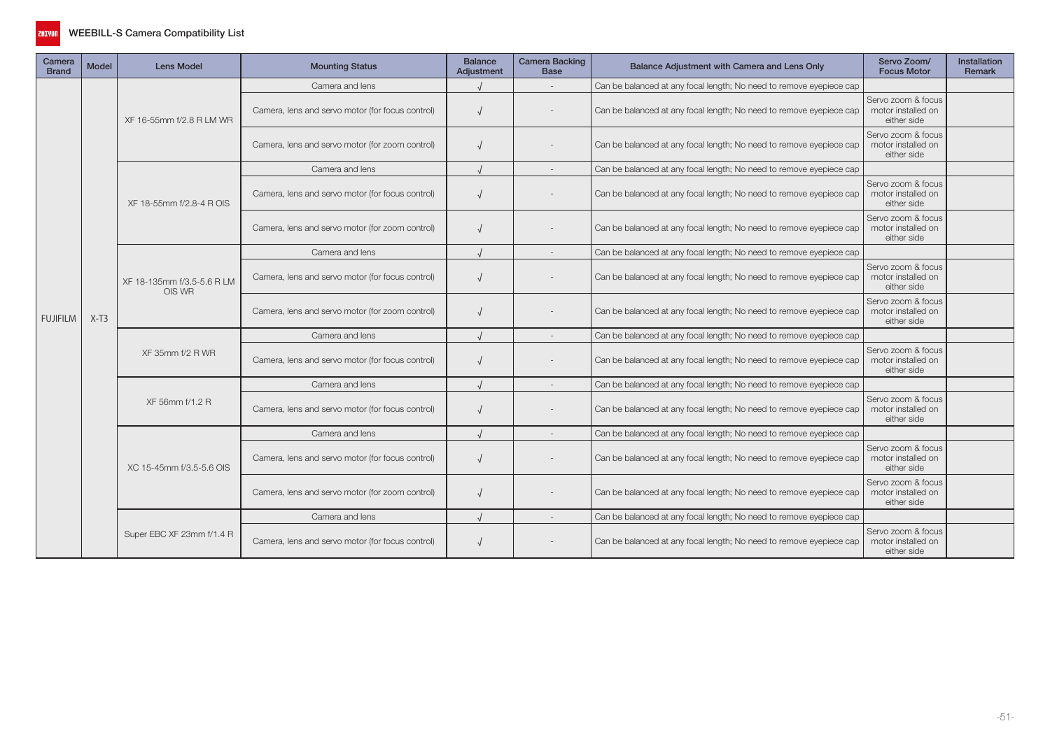## WEEBILL-S Camera Compatibility List

| Camera Brand | Model | Lens Model | Mounting Status | Balance Adjustment | Camera Backing Base | Balance Adjustment with Camera and Lens Only | Servo Zoom/ Focus Motor | Installation Remark |
|---|---|---|---|---|---|---|---|---|
| FUJIFILM | X-T3 | XF 16-55mm f/2.8 R LM WR | Camera and lens | √ | - | Can be balanced at any focal length; No need to remove eyepiece cap | | |
| | | | Camera, lens and servo motor (for focus control) | √ | - | Can be balanced at any focal length; No need to remove eyepiece cap | Servo zoom & focus motor installed on either side | |
| | | | Camera, lens and servo motor (for zoom control) | √ | - | Can be balanced at any focal length; No need to remove eyepiece cap | Servo zoom & focus motor installed on either side | |
| | | XF 18-55mm f/2.8-4 R OIS | Camera and lens | √ | - | Can be balanced at any focal length; No need to remove eyepiece cap | | |
| | | | Camera, lens and servo motor (for focus control) | √ | - | Can be balanced at any focal length; No need to remove eyepiece cap | Servo zoom & focus motor installed on either side | |
| | | | Camera, lens and servo motor (for zoom control) | √ | - | Can be balanced at any focal length; No need to remove eyepiece cap | Servo zoom & focus motor installed on either side | |
| | | XF 18-135mm f/3.5-5.6 R LM OIS WR | Camera and lens | √ | - | Can be balanced at any focal length; No need to remove eyepiece cap | | |
| | | | Camera, lens and servo motor (for focus control) | √ | - | Can be balanced at any focal length; No need to remove eyepiece cap | Servo zoom & focus motor installed on either side | |
| | | | Camera, lens and servo motor (for zoom control) | √ | - | Can be balanced at any focal length; No need to remove eyepiece cap | Servo zoom & focus motor installed on either side | |
| | | XF 35mm f/2 R WR | Camera and lens | √ | - | Can be balanced at any focal length; No need to remove eyepiece cap | | |
| | | | Camera, lens and servo motor (for focus control) | √ | - | Can be balanced at any focal length; No need to remove eyepiece cap | Servo zoom & focus motor installed on either side | |
| | | XF 56mm f/1.2 R | Camera and lens | √ | - | Can be balanced at any focal length; No need to remove eyepiece cap | | |
| | | | Camera, lens and servo motor (for focus control) | √ | - | Can be balanced at any focal length; No need to remove eyepiece cap | Servo zoom & focus motor installed on either side | |
| | | XC 15-45mm f/3.5-5.6 OIS | Camera and lens | √ | - | Can be balanced at any focal length; No need to remove eyepiece cap | | |
| | | | Camera, lens and servo motor (for focus control) | √ | - | Can be balanced at any focal length; No need to remove eyepiece cap | Servo zoom & focus motor installed on either side | |
| | | | Camera, lens and servo motor (for zoom control) | √ | - | Can be balanced at any focal length; No need to remove eyepiece cap | Servo zoom & focus motor installed on either side | |
| | | Super EBC XF 23mm f/1.4 R | Camera and lens | √ | - | Can be balanced at any focal length; No need to remove eyepiece cap | | |
| | | | Camera, lens and servo motor (for focus control) | √ | - | Can be balanced at any focal length; No need to remove eyepiece cap | Servo zoom & focus motor installed on either side | |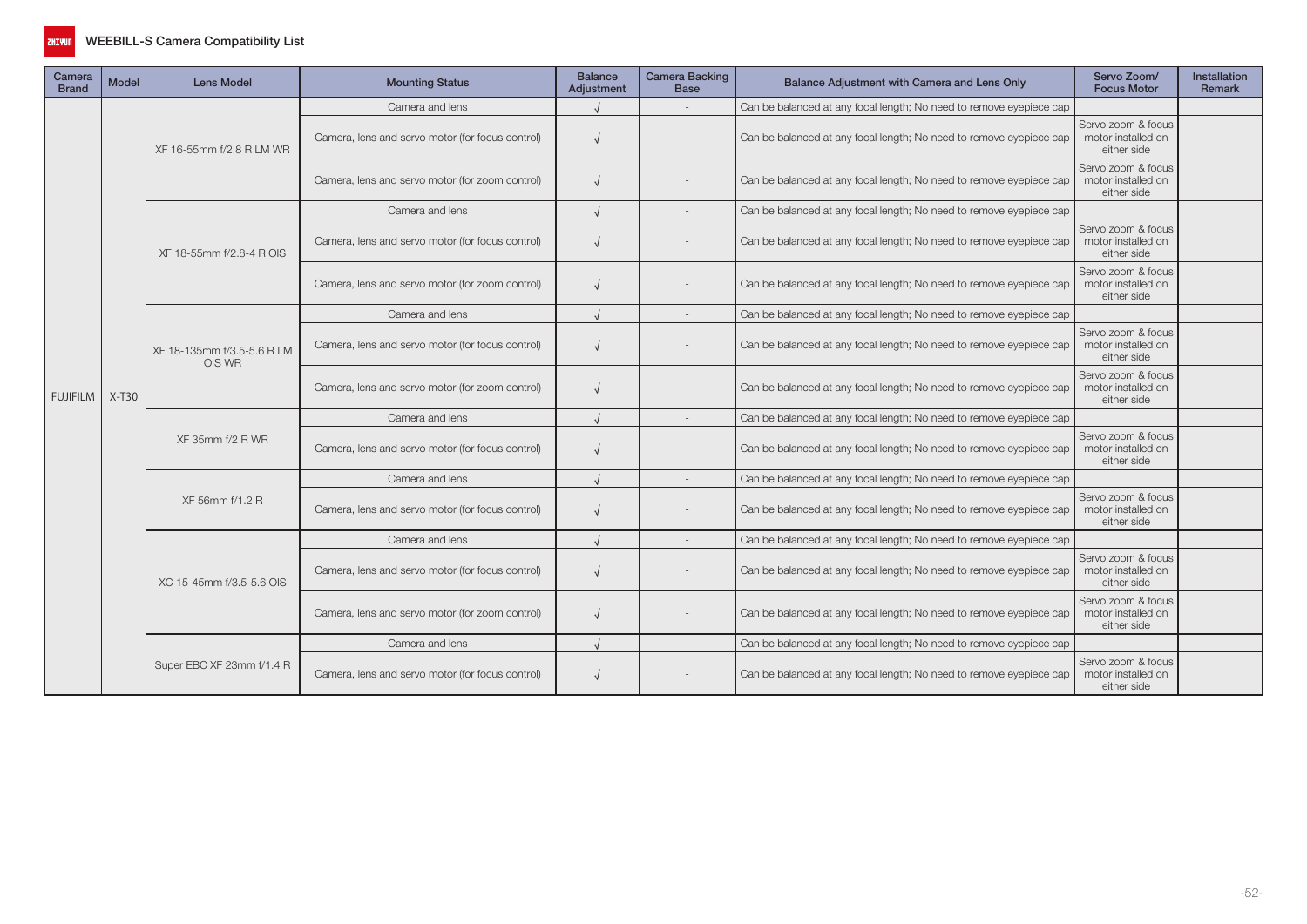# WEEBILL-S Camera Compatibility List

| Camera Brand | Model | Lens Model | Mounting Status | Balance Adjustment | Camera Backing Base | Balance Adjustment with Camera and Lens Only | Servo Zoom/ Focus Motor | Installation Remark |
|---|---|---|---|---|---|---|---|---|
| FUJIFILM | X-T30 | XF 16-55mm f/2.8 R LM WR | Camera and lens | √ | - | Can be balanced at any focal length; No need to remove eyepiece cap | | |
| | | | Camera, lens and servo motor (for focus control) | √ | - | Can be balanced at any focal length; No need to remove eyepiece cap | Servo zoom & focus motor installed on either side | |
| | | | Camera, lens and servo motor (for zoom control) | √ | - | Can be balanced at any focal length; No need to remove eyepiece cap | Servo zoom & focus motor installed on either side | |
| | | XF 18-55mm f/2.8-4 R OIS | Camera and lens | √ | - | Can be balanced at any focal length; No need to remove eyepiece cap | | |
| | | | Camera, lens and servo motor (for focus control) | √ | - | Can be balanced at any focal length; No need to remove eyepiece cap | Servo zoom & focus motor installed on either side | |
| | | | Camera, lens and servo motor (for zoom control) | √ | - | Can be balanced at any focal length; No need to remove eyepiece cap | Servo zoom & focus motor installed on either side | |
| | | XF 18-135mm f/3.5-5.6 R LM OIS WR | Camera and lens | √ | - | Can be balanced at any focal length; No need to remove eyepiece cap | | |
| | | | Camera, lens and servo motor (for focus control) | √ | - | Can be balanced at any focal length; No need to remove eyepiece cap | Servo zoom & focus motor installed on either side | |
| | | | Camera, lens and servo motor (for zoom control) | √ | - | Can be balanced at any focal length; No need to remove eyepiece cap | Servo zoom & focus motor installed on either side | |
| | | XF 35mm f/2 R WR | Camera and lens | √ | - | Can be balanced at any focal length; No need to remove eyepiece cap | | |
| | | | Camera, lens and servo motor (for focus control) | √ | - | Can be balanced at any focal length; No need to remove eyepiece cap | Servo zoom & focus motor installed on either side | |
| | | XF 56mm f/1.2 R | Camera and lens | √ | - | Can be balanced at any focal length; No need to remove eyepiece cap | | |
| | | | Camera, lens and servo motor (for focus control) | √ | - | Can be balanced at any focal length; No need to remove eyepiece cap | Servo zoom & focus motor installed on either side | |
| | | XC 15-45mm f/3.5-5.6 OIS | Camera and lens | √ | - | Can be balanced at any focal length; No need to remove eyepiece cap | | |
| | | | Camera, lens and servo motor (for focus control) | √ | - | Can be balanced at any focal length; No need to remove eyepiece cap | Servo zoom & focus motor installed on either side | |
| | | | Camera, lens and servo motor (for zoom control) | √ | - | Can be balanced at any focal length; No need to remove eyepiece cap | Servo zoom & focus motor installed on either side | |
| | | Super EBC XF 23mm f/1.4 R | Camera and lens | √ | - | Can be balanced at any focal length; No need to remove eyepiece cap | | |
| | | | Camera, lens and servo motor (for focus control) | √ | - | Can be balanced at any focal length; No need to remove eyepiece cap | Servo zoom & focus motor installed on either side | |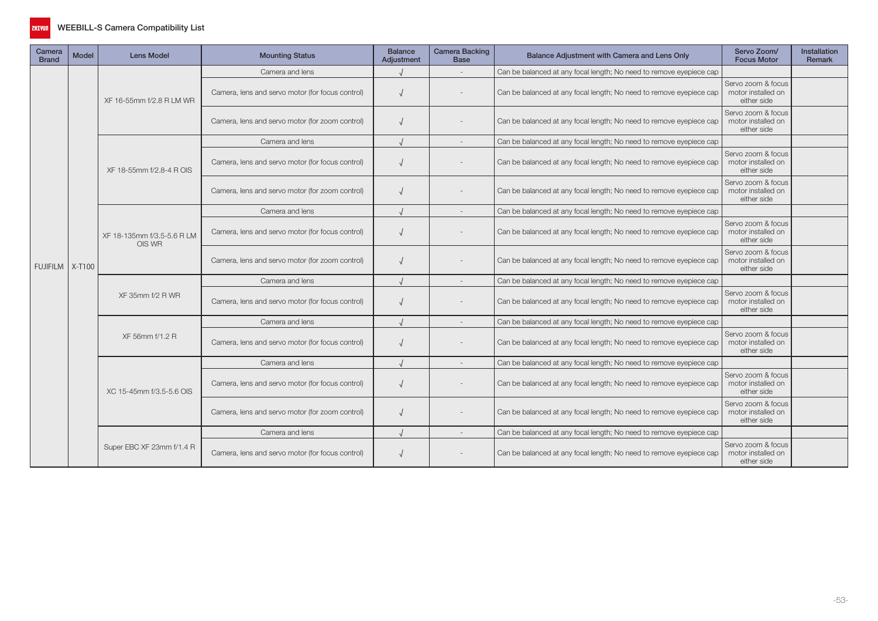# WEEBILL-S Camera Compatibility List

| Camera Brand | Model | Lens Model | Mounting Status | Balance Adjustment | Camera Backing Base | Balance Adjustment with Camera and Lens Only | Servo Zoom/ Focus Motor | Installation Remark |
|---|---|---|---|---|---|---|---|---|
| FUJIFILM | X-T100 | XF 16-55mm f/2.8 R LM WR | Camera and lens | √ | - | Can be balanced at any focal length; No need to remove eyepiece cap | | |
| | | | Camera, lens and servo motor (for focus control) | √ | - | Can be balanced at any focal length; No need to remove eyepiece cap | Servo zoom & focus motor installed on either side | |
| | | | Camera, lens and servo motor (for zoom control) | √ | - | Can be balanced at any focal length; No need to remove eyepiece cap | Servo zoom & focus motor installed on either side | |
| | | XF 18-55mm f/2.8-4 R OIS | Camera and lens | √ | - | Can be balanced at any focal length; No need to remove eyepiece cap | | |
| | | | Camera, lens and servo motor (for focus control) | √ | - | Can be balanced at any focal length; No need to remove eyepiece cap | Servo zoom & focus motor installed on either side | |
| | | | Camera, lens and servo motor (for zoom control) | √ | - | Can be balanced at any focal length; No need to remove eyepiece cap | Servo zoom & focus motor installed on either side | |
| | | XF 18-135mm f/3.5-5.6 R LM OIS WR | Camera and lens | √ | - | Can be balanced at any focal length; No need to remove eyepiece cap | | |
| | | | Camera, lens and servo motor (for focus control) | √ | - | Can be balanced at any focal length; No need to remove eyepiece cap | Servo zoom & focus motor installed on either side | |
| | | | Camera, lens and servo motor (for zoom control) | √ | - | Can be balanced at any focal length; No need to remove eyepiece cap | Servo zoom & focus motor installed on either side | |
| | | XF 35mm f/2 R WR | Camera and lens | √ | - | Can be balanced at any focal length; No need to remove eyepiece cap | | |
| | | | Camera, lens and servo motor (for focus control) | √ | - | Can be balanced at any focal length; No need to remove eyepiece cap | Servo zoom & focus motor installed on either side | |
| | | XF 56mm f/1.2 R | Camera and lens | √ | - | Can be balanced at any focal length; No need to remove eyepiece cap | | |
| | | | Camera, lens and servo motor (for focus control) | √ | - | Can be balanced at any focal length; No need to remove eyepiece cap | Servo zoom & focus motor installed on either side | |
| | | XC 15-45mm f/3.5-5.6 OIS | Camera and lens | √ | - | Can be balanced at any focal length; No need to remove eyepiece cap | | |
| | | | Camera, lens and servo motor (for focus control) | √ | - | Can be balanced at any focal length; No need to remove eyepiece cap | Servo zoom & focus motor installed on either side | |
| | | | Camera, lens and servo motor (for zoom control) | √ | - | Can be balanced at any focal length; No need to remove eyepiece cap | Servo zoom & focus motor installed on either side | |
| | | Super EBC XF 23mm f/1.4 R | Camera and lens | √ | - | Can be balanced at any focal length; No need to remove eyepiece cap | | |
| | | | Camera, lens and servo motor (for focus control) | √ | - | Can be balanced at any focal length; No need to remove eyepiece cap | Servo zoom & focus motor installed on either side | |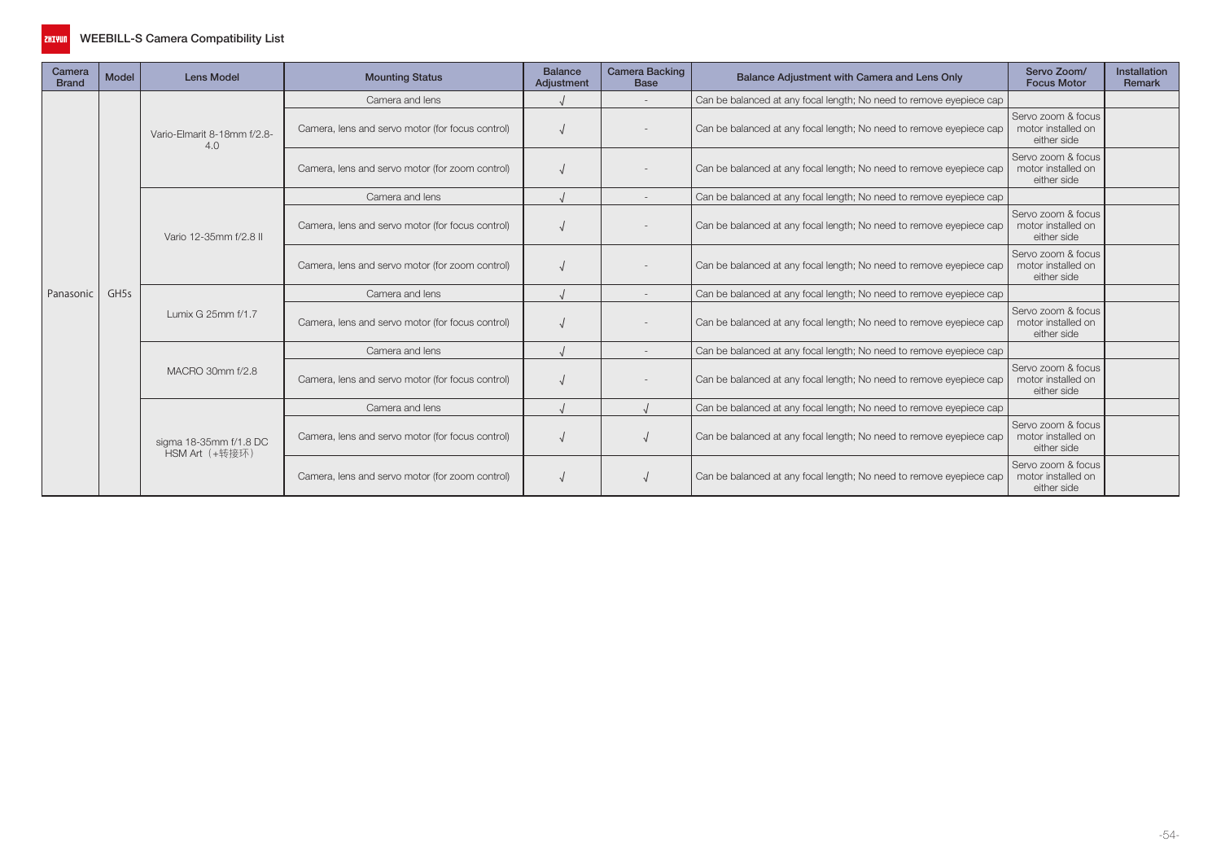# WEEBILL-S Camera Compatibility List

| Camera Brand | Model | Lens Model | Mounting Status | Balance Adjustment | Camera Backing Base | Balance Adjustment with Camera and Lens Only | Servo Zoom/ Focus Motor | Installation Remark |
|---|---|---|---|---|---|---|---|---|
| Panasonic | GH5s | Vario-Elmarit 8-18mm f/2.8-4.0 | Camera and lens | √ | - | Can be balanced at any focal length; No need to remove eyepiece cap | | |
| | | | Camera, lens and servo motor (for focus control) | √ | - | Can be balanced at any focal length; No need to remove eyepiece cap | Servo zoom & focus motor installed on either side | |
| | | | Camera, lens and servo motor (for zoom control) | √ | - | Can be balanced at any focal length; No need to remove eyepiece cap | Servo zoom & focus motor installed on either side | |
| | | Vario 12-35mm f/2.8 II | Camera and lens | √ | - | Can be balanced at any focal length; No need to remove eyepiece cap | | |
| | | | Camera, lens and servo motor (for focus control) | √ | - | Can be balanced at any focal length; No need to remove eyepiece cap | Servo zoom & focus motor installed on either side | |
| | | | Camera, lens and servo motor (for zoom control) | √ | - | Can be balanced at any focal length; No need to remove eyepiece cap | Servo zoom & focus motor installed on either side | |
| | | Lumix G 25mm f/1.7 | Camera and lens | √ | - | Can be balanced at any focal length; No need to remove eyepiece cap | | |
| | | | Camera, lens and servo motor (for focus control) | √ | - | Can be balanced at any focal length; No need to remove eyepiece cap | Servo zoom & focus motor installed on either side | |
| | | MACRO 30mm f/2.8 | Camera and lens | √ | - | Can be balanced at any focal length; No need to remove eyepiece cap | | |
| | | | Camera, lens and servo motor (for focus control) | √ | - | Can be balanced at any focal length; No need to remove eyepiece cap | Servo zoom & focus motor installed on either side | |
| | | sigma 18-35mm f/1.8 DC HSM Art（+转接环） | Camera and lens | √ | √ | Can be balanced at any focal length; No need to remove eyepiece cap | | |
| | | | Camera, lens and servo motor (for focus control) | √ | √ | Can be balanced at any focal length; No need to remove eyepiece cap | Servo zoom & focus motor installed on either side | |
| | | | Camera, lens and servo motor (for zoom control) | √ | √ | Can be balanced at any focal length; No need to remove eyepiece cap | Servo zoom & focus motor installed on either side | |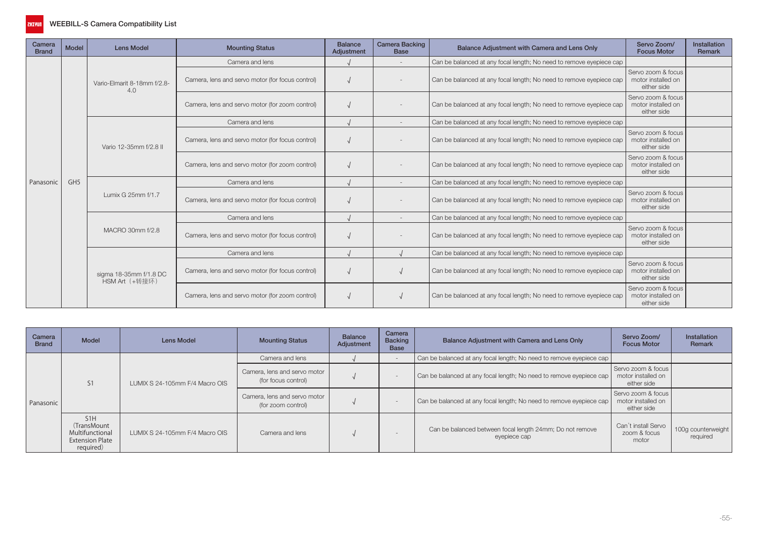# WEEBILL-S Camera Compatibility List

| Camera Brand | Model | Lens Model | Mounting Status | Balance Adjustment | Camera Backing Base | Balance Adjustment with Camera and Lens Only | Servo Zoom/ Focus Motor | Installation Remark |
|---|---|---|---|---|---|---|---|---|
| Panasonic | GH5 | Vario-Elmarit 8-18mm f/2.8-4.0 | Camera and lens | √ | - | Can be balanced at any focal length; No need to remove eyepiece cap | | |
| | | | Camera, lens and servo motor (for focus control) | √ | - | Can be balanced at any focal length; No need to remove eyepiece cap | Servo zoom & focus motor installed on either side | |
| | | | Camera, lens and servo motor (for zoom control) | √ | - | Can be balanced at any focal length; No need to remove eyepiece cap | Servo zoom & focus motor installed on either side | |
| | | Vario 12-35mm f/2.8 II | Camera and lens | √ | - | Can be balanced at any focal length; No need to remove eyepiece cap | | |
| | | | Camera, lens and servo motor (for focus control) | √ | - | Can be balanced at any focal length; No need to remove eyepiece cap | Servo zoom & focus motor installed on either side | |
| | | | Camera, lens and servo motor (for zoom control) | √ | - | Can be balanced at any focal length; No need to remove eyepiece cap | Servo zoom & focus motor installed on either side | |
| | | Lumix G 25mm f/1.7 | Camera and lens | √ | - | Can be balanced at any focal length; No need to remove eyepiece cap | | |
| | | | Camera, lens and servo motor (for focus control) | √ | - | Can be balanced at any focal length; No need to remove eyepiece cap | Servo zoom & focus motor installed on either side | |
| | | MACRO 30mm f/2.8 | Camera and lens | √ | - | Can be balanced at any focal length; No need to remove eyepiece cap | | |
| | | | Camera, lens and servo motor (for focus control) | √ | - | Can be balanced at any focal length; No need to remove eyepiece cap | Servo zoom & focus motor installed on either side | |
| | | sigma 18-35mm f/1.8 DC HSM Art（+转接环） | Camera and lens | √ | √ | Can be balanced at any focal length; No need to remove eyepiece cap | | |
| | | | Camera, lens and servo motor (for focus control) | √ | √ | Can be balanced at any focal length; No need to remove eyepiece cap | Servo zoom & focus motor installed on either side | |
| | | | Camera, lens and servo motor (for zoom control) | √ | √ | Can be balanced at any focal length; No need to remove eyepiece cap | Servo zoom & focus motor installed on either side | |

| Camera Brand | Model | Lens Model | Mounting Status | Balance Adjustment | Camera Backing Base | Balance Adjustment with Camera and Lens Only | Servo Zoom/ Focus Motor | Installation Remark |
|---|---|---|---|---|---|---|---|---|
| Panasonic | S1 | LUMIX S 24-105mm F/4 Macro OIS | Camera and lens | √ | - | Can be balanced at any focal length; No need to remove eyepiece cap | | |
| | | | Camera, lens and servo motor (for focus control) | √ | - | Can be balanced at any focal length; No need to remove eyepiece cap | Servo zoom & focus motor installed on either side | |
| | | | Camera, lens and servo motor (for zoom control) | √ | - | Can be balanced at any focal length; No need to remove eyepiece cap | Servo zoom & focus motor installed on either side | |
| | S1H (TransMount Multifunctional Extension Plate required) | LUMIX S 24-105mm F/4 Macro OIS | Camera and lens | √ | - | Can be balanced between focal length 24mm; Do not remove eyepiece cap | Can't install Servo zoom & focus motor | 100g counterweight required |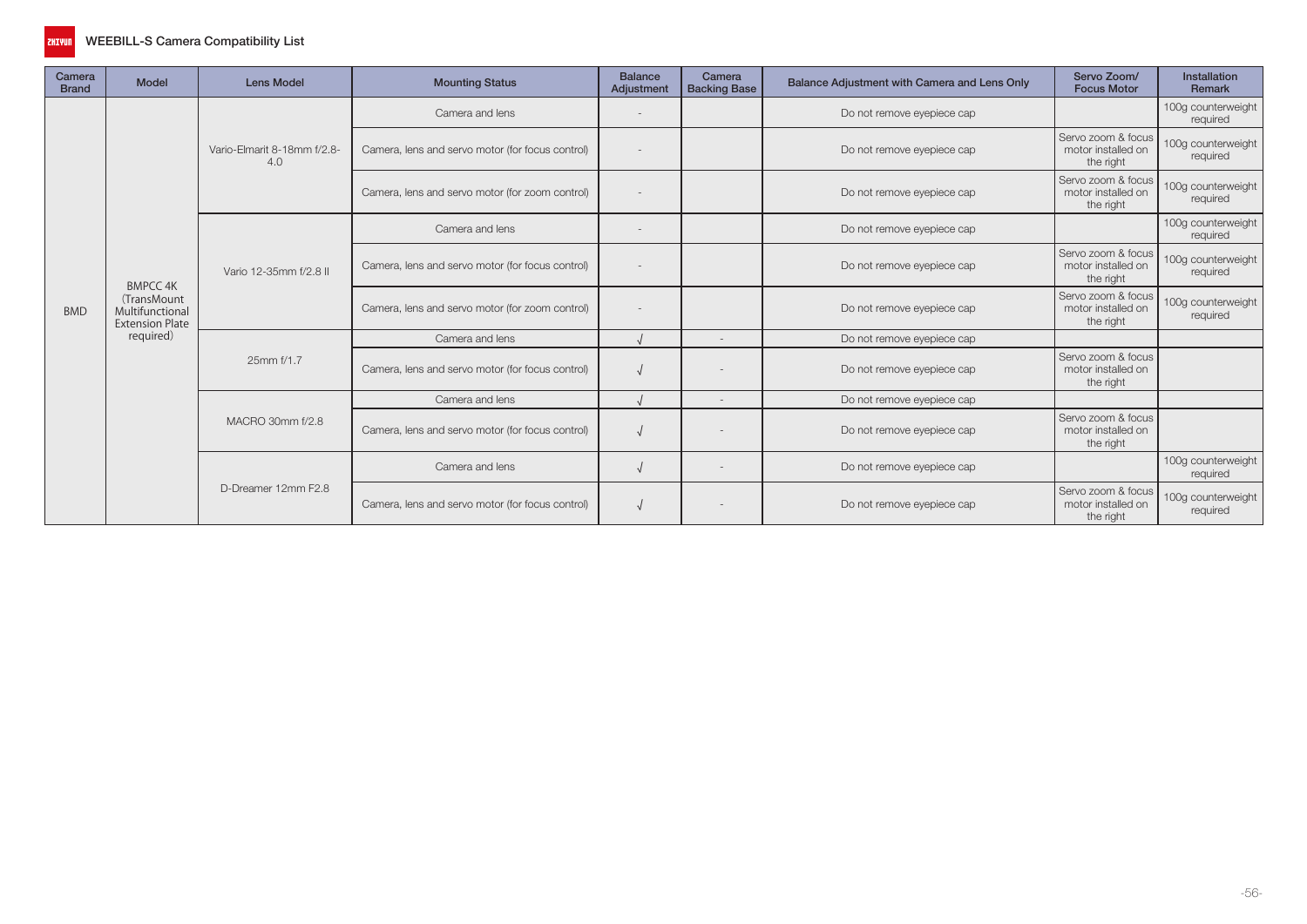# WEEBILL-S Camera Compatibility List

| Camera Brand | Model | Lens Model | Mounting Status | Balance Adjustment | Camera Backing Base | Balance Adjustment with Camera and Lens Only | Servo Zoom/ Focus Motor | Installation Remark |
|---|---|---|---|---|---|---|---|---|
| BMD | BMPCC 4K (TransMount Multifunctional Extension Plate required) | Vario-Elmarit 8-18mm f/2.8-4.0 | Camera and lens | - | | Do not remove eyepiece cap | | 100g counterweight required |
| | | | Camera, lens and servo motor (for focus control) | - | | Do not remove eyepiece cap | Servo zoom & focus motor installed on the right | 100g counterweight required |
| | | | Camera, lens and servo motor (for zoom control) | - | | Do not remove eyepiece cap | Servo zoom & focus motor installed on the right | 100g counterweight required |
| | | Vario 12-35mm f/2.8 II | Camera and lens | - | | Do not remove eyepiece cap | | 100g counterweight required |
| | | | Camera, lens and servo motor (for focus control) | - | | Do not remove eyepiece cap | Servo zoom & focus motor installed on the right | 100g counterweight required |
| | | | Camera, lens and servo motor (for zoom control) | - | | Do not remove eyepiece cap | Servo zoom & focus motor installed on the right | 100g counterweight required |
| | | 25mm f/1.7 | Camera and lens | √ | - | Do not remove eyepiece cap | | |
| | | | Camera, lens and servo motor (for focus control) | √ | - | Do not remove eyepiece cap | Servo zoom & focus motor installed on the right | |
| | | MACRO 30mm f/2.8 | Camera and lens | √ | - | Do not remove eyepiece cap | | |
| | | | Camera, lens and servo motor (for focus control) | √ | - | Do not remove eyepiece cap | Servo zoom & focus motor installed on the right | |
| | | D-Dreamer 12mm F2.8 | Camera and lens | √ | - | Do not remove eyepiece cap | | 100g counterweight required |
| | | | Camera, lens and servo motor (for focus control) | √ | - | Do not remove eyepiece cap | Servo zoom & focus motor installed on the right | 100g counterweight required |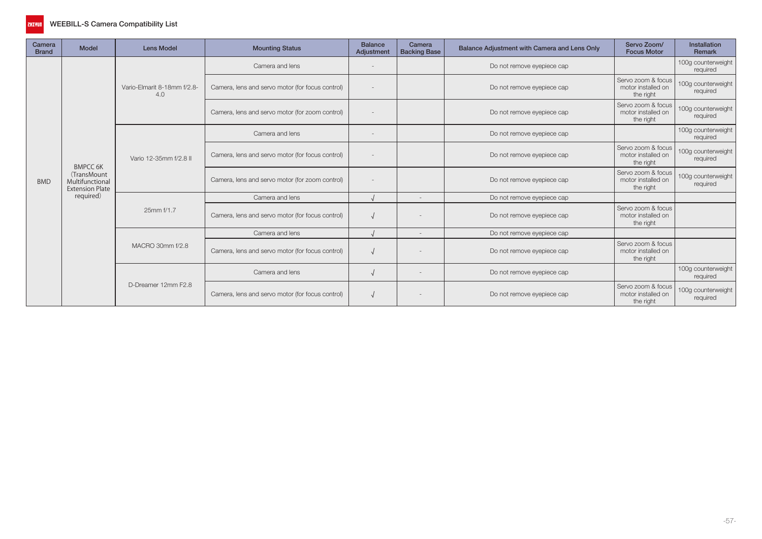# WEEBILL-S Camera Compatibility List

| Camera Brand | Model | Lens Model | Mounting Status | Balance Adjustment | Camera Backing Base | Balance Adjustment with Camera and Lens Only | Servo Zoom/ Focus Motor | Installation Remark |
|---|---|---|---|---|---|---|---|---|
| BMD | BMPCC 6K (TransMount Multifunctional Extension Plate required) | Vario-Elmarit 8-18mm f/2.8-4.0 | Camera and lens | - | | Do not remove eyepiece cap | | 100g counterweight required |
| | | | Camera, lens and servo motor (for focus control) | - | | Do not remove eyepiece cap | Servo zoom & focus motor installed on the right | 100g counterweight required |
| | | | Camera, lens and servo motor (for zoom control) | - | | Do not remove eyepiece cap | Servo zoom & focus motor installed on the right | 100g counterweight required |
| | | Vario 12-35mm f/2.8 II | Camera and lens | - | | Do not remove eyepiece cap | | 100g counterweight required |
| | | | Camera, lens and servo motor (for focus control) | - | | Do not remove eyepiece cap | Servo zoom & focus motor installed on the right | 100g counterweight required |
| | | | Camera, lens and servo motor (for zoom control) | - | | Do not remove eyepiece cap | Servo zoom & focus motor installed on the right | 100g counterweight required |
| | | 25mm f/1.7 | Camera and lens | √ | - | Do not remove eyepiece cap | | |
| | | | Camera, lens and servo motor (for focus control) | √ | - | Do not remove eyepiece cap | Servo zoom & focus motor installed on the right | |
| | | MACRO 30mm f/2.8 | Camera and lens | √ | - | Do not remove eyepiece cap | | |
| | | | Camera, lens and servo motor (for focus control) | √ | - | Do not remove eyepiece cap | Servo zoom & focus motor installed on the right | |
| | | D-Dreamer 12mm F2.8 | Camera and lens | √ | - | Do not remove eyepiece cap | | 100g counterweight required |
| | | | Camera, lens and servo motor (for focus control) | √ | - | Do not remove eyepiece cap | Servo zoom & focus motor installed on the right | 100g counterweight required |